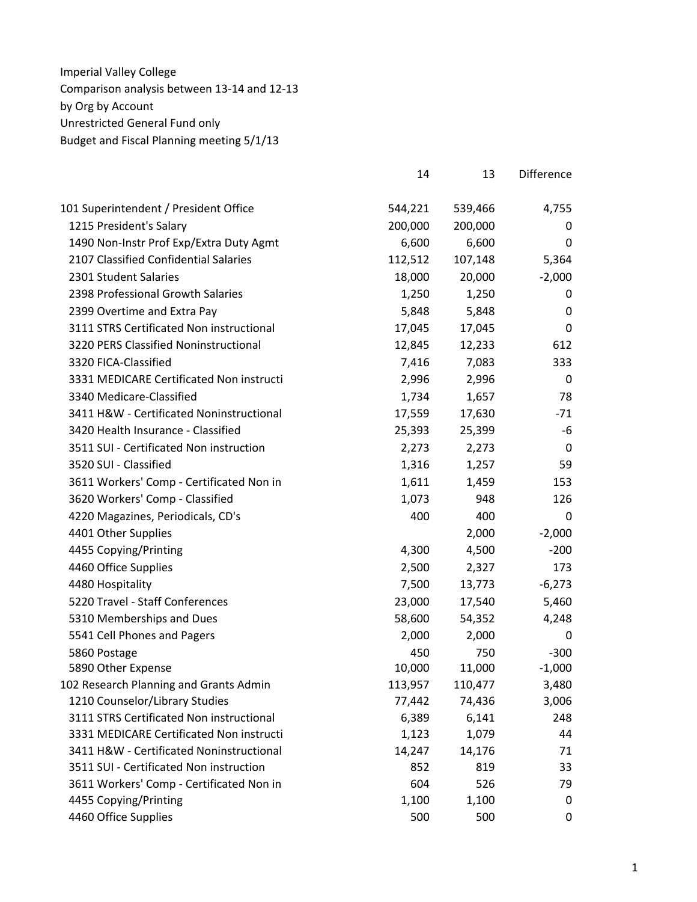Imperial Valley College
Comparison analysis between 13-14 and 12-13
by Org by Account
Unrestricted General Fund only
Budget and Fiscal Planning meeting 5/1/13

| | 14 | 13 | Difference |
|---|---|---|---|
| 101 Superintendent / President Office | 544,221 | 539,466 | 4,755 |
| 1215 President's Salary | 200,000 | 200,000 | 0 |
| 1490 Non-Instr Prof Exp/Extra Duty Agmt | 6,600 | 6,600 | 0 |
| 2107 Classified Confidential Salaries | 112,512 | 107,148 | 5,364 |
| 2301 Student Salaries | 18,000 | 20,000 | -2,000 |
| 2398 Professional Growth Salaries | 1,250 | 1,250 | 0 |
| 2399 Overtime and Extra Pay | 5,848 | 5,848 | 0 |
| 3111 STRS Certificated Non instructional | 17,045 | 17,045 | 0 |
| 3220 PERS Classified Noninstructional | 12,845 | 12,233 | 612 |
| 3320 FICA-Classified | 7,416 | 7,083 | 333 |
| 3331 MEDICARE Certificated Non instructi | 2,996 | 2,996 | 0 |
| 3340 Medicare-Classified | 1,734 | 1,657 | 78 |
| 3411 H&W - Certificated Noninstructional | 17,559 | 17,630 | -71 |
| 3420 Health Insurance - Classified | 25,393 | 25,399 | -6 |
| 3511 SUI - Certificated Non instruction | 2,273 | 2,273 | 0 |
| 3520 SUI - Classified | 1,316 | 1,257 | 59 |
| 3611 Workers' Comp - Certificated Non in | 1,611 | 1,459 | 153 |
| 3620 Workers' Comp - Classified | 1,073 | 948 | 126 |
| 4220 Magazines, Periodicals, CD's | 400 | 400 | 0 |
| 4401 Other Supplies | | 2,000 | -2,000 |
| 4455 Copying/Printing | 4,300 | 4,500 | -200 |
| 4460 Office Supplies | 2,500 | 2,327 | 173 |
| 4480 Hospitality | 7,500 | 13,773 | -6,273 |
| 5220 Travel - Staff Conferences | 23,000 | 17,540 | 5,460 |
| 5310 Memberships and Dues | 58,600 | 54,352 | 4,248 |
| 5541 Cell Phones and Pagers | 2,000 | 2,000 | 0 |
| 5860 Postage | 450 | 750 | -300 |
| 5890 Other Expense | 10,000 | 11,000 | -1,000 |
| 102 Research Planning and Grants Admin | 113,957 | 110,477 | 3,480 |
| 1210 Counselor/Library Studies | 77,442 | 74,436 | 3,006 |
| 3111 STRS Certificated Non instructional | 6,389 | 6,141 | 248 |
| 3331 MEDICARE Certificated Non instructi | 1,123 | 1,079 | 44 |
| 3411 H&W - Certificated Noninstructional | 14,247 | 14,176 | 71 |
| 3511 SUI - Certificated Non instruction | 852 | 819 | 33 |
| 3611 Workers' Comp - Certificated Non in | 604 | 526 | 79 |
| 4455 Copying/Printing | 1,100 | 1,100 | 0 |
| 4460 Office Supplies | 500 | 500 | 0 |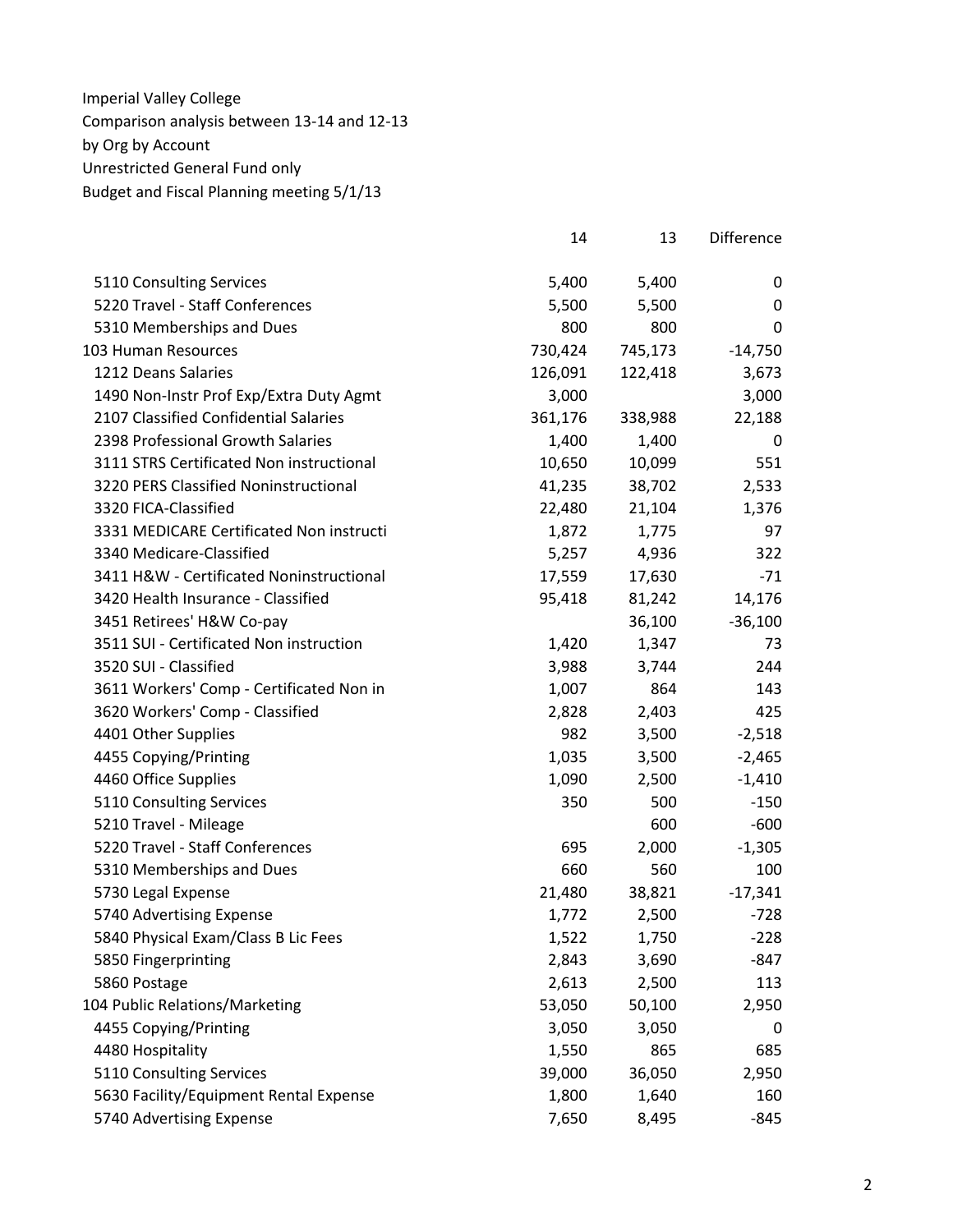Imperial Valley College
Comparison analysis between 13-14 and 12-13
by Org by Account
Unrestricted General Fund only
Budget and Fiscal Planning meeting 5/1/13

| | 14 | 13 | Difference |
|---|---|---|---|
| 5110 Consulting Services | 5,400 | 5,400 | 0 |
| 5220 Travel - Staff Conferences | 5,500 | 5,500 | 0 |
| 5310 Memberships and Dues | 800 | 800 | 0 |
| 103 Human Resources | 730,424 | 745,173 | -14,750 |
| 1212 Deans Salaries | 126,091 | 122,418 | 3,673 |
| 1490 Non-Instr Prof Exp/Extra Duty Agmt | 3,000 | | 3,000 |
| 2107 Classified Confidential Salaries | 361,176 | 338,988 | 22,188 |
| 2398 Professional Growth Salaries | 1,400 | 1,400 | 0 |
| 3111 STRS Certificated Non instructional | 10,650 | 10,099 | 551 |
| 3220 PERS Classified Noninstructional | 41,235 | 38,702 | 2,533 |
| 3320 FICA-Classified | 22,480 | 21,104 | 1,376 |
| 3331 MEDICARE Certificated Non instructi | 1,872 | 1,775 | 97 |
| 3340 Medicare-Classified | 5,257 | 4,936 | 322 |
| 3411 H&W - Certificated Noninstructional | 17,559 | 17,630 | -71 |
| 3420 Health Insurance - Classified | 95,418 | 81,242 | 14,176 |
| 3451 Retirees' H&W Co-pay | | 36,100 | -36,100 |
| 3511 SUI - Certificated Non instruction | 1,420 | 1,347 | 73 |
| 3520 SUI - Classified | 3,988 | 3,744 | 244 |
| 3611 Workers' Comp - Certificated Non in | 1,007 | 864 | 143 |
| 3620 Workers' Comp - Classified | 2,828 | 2,403 | 425 |
| 4401 Other Supplies | 982 | 3,500 | -2,518 |
| 4455 Copying/Printing | 1,035 | 3,500 | -2,465 |
| 4460 Office Supplies | 1,090 | 2,500 | -1,410 |
| 5110 Consulting Services | 350 | 500 | -150 |
| 5210 Travel - Mileage | | 600 | -600 |
| 5220 Travel - Staff Conferences | 695 | 2,000 | -1,305 |
| 5310 Memberships and Dues | 660 | 560 | 100 |
| 5730 Legal Expense | 21,480 | 38,821 | -17,341 |
| 5740 Advertising Expense | 1,772 | 2,500 | -728 |
| 5840 Physical Exam/Class B Lic Fees | 1,522 | 1,750 | -228 |
| 5850 Fingerprinting | 2,843 | 3,690 | -847 |
| 5860 Postage | 2,613 | 2,500 | 113 |
| 104 Public Relations/Marketing | 53,050 | 50,100 | 2,950 |
| 4455 Copying/Printing | 3,050 | 3,050 | 0 |
| 4480 Hospitality | 1,550 | 865 | 685 |
| 5110 Consulting Services | 39,000 | 36,050 | 2,950 |
| 5630 Facility/Equipment Rental Expense | 1,800 | 1,640 | 160 |
| 5740 Advertising Expense | 7,650 | 8,495 | -845 |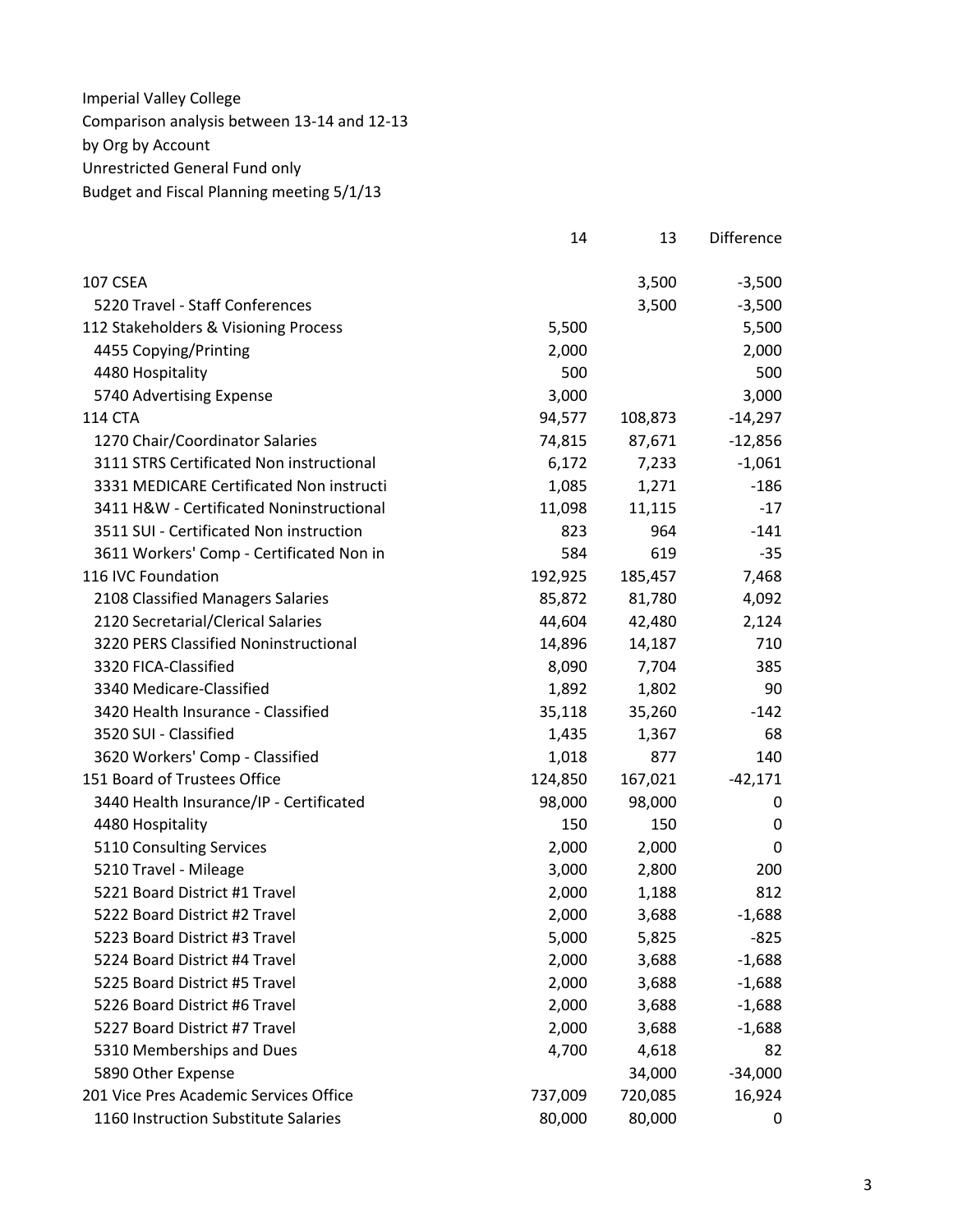Imperial Valley College
Comparison analysis between 13-14 and 12-13
by Org by Account
Unrestricted General Fund only
Budget and Fiscal Planning meeting 5/1/13

| | 14 | 13 | Difference |
|---|---|---|---|
| 107 CSEA | | 3,500 | -3,500 |
| 5220 Travel - Staff Conferences | | 3,500 | -3,500 |
| 112 Stakeholders & Visioning Process | 5,500 | | 5,500 |
| 4455 Copying/Printing | 2,000 | | 2,000 |
| 4480 Hospitality | 500 | | 500 |
| 5740 Advertising Expense | 3,000 | | 3,000 |
| 114 CTA | 94,577 | 108,873 | -14,297 |
| 1270 Chair/Coordinator Salaries | 74,815 | 87,671 | -12,856 |
| 3111 STRS Certificated Non instructional | 6,172 | 7,233 | -1,061 |
| 3331 MEDICARE Certificated Non instructi | 1,085 | 1,271 | -186 |
| 3411 H&W - Certificated Noninstructional | 11,098 | 11,115 | -17 |
| 3511 SUI - Certificated Non instruction | 823 | 964 | -141 |
| 3611 Workers' Comp - Certificated Non in | 584 | 619 | -35 |
| 116 IVC Foundation | 192,925 | 185,457 | 7,468 |
| 2108 Classified Managers Salaries | 85,872 | 81,780 | 4,092 |
| 2120 Secretarial/Clerical Salaries | 44,604 | 42,480 | 2,124 |
| 3220 PERS Classified Noninstructional | 14,896 | 14,187 | 710 |
| 3320 FICA-Classified | 8,090 | 7,704 | 385 |
| 3340 Medicare-Classified | 1,892 | 1,802 | 90 |
| 3420 Health Insurance - Classified | 35,118 | 35,260 | -142 |
| 3520 SUI - Classified | 1,435 | 1,367 | 68 |
| 3620 Workers' Comp - Classified | 1,018 | 877 | 140 |
| 151 Board of Trustees Office | 124,850 | 167,021 | -42,171 |
| 3440 Health Insurance/IP - Certificated | 98,000 | 98,000 | 0 |
| 4480 Hospitality | 150 | 150 | 0 |
| 5110 Consulting Services | 2,000 | 2,000 | 0 |
| 5210 Travel - Mileage | 3,000 | 2,800 | 200 |
| 5221 Board District #1 Travel | 2,000 | 1,188 | 812 |
| 5222 Board District #2 Travel | 2,000 | 3,688 | -1,688 |
| 5223 Board District #3 Travel | 5,000 | 5,825 | -825 |
| 5224 Board District #4 Travel | 2,000 | 3,688 | -1,688 |
| 5225 Board District #5 Travel | 2,000 | 3,688 | -1,688 |
| 5226 Board District #6 Travel | 2,000 | 3,688 | -1,688 |
| 5227 Board District #7 Travel | 2,000 | 3,688 | -1,688 |
| 5310 Memberships and Dues | 4,700 | 4,618 | 82 |
| 5890 Other Expense | | 34,000 | -34,000 |
| 201 Vice Pres Academic Services Office | 737,009 | 720,085 | 16,924 |
| 1160 Instruction Substitute Salaries | 80,000 | 80,000 | 0 |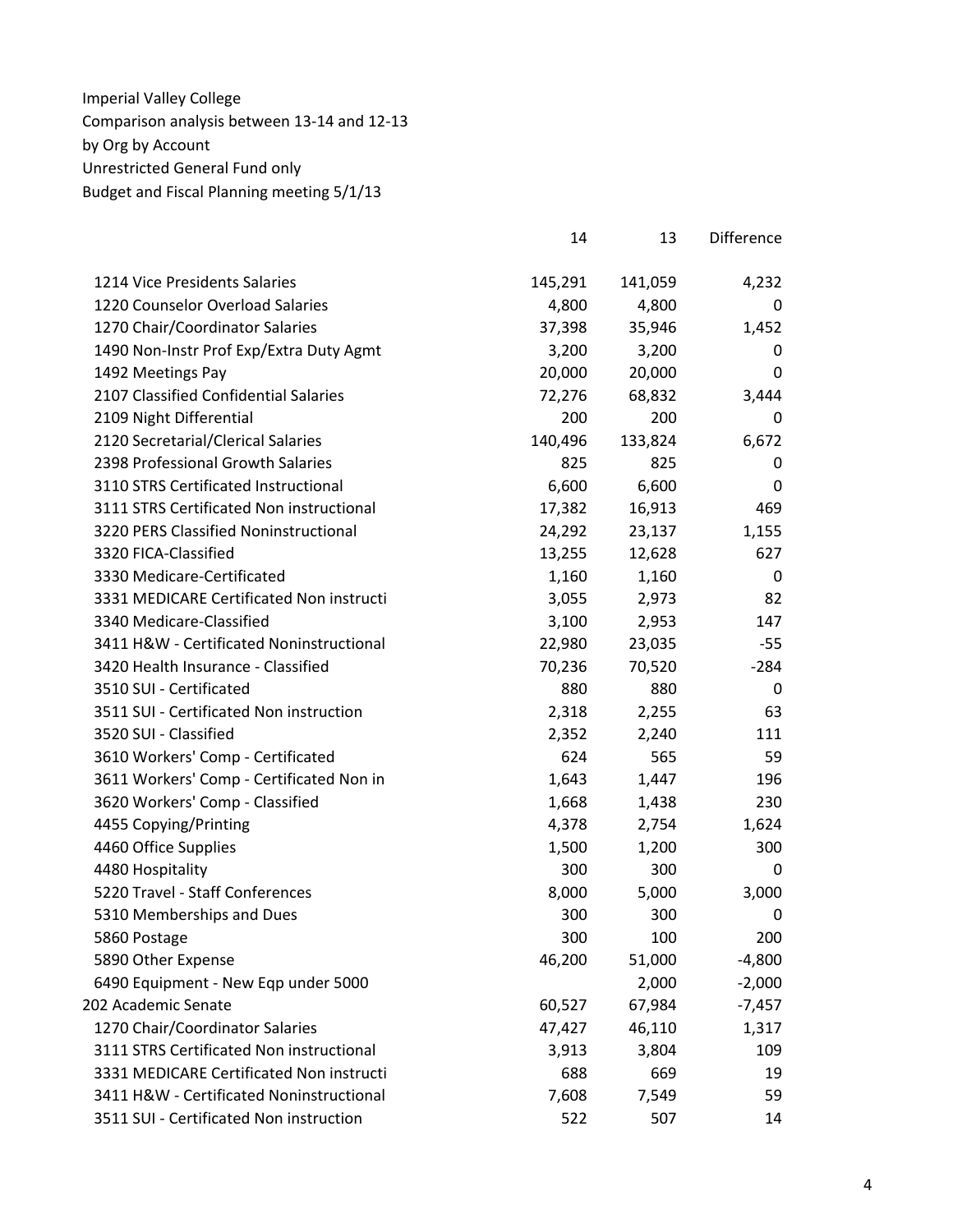Imperial Valley College
Comparison analysis between 13-14 and 12-13
by Org by Account
Unrestricted General Fund only
Budget and Fiscal Planning meeting 5/1/13

| | 14 | 13 | Difference |
|---|---|---|---|
| 1214 Vice Presidents Salaries | 145,291 | 141,059 | 4,232 |
| 1220 Counselor Overload Salaries | 4,800 | 4,800 | 0 |
| 1270 Chair/Coordinator Salaries | 37,398 | 35,946 | 1,452 |
| 1490 Non-Instr Prof Exp/Extra Duty Agmt | 3,200 | 3,200 | 0 |
| 1492 Meetings Pay | 20,000 | 20,000 | 0 |
| 2107 Classified Confidential Salaries | 72,276 | 68,832 | 3,444 |
| 2109 Night Differential | 200 | 200 | 0 |
| 2120 Secretarial/Clerical Salaries | 140,496 | 133,824 | 6,672 |
| 2398 Professional Growth Salaries | 825 | 825 | 0 |
| 3110 STRS Certificated Instructional | 6,600 | 6,600 | 0 |
| 3111 STRS Certificated Non instructional | 17,382 | 16,913 | 469 |
| 3220 PERS Classified Noninstructional | 24,292 | 23,137 | 1,155 |
| 3320 FICA-Classified | 13,255 | 12,628 | 627 |
| 3330 Medicare-Certificated | 1,160 | 1,160 | 0 |
| 3331 MEDICARE Certificated Non instructi | 3,055 | 2,973 | 82 |
| 3340 Medicare-Classified | 3,100 | 2,953 | 147 |
| 3411 H&W - Certificated Noninstructional | 22,980 | 23,035 | -55 |
| 3420 Health Insurance - Classified | 70,236 | 70,520 | -284 |
| 3510 SUI - Certificated | 880 | 880 | 0 |
| 3511 SUI - Certificated Non instruction | 2,318 | 2,255 | 63 |
| 3520 SUI - Classified | 2,352 | 2,240 | 111 |
| 3610 Workers' Comp - Certificated | 624 | 565 | 59 |
| 3611 Workers' Comp - Certificated Non in | 1,643 | 1,447 | 196 |
| 3620 Workers' Comp - Classified | 1,668 | 1,438 | 230 |
| 4455 Copying/Printing | 4,378 | 2,754 | 1,624 |
| 4460 Office Supplies | 1,500 | 1,200 | 300 |
| 4480 Hospitality | 300 | 300 | 0 |
| 5220 Travel - Staff Conferences | 8,000 | 5,000 | 3,000 |
| 5310 Memberships and Dues | 300 | 300 | 0 |
| 5860 Postage | 300 | 100 | 200 |
| 5890 Other Expense | 46,200 | 51,000 | -4,800 |
| 6490 Equipment - New Eqp under 5000 | | 2,000 | -2,000 |
| 202 Academic Senate | 60,527 | 67,984 | -7,457 |
| 1270 Chair/Coordinator Salaries | 47,427 | 46,110 | 1,317 |
| 3111 STRS Certificated Non instructional | 3,913 | 3,804 | 109 |
| 3331 MEDICARE Certificated Non instructi | 688 | 669 | 19 |
| 3411 H&W - Certificated Noninstructional | 7,608 | 7,549 | 59 |
| 3511 SUI - Certificated Non instruction | 522 | 507 | 14 |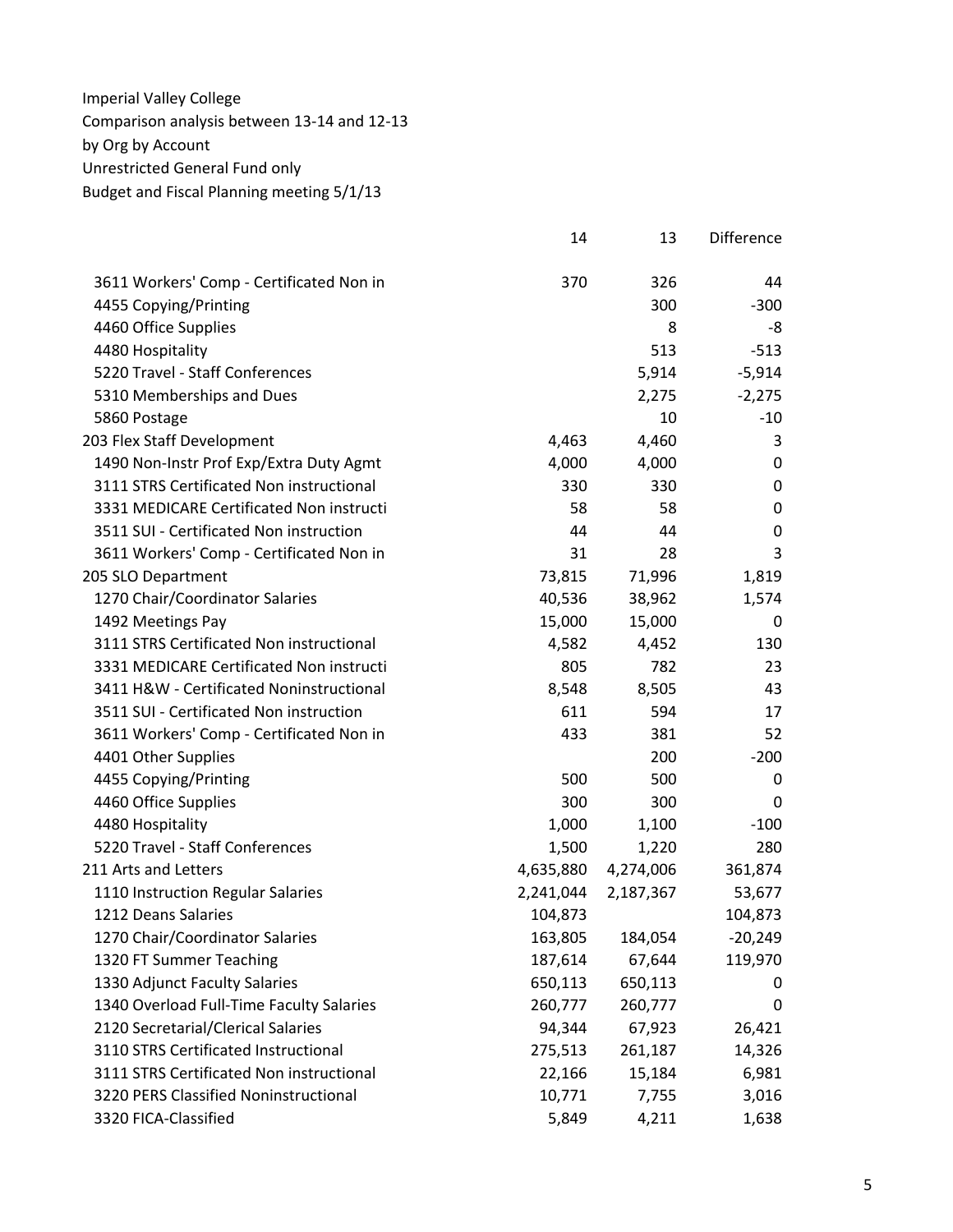Imperial Valley College
Comparison analysis between 13-14 and 12-13
by Org by Account
Unrestricted General Fund only
Budget and Fiscal Planning meeting 5/1/13

| | 14 | 13 | Difference |
|---|---:|---:|---:|
| 3611 Workers' Comp - Certificated Non in | 370 | 326 | 44 |
| 4455 Copying/Printing | | 300 | -300 |
| 4460 Office Supplies | | 8 | -8 |
| 4480 Hospitality | | 513 | -513 |
| 5220 Travel - Staff Conferences | | 5,914 | -5,914 |
| 5310 Memberships and Dues | | 2,275 | -2,275 |
| 5860 Postage | | 10 | -10 |
| 203 Flex Staff Development | 4,463 | 4,460 | 3 |
| 1490 Non-Instr Prof Exp/Extra Duty Agmt | 4,000 | 4,000 | 0 |
| 3111 STRS Certificated Non instructional | 330 | 330 | 0 |
| 3331 MEDICARE Certificated Non instructi | 58 | 58 | 0 |
| 3511 SUI - Certificated Non instruction | 44 | 44 | 0 |
| 3611 Workers' Comp - Certificated Non in | 31 | 28 | 3 |
| 205 SLO Department | 73,815 | 71,996 | 1,819 |
| 1270 Chair/Coordinator Salaries | 40,536 | 38,962 | 1,574 |
| 1492 Meetings Pay | 15,000 | 15,000 | 0 |
| 3111 STRS Certificated Non instructional | 4,582 | 4,452 | 130 |
| 3331 MEDICARE Certificated Non instructi | 805 | 782 | 23 |
| 3411 H&W - Certificated Noninstructional | 8,548 | 8,505 | 43 |
| 3511 SUI - Certificated Non instruction | 611 | 594 | 17 |
| 3611 Workers' Comp - Certificated Non in | 433 | 381 | 52 |
| 4401 Other Supplies | | 200 | -200 |
| 4455 Copying/Printing | 500 | 500 | 0 |
| 4460 Office Supplies | 300 | 300 | 0 |
| 4480 Hospitality | 1,000 | 1,100 | -100 |
| 5220 Travel - Staff Conferences | 1,500 | 1,220 | 280 |
| 211 Arts and Letters | 4,635,880 | 4,274,006 | 361,874 |
| 1110 Instruction Regular Salaries | 2,241,044 | 2,187,367 | 53,677 |
| 1212 Deans Salaries | 104,873 | | 104,873 |
| 1270 Chair/Coordinator Salaries | 163,805 | 184,054 | -20,249 |
| 1320 FT Summer Teaching | 187,614 | 67,644 | 119,970 |
| 1330 Adjunct Faculty Salaries | 650,113 | 650,113 | 0 |
| 1340 Overload Full-Time Faculty Salaries | 260,777 | 260,777 | 0 |
| 2120 Secretarial/Clerical Salaries | 94,344 | 67,923 | 26,421 |
| 3110 STRS Certificated Instructional | 275,513 | 261,187 | 14,326 |
| 3111 STRS Certificated Non instructional | 22,166 | 15,184 | 6,981 |
| 3220 PERS Classified Noninstructional | 10,771 | 7,755 | 3,016 |
| 3320 FICA-Classified | 5,849 | 4,211 | 1,638 |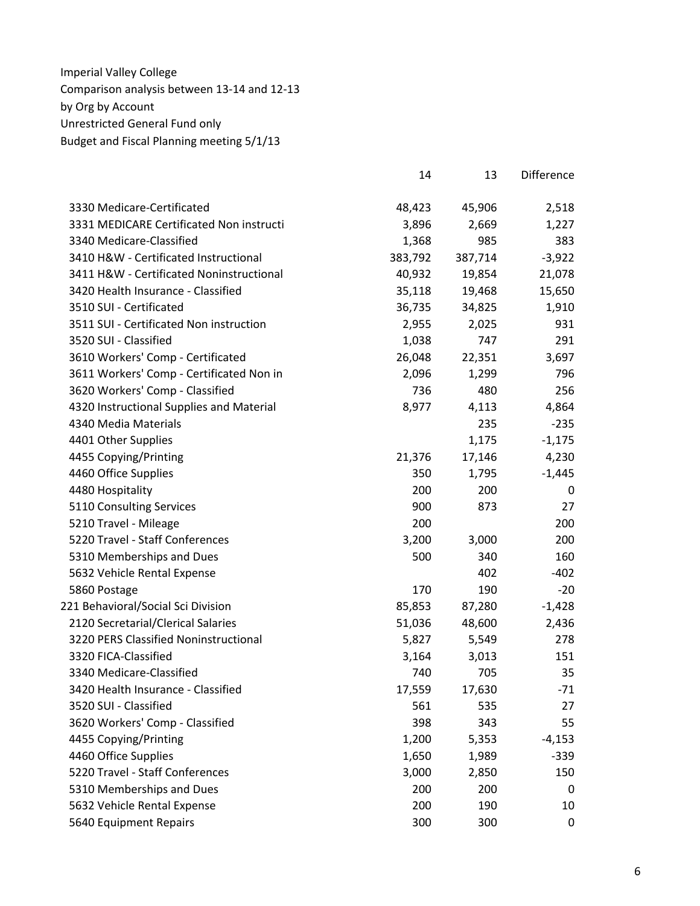Imperial Valley College
Comparison analysis between 13-14 and 12-13
by Org by Account
Unrestricted General Fund only
Budget and Fiscal Planning meeting 5/1/13

| | 14 | 13 | Difference |
|---|---|---|---|
| 3330 Medicare-Certificated | 48,423 | 45,906 | 2,518 |
| 3331 MEDICARE Certificated Non instructi | 3,896 | 2,669 | 1,227 |
| 3340 Medicare-Classified | 1,368 | 985 | 383 |
| 3410 H&W - Certificated Instructional | 383,792 | 387,714 | -3,922 |
| 3411 H&W - Certificated Noninstructional | 40,932 | 19,854 | 21,078 |
| 3420 Health Insurance - Classified | 35,118 | 19,468 | 15,650 |
| 3510 SUI - Certificated | 36,735 | 34,825 | 1,910 |
| 3511 SUI - Certificated Non instruction | 2,955 | 2,025 | 931 |
| 3520 SUI - Classified | 1,038 | 747 | 291 |
| 3610 Workers' Comp - Certificated | 26,048 | 22,351 | 3,697 |
| 3611 Workers' Comp - Certificated Non in | 2,096 | 1,299 | 796 |
| 3620 Workers' Comp - Classified | 736 | 480 | 256 |
| 4320 Instructional Supplies and Material | 8,977 | 4,113 | 4,864 |
| 4340 Media Materials | | 235 | -235 |
| 4401 Other Supplies | | 1,175 | -1,175 |
| 4455 Copying/Printing | 21,376 | 17,146 | 4,230 |
| 4460 Office Supplies | 350 | 1,795 | -1,445 |
| 4480 Hospitality | 200 | 200 | 0 |
| 5110 Consulting Services | 900 | 873 | 27 |
| 5210 Travel - Mileage | 200 | | 200 |
| 5220 Travel - Staff Conferences | 3,200 | 3,000 | 200 |
| 5310 Memberships and Dues | 500 | 340 | 160 |
| 5632 Vehicle Rental Expense | | 402 | -402 |
| 5860 Postage | 170 | 190 | -20 |
| 221 Behavioral/Social Sci Division | 85,853 | 87,280 | -1,428 |
| 2120 Secretarial/Clerical Salaries | 51,036 | 48,600 | 2,436 |
| 3220 PERS Classified Noninstructional | 5,827 | 5,549 | 278 |
| 3320 FICA-Classified | 3,164 | 3,013 | 151 |
| 3340 Medicare-Classified | 740 | 705 | 35 |
| 3420 Health Insurance - Classified | 17,559 | 17,630 | -71 |
| 3520 SUI - Classified | 561 | 535 | 27 |
| 3620 Workers' Comp - Classified | 398 | 343 | 55 |
| 4455 Copying/Printing | 1,200 | 5,353 | -4,153 |
| 4460 Office Supplies | 1,650 | 1,989 | -339 |
| 5220 Travel - Staff Conferences | 3,000 | 2,850 | 150 |
| 5310 Memberships and Dues | 200 | 200 | 0 |
| 5632 Vehicle Rental Expense | 200 | 190 | 10 |
| 5640 Equipment Repairs | 300 | 300 | 0 |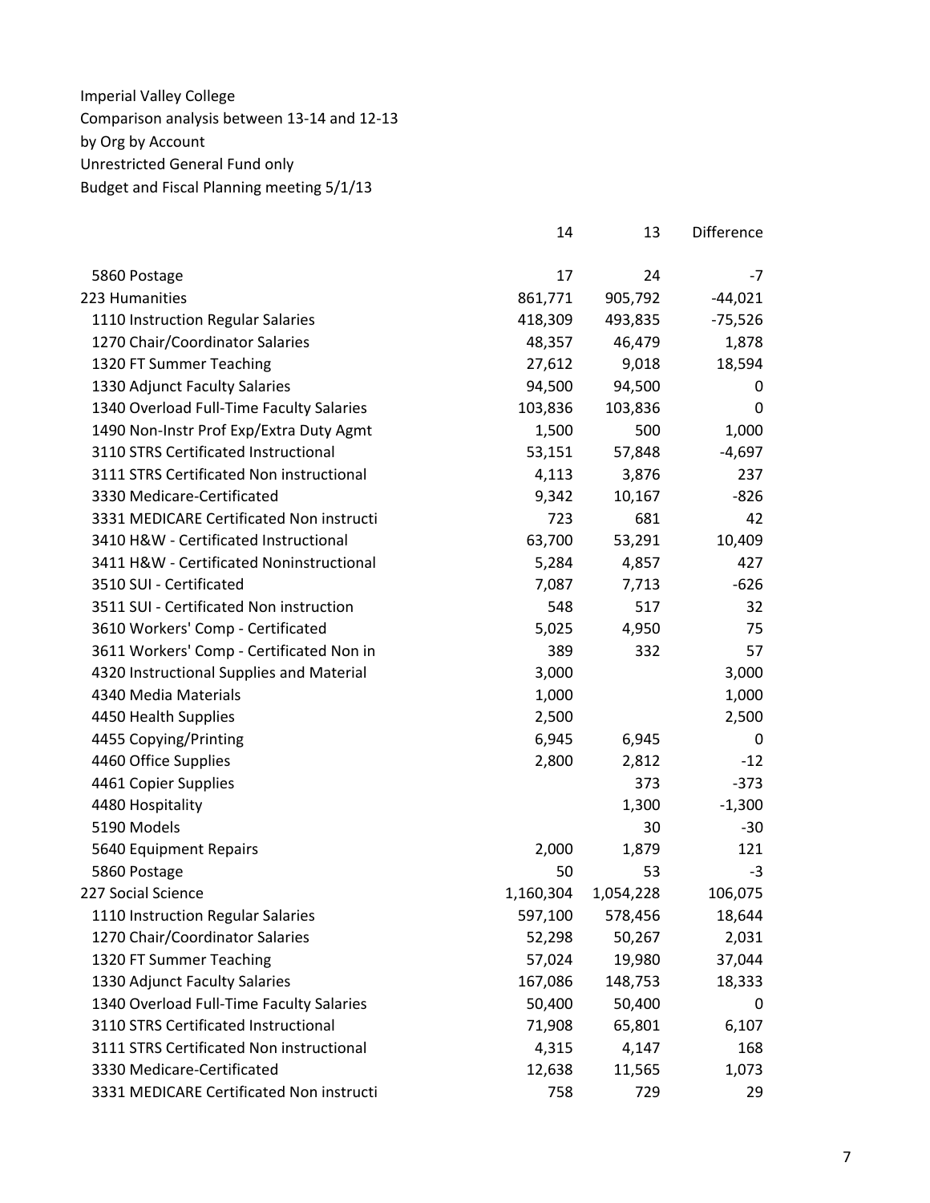Imperial Valley College
Comparison analysis between 13-14 and 12-13
by Org by Account
Unrestricted General Fund only
Budget and Fiscal Planning meeting 5/1/13

| | 14 | 13 | Difference |
|---|---|---|---|
| 5860 Postage | 17 | 24 | -7 |
| 223 Humanities | 861,771 | 905,792 | -44,021 |
| 1110 Instruction Regular Salaries | 418,309 | 493,835 | -75,526 |
| 1270 Chair/Coordinator Salaries | 48,357 | 46,479 | 1,878 |
| 1320 FT Summer Teaching | 27,612 | 9,018 | 18,594 |
| 1330 Adjunct Faculty Salaries | 94,500 | 94,500 | 0 |
| 1340 Overload Full-Time Faculty Salaries | 103,836 | 103,836 | 0 |
| 1490 Non-Instr Prof Exp/Extra Duty Agmt | 1,500 | 500 | 1,000 |
| 3110 STRS Certificated Instructional | 53,151 | 57,848 | -4,697 |
| 3111 STRS Certificated Non instructional | 4,113 | 3,876 | 237 |
| 3330 Medicare-Certificated | 9,342 | 10,167 | -826 |
| 3331 MEDICARE Certificated Non instructi | 723 | 681 | 42 |
| 3410 H&W - Certificated Instructional | 63,700 | 53,291 | 10,409 |
| 3411 H&W - Certificated Noninstructional | 5,284 | 4,857 | 427 |
| 3510 SUI - Certificated | 7,087 | 7,713 | -626 |
| 3511 SUI - Certificated Non instruction | 548 | 517 | 32 |
| 3610 Workers' Comp - Certificated | 5,025 | 4,950 | 75 |
| 3611 Workers' Comp - Certificated Non in | 389 | 332 | 57 |
| 4320 Instructional Supplies and Material | 3,000 | | 3,000 |
| 4340 Media Materials | 1,000 | | 1,000 |
| 4450 Health Supplies | 2,500 | | 2,500 |
| 4455 Copying/Printing | 6,945 | 6,945 | 0 |
| 4460 Office Supplies | 2,800 | 2,812 | -12 |
| 4461 Copier Supplies | | 373 | -373 |
| 4480 Hospitality | | 1,300 | -1,300 |
| 5190 Models | | 30 | -30 |
| 5640 Equipment Repairs | 2,000 | 1,879 | 121 |
| 5860 Postage | 50 | 53 | -3 |
| 227 Social Science | 1,160,304 | 1,054,228 | 106,075 |
| 1110 Instruction Regular Salaries | 597,100 | 578,456 | 18,644 |
| 1270 Chair/Coordinator Salaries | 52,298 | 50,267 | 2,031 |
| 1320 FT Summer Teaching | 57,024 | 19,980 | 37,044 |
| 1330 Adjunct Faculty Salaries | 167,086 | 148,753 | 18,333 |
| 1340 Overload Full-Time Faculty Salaries | 50,400 | 50,400 | 0 |
| 3110 STRS Certificated Instructional | 71,908 | 65,801 | 6,107 |
| 3111 STRS Certificated Non instructional | 4,315 | 4,147 | 168 |
| 3330 Medicare-Certificated | 12,638 | 11,565 | 1,073 |
| 3331 MEDICARE Certificated Non instructi | 758 | 729 | 29 |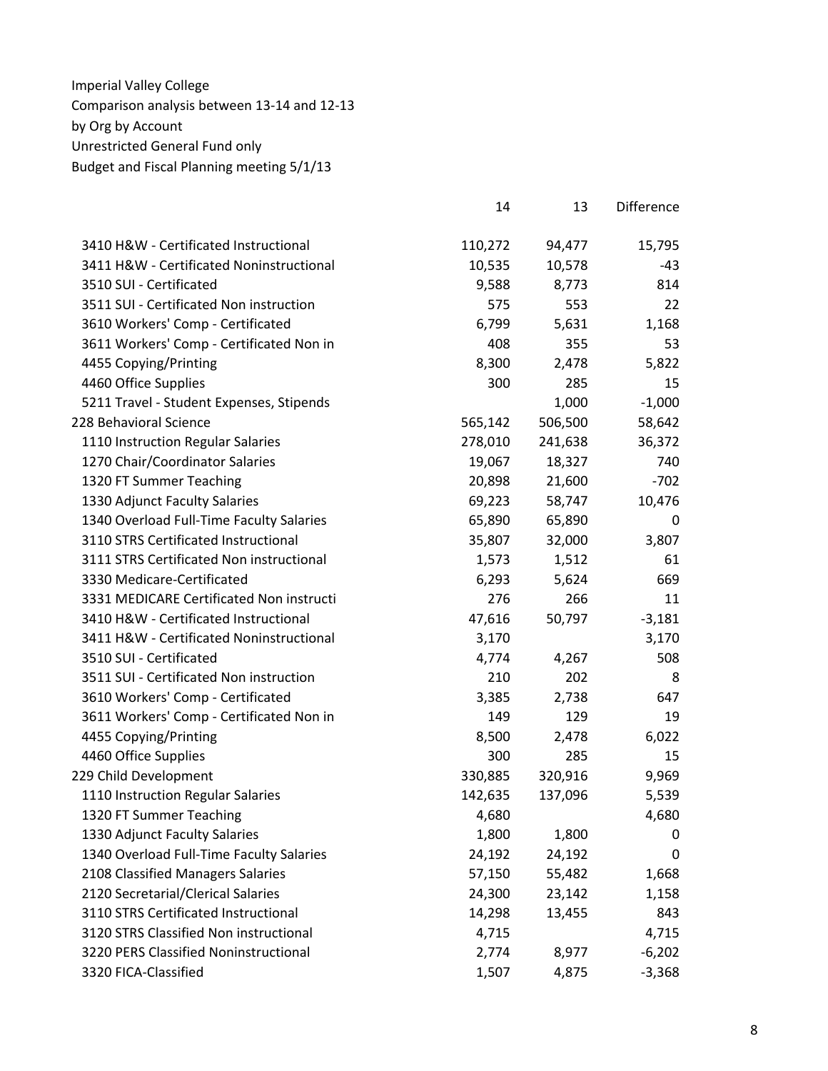Imperial Valley College
Comparison analysis between 13-14 and 12-13
by Org by Account
Unrestricted General Fund only
Budget and Fiscal Planning meeting 5/1/13

| | 14 | 13 | Difference |
|---|---|---|---|
| 3410 H&W - Certificated Instructional | 110,272 | 94,477 | 15,795 |
| 3411 H&W - Certificated Noninstructional | 10,535 | 10,578 | -43 |
| 3510 SUI - Certificated | 9,588 | 8,773 | 814 |
| 3511 SUI - Certificated Non instruction | 575 | 553 | 22 |
| 3610 Workers' Comp - Certificated | 6,799 | 5,631 | 1,168 |
| 3611 Workers' Comp - Certificated Non in | 408 | 355 | 53 |
| 4455 Copying/Printing | 8,300 | 2,478 | 5,822 |
| 4460 Office Supplies | 300 | 285 | 15 |
| 5211 Travel - Student Expenses, Stipends | | 1,000 | -1,000 |
| 228 Behavioral Science | 565,142 | 506,500 | 58,642 |
| 1110 Instruction Regular Salaries | 278,010 | 241,638 | 36,372 |
| 1270 Chair/Coordinator Salaries | 19,067 | 18,327 | 740 |
| 1320 FT Summer Teaching | 20,898 | 21,600 | -702 |
| 1330 Adjunct Faculty Salaries | 69,223 | 58,747 | 10,476 |
| 1340 Overload Full-Time Faculty Salaries | 65,890 | 65,890 | 0 |
| 3110 STRS Certificated Instructional | 35,807 | 32,000 | 3,807 |
| 3111 STRS Certificated Non instructional | 1,573 | 1,512 | 61 |
| 3330 Medicare-Certificated | 6,293 | 5,624 | 669 |
| 3331 MEDICARE Certificated Non instructi | 276 | 266 | 11 |
| 3410 H&W - Certificated Instructional | 47,616 | 50,797 | -3,181 |
| 3411 H&W - Certificated Noninstructional | 3,170 | | 3,170 |
| 3510 SUI - Certificated | 4,774 | 4,267 | 508 |
| 3511 SUI - Certificated Non instruction | 210 | 202 | 8 |
| 3610 Workers' Comp - Certificated | 3,385 | 2,738 | 647 |
| 3611 Workers' Comp - Certificated Non in | 149 | 129 | 19 |
| 4455 Copying/Printing | 8,500 | 2,478 | 6,022 |
| 4460 Office Supplies | 300 | 285 | 15 |
| 229 Child Development | 330,885 | 320,916 | 9,969 |
| 1110 Instruction Regular Salaries | 142,635 | 137,096 | 5,539 |
| 1320 FT Summer Teaching | 4,680 | | 4,680 |
| 1330 Adjunct Faculty Salaries | 1,800 | 1,800 | 0 |
| 1340 Overload Full-Time Faculty Salaries | 24,192 | 24,192 | 0 |
| 2108 Classified Managers Salaries | 57,150 | 55,482 | 1,668 |
| 2120 Secretarial/Clerical Salaries | 24,300 | 23,142 | 1,158 |
| 3110 STRS Certificated Instructional | 14,298 | 13,455 | 843 |
| 3120 STRS Classified Non instructional | 4,715 | | 4,715 |
| 3220 PERS Classified Noninstructional | 2,774 | 8,977 | -6,202 |
| 3320 FICA-Classified | 1,507 | 4,875 | -3,368 |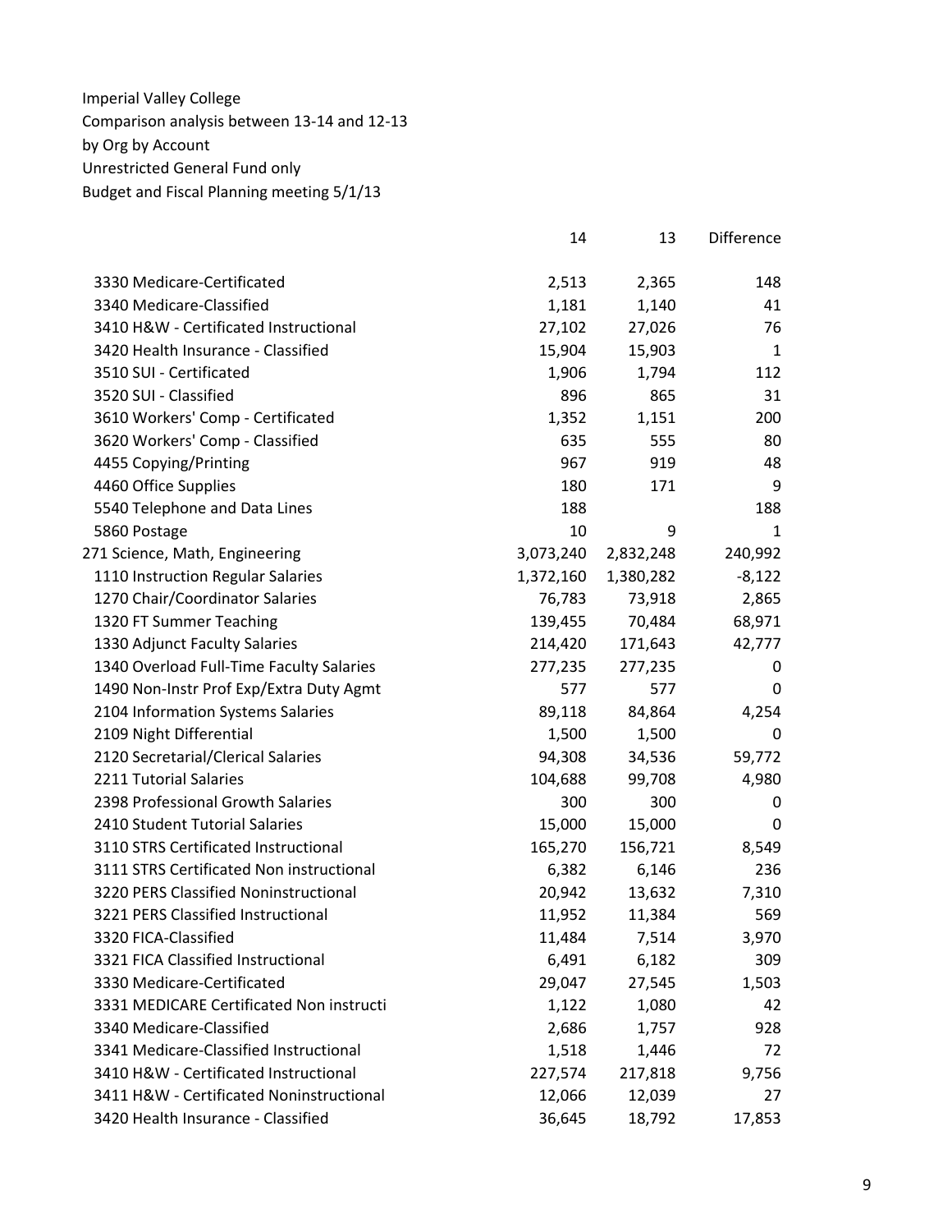Imperial Valley College
Comparison analysis between 13-14 and 12-13
by Org by Account
Unrestricted General Fund only
Budget and Fiscal Planning meeting 5/1/13

| | 14 | 13 | Difference |
|---|---|---|---|
| 3330 Medicare-Certificated | 2,513 | 2,365 | 148 |
| 3340 Medicare-Classified | 1,181 | 1,140 | 41 |
| 3410 H&W - Certificated Instructional | 27,102 | 27,026 | 76 |
| 3420 Health Insurance - Classified | 15,904 | 15,903 | 1 |
| 3510 SUI - Certificated | 1,906 | 1,794 | 112 |
| 3520 SUI - Classified | 896 | 865 | 31 |
| 3610 Workers' Comp - Certificated | 1,352 | 1,151 | 200 |
| 3620 Workers' Comp - Classified | 635 | 555 | 80 |
| 4455 Copying/Printing | 967 | 919 | 48 |
| 4460 Office Supplies | 180 | 171 | 9 |
| 5540 Telephone and Data Lines | 188 | | 188 |
| 5860 Postage | 10 | 9 | 1 |
| 271 Science, Math, Engineering | 3,073,240 | 2,832,248 | 240,992 |
| 1110 Instruction Regular Salaries | 1,372,160 | 1,380,282 | -8,122 |
| 1270 Chair/Coordinator Salaries | 76,783 | 73,918 | 2,865 |
| 1320 FT Summer Teaching | 139,455 | 70,484 | 68,971 |
| 1330 Adjunct Faculty Salaries | 214,420 | 171,643 | 42,777 |
| 1340 Overload Full-Time Faculty Salaries | 277,235 | 277,235 | 0 |
| 1490 Non-Instr Prof Exp/Extra Duty Agmt | 577 | 577 | 0 |
| 2104 Information Systems Salaries | 89,118 | 84,864 | 4,254 |
| 2109 Night Differential | 1,500 | 1,500 | 0 |
| 2120 Secretarial/Clerical Salaries | 94,308 | 34,536 | 59,772 |
| 2211 Tutorial Salaries | 104,688 | 99,708 | 4,980 |
| 2398 Professional Growth Salaries | 300 | 300 | 0 |
| 2410 Student Tutorial Salaries | 15,000 | 15,000 | 0 |
| 3110 STRS Certificated Instructional | 165,270 | 156,721 | 8,549 |
| 3111 STRS Certificated Non instructional | 6,382 | 6,146 | 236 |
| 3220 PERS Classified Noninstructional | 20,942 | 13,632 | 7,310 |
| 3221 PERS Classified Instructional | 11,952 | 11,384 | 569 |
| 3320 FICA-Classified | 11,484 | 7,514 | 3,970 |
| 3321 FICA Classified Instructional | 6,491 | 6,182 | 309 |
| 3330 Medicare-Certificated | 29,047 | 27,545 | 1,503 |
| 3331 MEDICARE Certificated Non instructi | 1,122 | 1,080 | 42 |
| 3340 Medicare-Classified | 2,686 | 1,757 | 928 |
| 3341 Medicare-Classified Instructional | 1,518 | 1,446 | 72 |
| 3410 H&W - Certificated Instructional | 227,574 | 217,818 | 9,756 |
| 3411 H&W - Certificated Noninstructional | 12,066 | 12,039 | 27 |
| 3420 Health Insurance - Classified | 36,645 | 18,792 | 17,853 |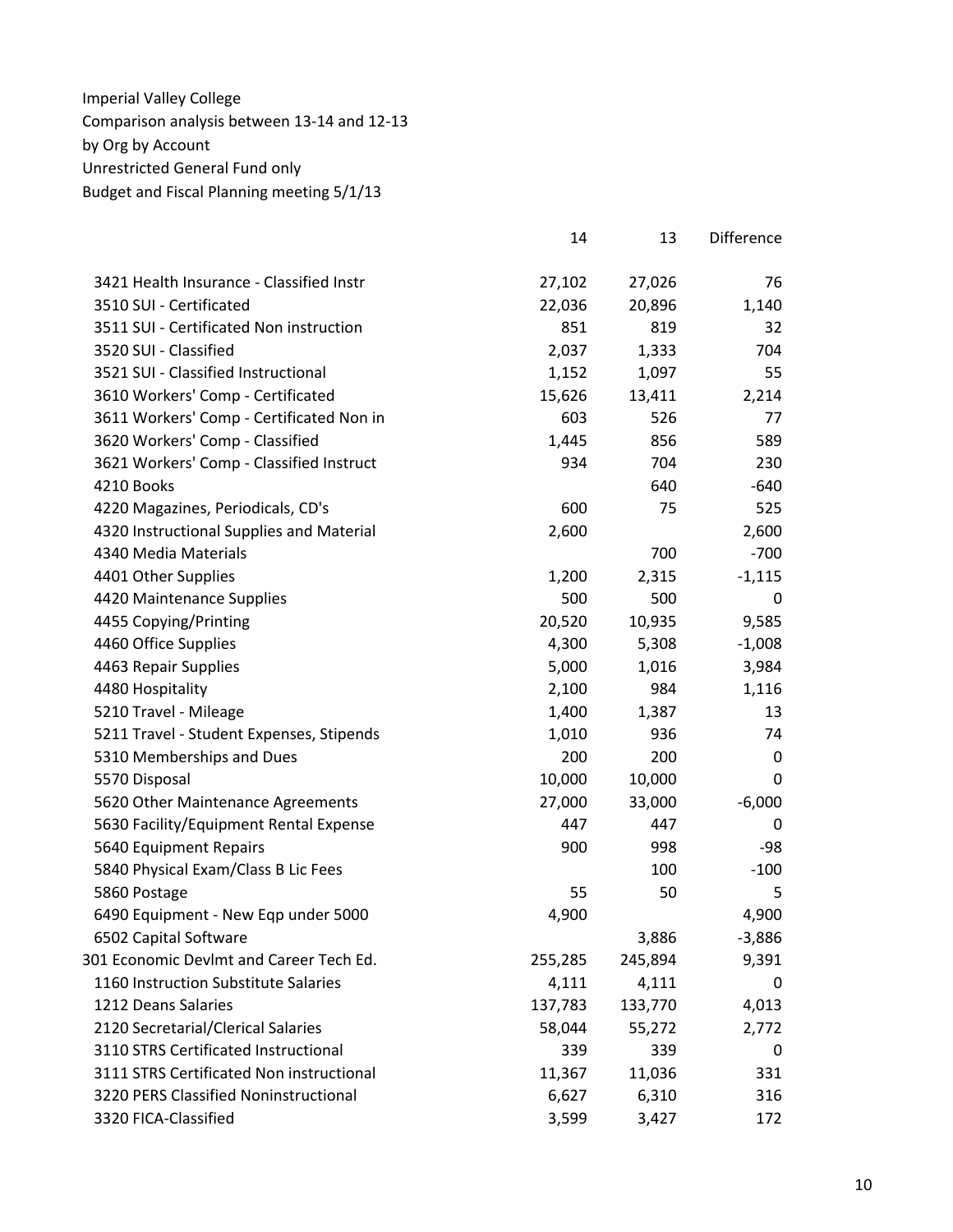Imperial Valley College
Comparison analysis between 13-14 and 12-13
by Org by Account
Unrestricted General Fund only
Budget and Fiscal Planning meeting 5/1/13

| | 14 | 13 | Difference |
|---|---|---|---|
| 3421 Health Insurance - Classified Instr | 27,102 | 27,026 | 76 |
| 3510 SUI - Certificated | 22,036 | 20,896 | 1,140 |
| 3511 SUI - Certificated Non instruction | 851 | 819 | 32 |
| 3520 SUI - Classified | 2,037 | 1,333 | 704 |
| 3521 SUI - Classified Instructional | 1,152 | 1,097 | 55 |
| 3610 Workers' Comp - Certificated | 15,626 | 13,411 | 2,214 |
| 3611 Workers' Comp - Certificated Non in | 603 | 526 | 77 |
| 3620 Workers' Comp - Classified | 1,445 | 856 | 589 |
| 3621 Workers' Comp - Classified Instruct | 934 | 704 | 230 |
| 4210 Books | | 640 | -640 |
| 4220 Magazines, Periodicals, CD's | 600 | 75 | 525 |
| 4320 Instructional Supplies and Material | 2,600 | | 2,600 |
| 4340 Media Materials | | 700 | -700 |
| 4401 Other Supplies | 1,200 | 2,315 | -1,115 |
| 4420 Maintenance Supplies | 500 | 500 | 0 |
| 4455 Copying/Printing | 20,520 | 10,935 | 9,585 |
| 4460 Office Supplies | 4,300 | 5,308 | -1,008 |
| 4463 Repair Supplies | 5,000 | 1,016 | 3,984 |
| 4480 Hospitality | 2,100 | 984 | 1,116 |
| 5210 Travel - Mileage | 1,400 | 1,387 | 13 |
| 5211 Travel - Student Expenses, Stipends | 1,010 | 936 | 74 |
| 5310 Memberships and Dues | 200 | 200 | 0 |
| 5570 Disposal | 10,000 | 10,000 | 0 |
| 5620 Other Maintenance Agreements | 27,000 | 33,000 | -6,000 |
| 5630 Facility/Equipment Rental Expense | 447 | 447 | 0 |
| 5640 Equipment Repairs | 900 | 998 | -98 |
| 5840 Physical Exam/Class B Lic Fees | | 100 | -100 |
| 5860 Postage | 55 | 50 | 5 |
| 6490 Equipment - New Eqp under 5000 | 4,900 | | 4,900 |
| 6502 Capital Software | | 3,886 | -3,886 |
| 301 Economic Devlmt and Career Tech Ed. | 255,285 | 245,894 | 9,391 |
| 1160 Instruction Substitute Salaries | 4,111 | 4,111 | 0 |
| 1212 Deans Salaries | 137,783 | 133,770 | 4,013 |
| 2120 Secretarial/Clerical Salaries | 58,044 | 55,272 | 2,772 |
| 3110 STRS Certificated Instructional | 339 | 339 | 0 |
| 3111 STRS Certificated Non instructional | 11,367 | 11,036 | 331 |
| 3220 PERS Classified Noninstructional | 6,627 | 6,310 | 316 |
| 3320 FICA-Classified | 3,599 | 3,427 | 172 |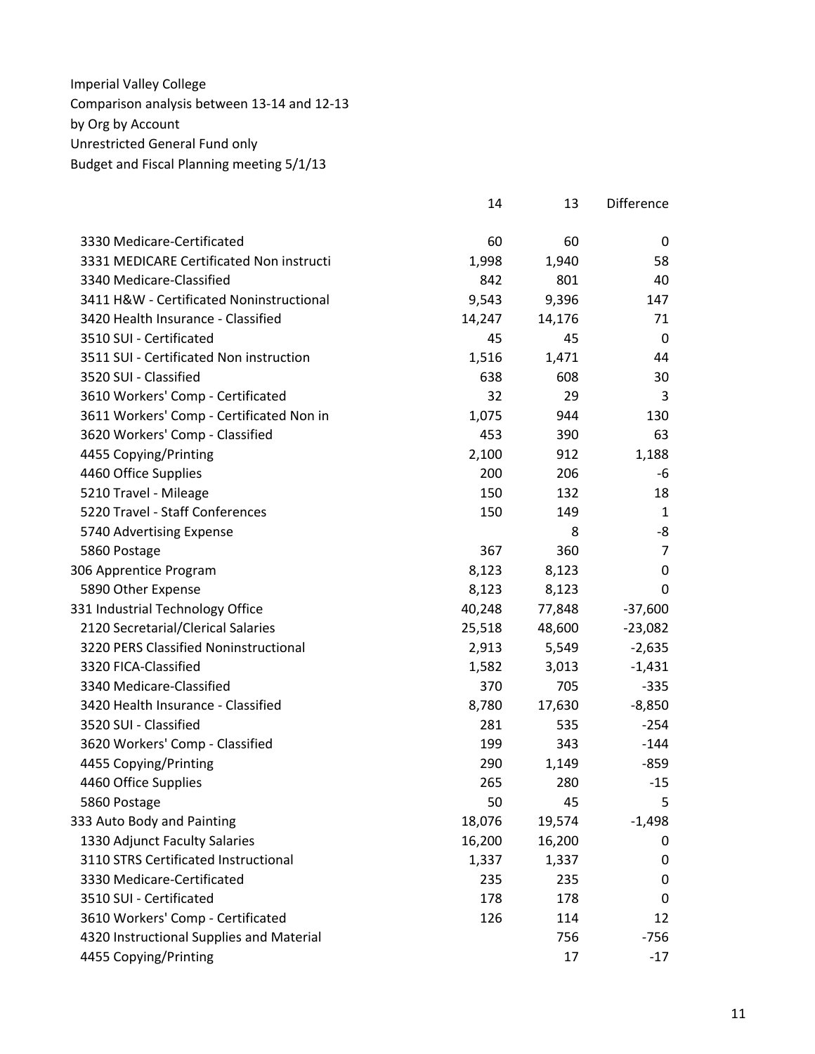Imperial Valley College
Comparison analysis between 13-14 and 12-13
by Org by Account
Unrestricted General Fund only
Budget and Fiscal Planning meeting 5/1/13

| | 14 | 13 | Difference |
|---|---|---|---|
| 3330 Medicare-Certificated | 60 | 60 | 0 |
| 3331 MEDICARE Certificated Non instructi | 1,998 | 1,940 | 58 |
| 3340 Medicare-Classified | 842 | 801 | 40 |
| 3411 H&W - Certificated Noninstructional | 9,543 | 9,396 | 147 |
| 3420 Health Insurance - Classified | 14,247 | 14,176 | 71 |
| 3510 SUI - Certificated | 45 | 45 | 0 |
| 3511 SUI - Certificated Non instruction | 1,516 | 1,471 | 44 |
| 3520 SUI - Classified | 638 | 608 | 30 |
| 3610 Workers' Comp - Certificated | 32 | 29 | 3 |
| 3611 Workers' Comp - Certificated Non in | 1,075 | 944 | 130 |
| 3620 Workers' Comp - Classified | 453 | 390 | 63 |
| 4455 Copying/Printing | 2,100 | 912 | 1,188 |
| 4460 Office Supplies | 200 | 206 | -6 |
| 5210 Travel - Mileage | 150 | 132 | 18 |
| 5220 Travel - Staff Conferences | 150 | 149 | 1 |
| 5740 Advertising Expense | | 8 | -8 |
| 5860 Postage | 367 | 360 | 7 |
| 306 Apprentice Program | 8,123 | 8,123 | 0 |
| 5890 Other Expense | 8,123 | 8,123 | 0 |
| 331 Industrial Technology Office | 40,248 | 77,848 | -37,600 |
| 2120 Secretarial/Clerical Salaries | 25,518 | 48,600 | -23,082 |
| 3220 PERS Classified Noninstructional | 2,913 | 5,549 | -2,635 |
| 3320 FICA-Classified | 1,582 | 3,013 | -1,431 |
| 3340 Medicare-Classified | 370 | 705 | -335 |
| 3420 Health Insurance - Classified | 8,780 | 17,630 | -8,850 |
| 3520 SUI - Classified | 281 | 535 | -254 |
| 3620 Workers' Comp - Classified | 199 | 343 | -144 |
| 4455 Copying/Printing | 290 | 1,149 | -859 |
| 4460 Office Supplies | 265 | 280 | -15 |
| 5860 Postage | 50 | 45 | 5 |
| 333 Auto Body and Painting | 18,076 | 19,574 | -1,498 |
| 1330 Adjunct Faculty Salaries | 16,200 | 16,200 | 0 |
| 3110 STRS Certificated Instructional | 1,337 | 1,337 | 0 |
| 3330 Medicare-Certificated | 235 | 235 | 0 |
| 3510 SUI - Certificated | 178 | 178 | 0 |
| 3610 Workers' Comp - Certificated | 126 | 114 | 12 |
| 4320 Instructional Supplies and Material | | 756 | -756 |
| 4455 Copying/Printing | | 17 | -17 |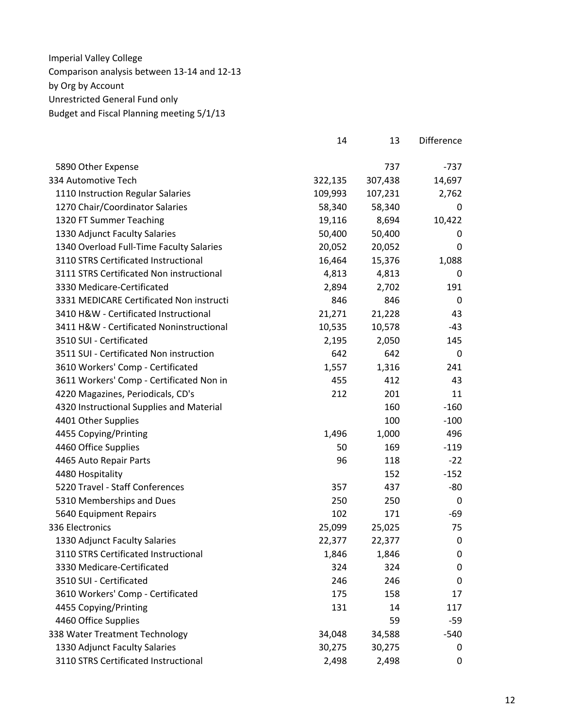Imperial Valley College
Comparison analysis between 13-14 and 12-13
by Org by Account
Unrestricted General Fund only
Budget and Fiscal Planning meeting 5/1/13

| | 14 | 13 | Difference |
|---|---|---|---|
| 5890 Other Expense | | 737 | -737 |
| 334 Automotive Tech | 322,135 | 307,438 | 14,697 |
| 1110 Instruction Regular Salaries | 109,993 | 107,231 | 2,762 |
| 1270 Chair/Coordinator Salaries | 58,340 | 58,340 | 0 |
| 1320 FT Summer Teaching | 19,116 | 8,694 | 10,422 |
| 1330 Adjunct Faculty Salaries | 50,400 | 50,400 | 0 |
| 1340 Overload Full-Time Faculty Salaries | 20,052 | 20,052 | 0 |
| 3110 STRS Certificated Instructional | 16,464 | 15,376 | 1,088 |
| 3111 STRS Certificated Non instructional | 4,813 | 4,813 | 0 |
| 3330 Medicare-Certificated | 2,894 | 2,702 | 191 |
| 3331 MEDICARE Certificated Non instructi | 846 | 846 | 0 |
| 3410 H&W - Certificated Instructional | 21,271 | 21,228 | 43 |
| 3411 H&W - Certificated Noninstructional | 10,535 | 10,578 | -43 |
| 3510 SUI - Certificated | 2,195 | 2,050 | 145 |
| 3511 SUI - Certificated Non instruction | 642 | 642 | 0 |
| 3610 Workers' Comp - Certificated | 1,557 | 1,316 | 241 |
| 3611 Workers' Comp - Certificated Non in | 455 | 412 | 43 |
| 4220 Magazines, Periodicals, CD's | 212 | 201 | 11 |
| 4320 Instructional Supplies and Material | | 160 | -160 |
| 4401 Other Supplies | | 100 | -100 |
| 4455 Copying/Printing | 1,496 | 1,000 | 496 |
| 4460 Office Supplies | 50 | 169 | -119 |
| 4465 Auto Repair Parts | 96 | 118 | -22 |
| 4480 Hospitality | | 152 | -152 |
| 5220 Travel - Staff Conferences | 357 | 437 | -80 |
| 5310 Memberships and Dues | 250 | 250 | 0 |
| 5640 Equipment Repairs | 102 | 171 | -69 |
| 336 Electronics | 25,099 | 25,025 | 75 |
| 1330 Adjunct Faculty Salaries | 22,377 | 22,377 | 0 |
| 3110 STRS Certificated Instructional | 1,846 | 1,846 | 0 |
| 3330 Medicare-Certificated | 324 | 324 | 0 |
| 3510 SUI - Certificated | 246 | 246 | 0 |
| 3610 Workers' Comp - Certificated | 175 | 158 | 17 |
| 4455 Copying/Printing | 131 | 14 | 117 |
| 4460 Office Supplies | | 59 | -59 |
| 338 Water Treatment Technology | 34,048 | 34,588 | -540 |
| 1330 Adjunct Faculty Salaries | 30,275 | 30,275 | 0 |
| 3110 STRS Certificated Instructional | 2,498 | 2,498 | 0 |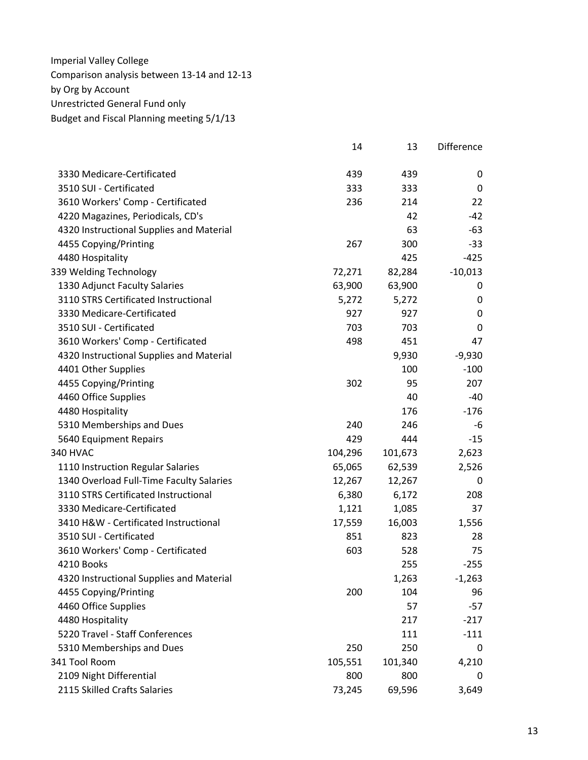Imperial Valley College
Comparison analysis between 13-14 and 12-13
by Org by Account
Unrestricted General Fund only
Budget and Fiscal Planning meeting 5/1/13

| | 14 | 13 | Difference |
|---|---|---|---|
| 3330 Medicare-Certificated | 439 | 439 | 0 |
| 3510 SUI - Certificated | 333 | 333 | 0 |
| 3610 Workers' Comp - Certificated | 236 | 214 | 22 |
| 4220 Magazines, Periodicals, CD's | | 42 | -42 |
| 4320 Instructional Supplies and Material | | 63 | -63 |
| 4455 Copying/Printing | 267 | 300 | -33 |
| 4480 Hospitality | | 425 | -425 |
| 339 Welding Technology | 72,271 | 82,284 | -10,013 |
| 1330 Adjunct Faculty Salaries | 63,900 | 63,900 | 0 |
| 3110 STRS Certificated Instructional | 5,272 | 5,272 | 0 |
| 3330 Medicare-Certificated | 927 | 927 | 0 |
| 3510 SUI - Certificated | 703 | 703 | 0 |
| 3610 Workers' Comp - Certificated | 498 | 451 | 47 |
| 4320 Instructional Supplies and Material | | 9,930 | -9,930 |
| 4401 Other Supplies | | 100 | -100 |
| 4455 Copying/Printing | 302 | 95 | 207 |
| 4460 Office Supplies | | 40 | -40 |
| 4480 Hospitality | | 176 | -176 |
| 5310 Memberships and Dues | 240 | 246 | -6 |
| 5640 Equipment Repairs | 429 | 444 | -15 |
| 340 HVAC | 104,296 | 101,673 | 2,623 |
| 1110 Instruction Regular Salaries | 65,065 | 62,539 | 2,526 |
| 1340 Overload Full-Time Faculty Salaries | 12,267 | 12,267 | 0 |
| 3110 STRS Certificated Instructional | 6,380 | 6,172 | 208 |
| 3330 Medicare-Certificated | 1,121 | 1,085 | 37 |
| 3410 H&W - Certificated Instructional | 17,559 | 16,003 | 1,556 |
| 3510 SUI - Certificated | 851 | 823 | 28 |
| 3610 Workers' Comp - Certificated | 603 | 528 | 75 |
| 4210 Books | | 255 | -255 |
| 4320 Instructional Supplies and Material | | 1,263 | -1,263 |
| 4455 Copying/Printing | 200 | 104 | 96 |
| 4460 Office Supplies | | 57 | -57 |
| 4480 Hospitality | | 217 | -217 |
| 5220 Travel - Staff Conferences | | 111 | -111 |
| 5310 Memberships and Dues | 250 | 250 | 0 |
| 341 Tool Room | 105,551 | 101,340 | 4,210 |
| 2109 Night Differential | 800 | 800 | 0 |
| 2115 Skilled Crafts Salaries | 73,245 | 69,596 | 3,649 |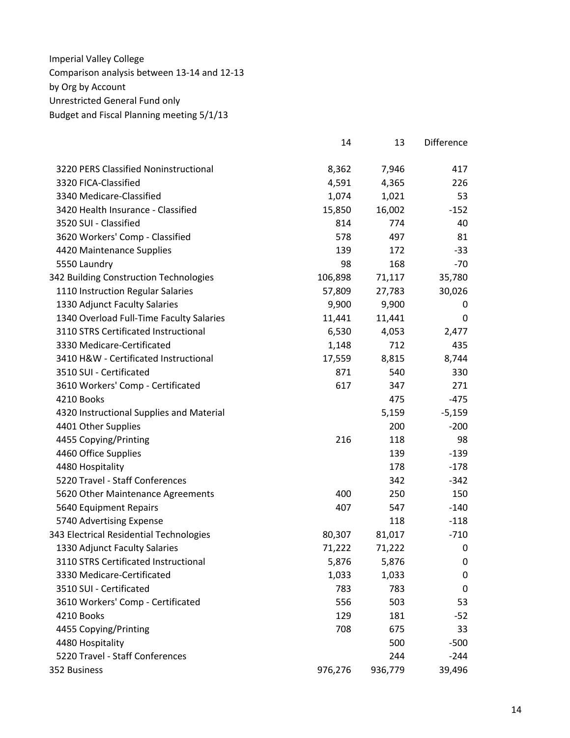Imperial Valley College
Comparison analysis between 13-14 and 12-13
by Org by Account
Unrestricted General Fund only
Budget and Fiscal Planning meeting 5/1/13

| | 14 | 13 | Difference |
|---|---|---|---|
| 3220 PERS Classified Noninstructional | 8,362 | 7,946 | 417 |
| 3320 FICA-Classified | 4,591 | 4,365 | 226 |
| 3340 Medicare-Classified | 1,074 | 1,021 | 53 |
| 3420 Health Insurance - Classified | 15,850 | 16,002 | -152 |
| 3520 SUI - Classified | 814 | 774 | 40 |
| 3620 Workers' Comp - Classified | 578 | 497 | 81 |
| 4420 Maintenance Supplies | 139 | 172 | -33 |
| 5550 Laundry | 98 | 168 | -70 |
| 342 Building Construction Technologies | 106,898 | 71,117 | 35,780 |
| 1110 Instruction Regular Salaries | 57,809 | 27,783 | 30,026 |
| 1330 Adjunct Faculty Salaries | 9,900 | 9,900 | 0 |
| 1340 Overload Full-Time Faculty Salaries | 11,441 | 11,441 | 0 |
| 3110 STRS Certificated Instructional | 6,530 | 4,053 | 2,477 |
| 3330 Medicare-Certificated | 1,148 | 712 | 435 |
| 3410 H&W - Certificated Instructional | 17,559 | 8,815 | 8,744 |
| 3510 SUI - Certificated | 871 | 540 | 330 |
| 3610 Workers' Comp - Certificated | 617 | 347 | 271 |
| 4210 Books | | 475 | -475 |
| 4320 Instructional Supplies and Material | | 5,159 | -5,159 |
| 4401 Other Supplies | | 200 | -200 |
| 4455 Copying/Printing | 216 | 118 | 98 |
| 4460 Office Supplies | | 139 | -139 |
| 4480 Hospitality | | 178 | -178 |
| 5220 Travel - Staff Conferences | | 342 | -342 |
| 5620 Other Maintenance Agreements | 400 | 250 | 150 |
| 5640 Equipment Repairs | 407 | 547 | -140 |
| 5740 Advertising Expense | | 118 | -118 |
| 343 Electrical Residential Technologies | 80,307 | 81,017 | -710 |
| 1330 Adjunct Faculty Salaries | 71,222 | 71,222 | 0 |
| 3110 STRS Certificated Instructional | 5,876 | 5,876 | 0 |
| 3330 Medicare-Certificated | 1,033 | 1,033 | 0 |
| 3510 SUI - Certificated | 783 | 783 | 0 |
| 3610 Workers' Comp - Certificated | 556 | 503 | 53 |
| 4210 Books | 129 | 181 | -52 |
| 4455 Copying/Printing | 708 | 675 | 33 |
| 4480 Hospitality | | 500 | -500 |
| 5220 Travel - Staff Conferences | | 244 | -244 |
| 352 Business | 976,276 | 936,779 | 39,496 |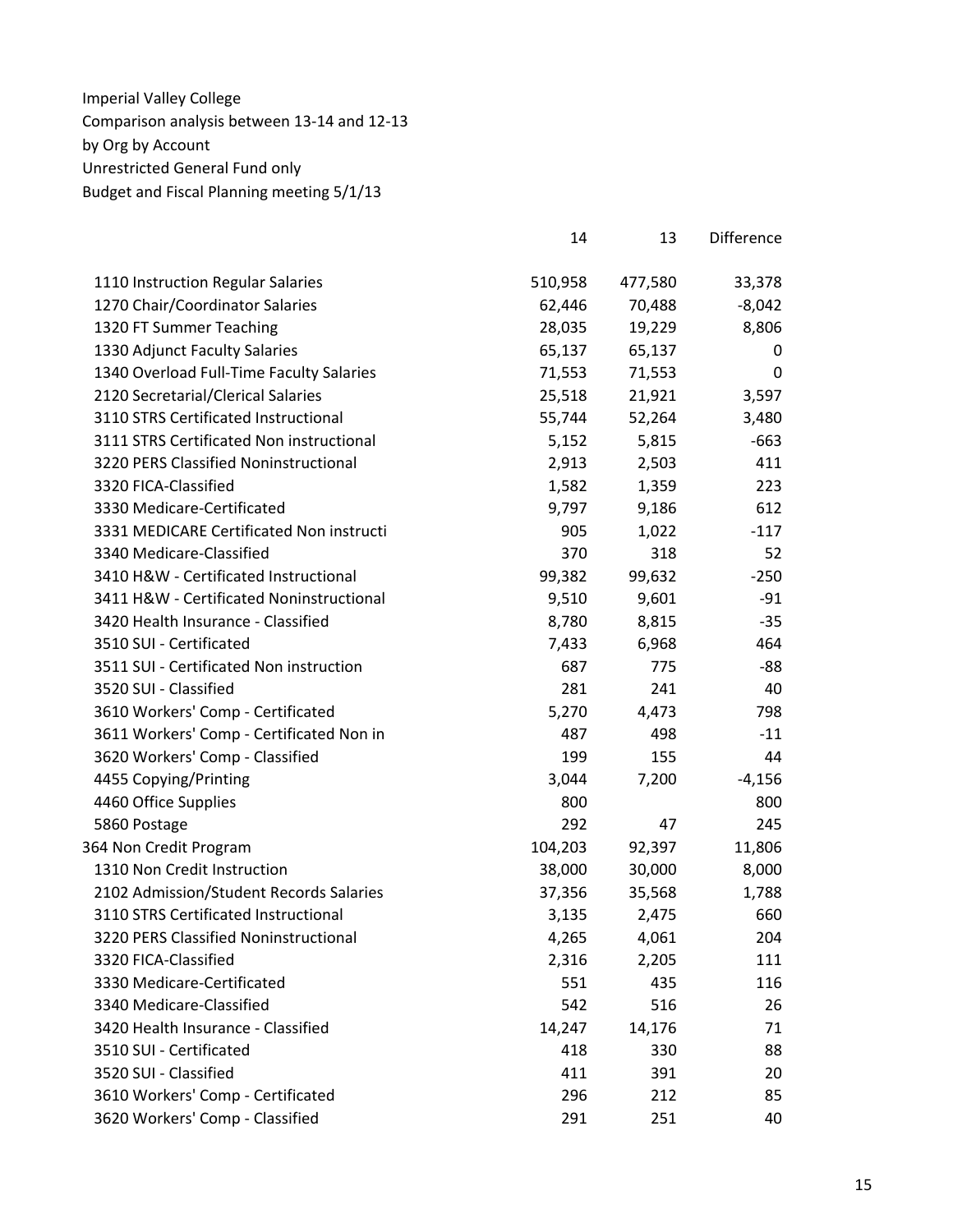Imperial Valley College
Comparison analysis between 13-14 and 12-13
by Org by Account
Unrestricted General Fund only
Budget and Fiscal Planning meeting 5/1/13

| | 14 | 13 | Difference |
|---|---|---|---|
| 1110 Instruction Regular Salaries | 510,958 | 477,580 | 33,378 |
| 1270 Chair/Coordinator Salaries | 62,446 | 70,488 | -8,042 |
| 1320 FT Summer Teaching | 28,035 | 19,229 | 8,806 |
| 1330 Adjunct Faculty Salaries | 65,137 | 65,137 | 0 |
| 1340 Overload Full-Time Faculty Salaries | 71,553 | 71,553 | 0 |
| 2120 Secretarial/Clerical Salaries | 25,518 | 21,921 | 3,597 |
| 3110 STRS Certificated Instructional | 55,744 | 52,264 | 3,480 |
| 3111 STRS Certificated Non instructional | 5,152 | 5,815 | -663 |
| 3220 PERS Classified Noninstructional | 2,913 | 2,503 | 411 |
| 3320 FICA-Classified | 1,582 | 1,359 | 223 |
| 3330 Medicare-Certificated | 9,797 | 9,186 | 612 |
| 3331 MEDICARE Certificated Non instructi | 905 | 1,022 | -117 |
| 3340 Medicare-Classified | 370 | 318 | 52 |
| 3410 H&W - Certificated Instructional | 99,382 | 99,632 | -250 |
| 3411 H&W - Certificated Noninstructional | 9,510 | 9,601 | -91 |
| 3420 Health Insurance - Classified | 8,780 | 8,815 | -35 |
| 3510 SUI - Certificated | 7,433 | 6,968 | 464 |
| 3511 SUI - Certificated Non instruction | 687 | 775 | -88 |
| 3520 SUI - Classified | 281 | 241 | 40 |
| 3610 Workers' Comp - Certificated | 5,270 | 4,473 | 798 |
| 3611 Workers' Comp - Certificated Non in | 487 | 498 | -11 |
| 3620 Workers' Comp - Classified | 199 | 155 | 44 |
| 4455 Copying/Printing | 3,044 | 7,200 | -4,156 |
| 4460 Office Supplies | 800 | | 800 |
| 5860 Postage | 292 | 47 | 245 |
| 364 Non Credit Program | 104,203 | 92,397 | 11,806 |
| 1310 Non Credit Instruction | 38,000 | 30,000 | 8,000 |
| 2102 Admission/Student Records Salaries | 37,356 | 35,568 | 1,788 |
| 3110 STRS Certificated Instructional | 3,135 | 2,475 | 660 |
| 3220 PERS Classified Noninstructional | 4,265 | 4,061 | 204 |
| 3320 FICA-Classified | 2,316 | 2,205 | 111 |
| 3330 Medicare-Certificated | 551 | 435 | 116 |
| 3340 Medicare-Classified | 542 | 516 | 26 |
| 3420 Health Insurance - Classified | 14,247 | 14,176 | 71 |
| 3510 SUI - Certificated | 418 | 330 | 88 |
| 3520 SUI - Classified | 411 | 391 | 20 |
| 3610 Workers' Comp - Certificated | 296 | 212 | 85 |
| 3620 Workers' Comp - Classified | 291 | 251 | 40 |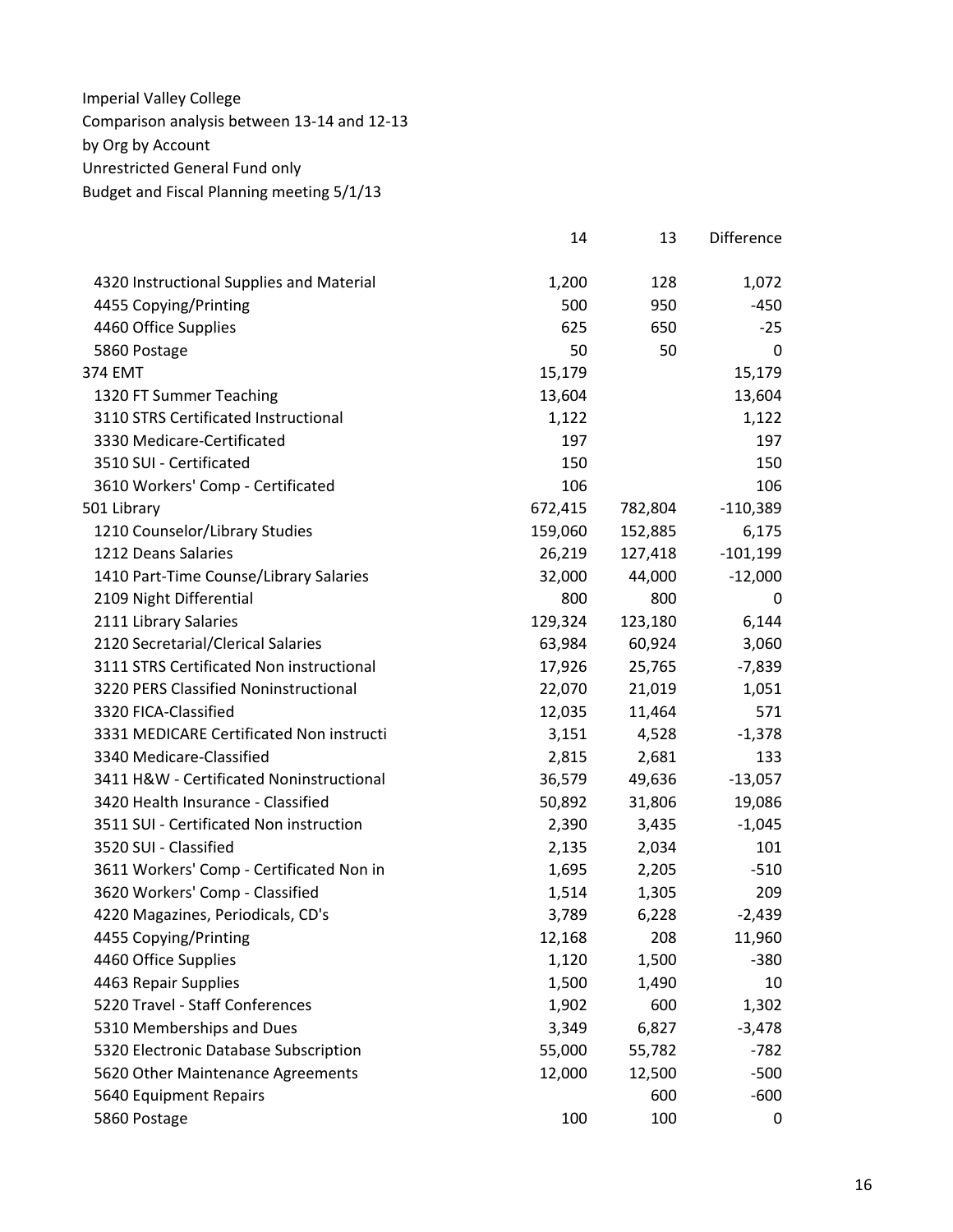Imperial Valley College
Comparison analysis between 13-14 and 12-13
by Org by Account
Unrestricted General Fund only
Budget and Fiscal Planning meeting 5/1/13

| | 14 | 13 | Difference |
|---|---|---|---|
| 4320 Instructional Supplies and Material | 1,200 | 128 | 1,072 |
| 4455 Copying/Printing | 500 | 950 | -450 |
| 4460 Office Supplies | 625 | 650 | -25 |
| 5860 Postage | 50 | 50 | 0 |
| 374 EMT | 15,179 | | 15,179 |
| 1320 FT Summer Teaching | 13,604 | | 13,604 |
| 3110 STRS Certificated Instructional | 1,122 | | 1,122 |
| 3330 Medicare-Certificated | 197 | | 197 |
| 3510 SUI - Certificated | 150 | | 150 |
| 3610 Workers' Comp - Certificated | 106 | | 106 |
| 501 Library | 672,415 | 782,804 | -110,389 |
| 1210 Counselor/Library Studies | 159,060 | 152,885 | 6,175 |
| 1212 Deans Salaries | 26,219 | 127,418 | -101,199 |
| 1410 Part-Time Counse/Library Salaries | 32,000 | 44,000 | -12,000 |
| 2109 Night Differential | 800 | 800 | 0 |
| 2111 Library Salaries | 129,324 | 123,180 | 6,144 |
| 2120 Secretarial/Clerical Salaries | 63,984 | 60,924 | 3,060 |
| 3111 STRS Certificated Non instructional | 17,926 | 25,765 | -7,839 |
| 3220 PERS Classified Noninstructional | 22,070 | 21,019 | 1,051 |
| 3320 FICA-Classified | 12,035 | 11,464 | 571 |
| 3331 MEDICARE Certificated Non instructi | 3,151 | 4,528 | -1,378 |
| 3340 Medicare-Classified | 2,815 | 2,681 | 133 |
| 3411 H&W - Certificated Noninstructional | 36,579 | 49,636 | -13,057 |
| 3420 Health Insurance - Classified | 50,892 | 31,806 | 19,086 |
| 3511 SUI - Certificated Non instruction | 2,390 | 3,435 | -1,045 |
| 3520 SUI - Classified | 2,135 | 2,034 | 101 |
| 3611 Workers' Comp - Certificated Non in | 1,695 | 2,205 | -510 |
| 3620 Workers' Comp - Classified | 1,514 | 1,305 | 209 |
| 4220 Magazines, Periodicals, CD's | 3,789 | 6,228 | -2,439 |
| 4455 Copying/Printing | 12,168 | 208 | 11,960 |
| 4460 Office Supplies | 1,120 | 1,500 | -380 |
| 4463 Repair Supplies | 1,500 | 1,490 | 10 |
| 5220 Travel - Staff Conferences | 1,902 | 600 | 1,302 |
| 5310 Memberships and Dues | 3,349 | 6,827 | -3,478 |
| 5320 Electronic Database Subscription | 55,000 | 55,782 | -782 |
| 5620 Other Maintenance Agreements | 12,000 | 12,500 | -500 |
| 5640 Equipment Repairs | | 600 | -600 |
| 5860 Postage | 100 | 100 | 0 |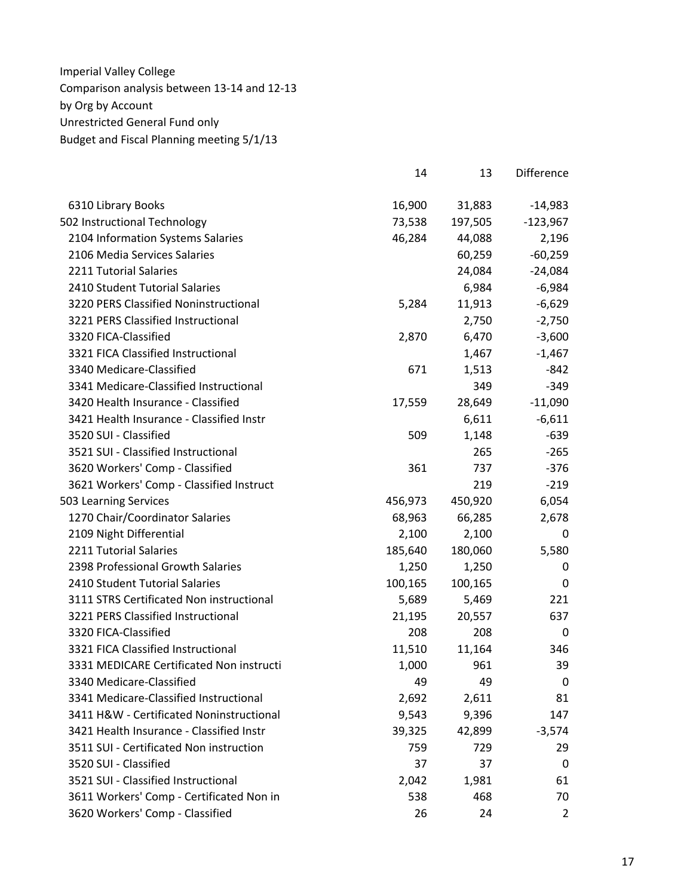Imperial Valley College
Comparison analysis between 13-14 and 12-13
by Org by Account
Unrestricted General Fund only
Budget and Fiscal Planning meeting 5/1/13

| | 14 | 13 | Difference |
|---|---|---|---|
| 6310 Library Books | 16,900 | 31,883 | -14,983 |
| 502 Instructional Technology | 73,538 | 197,505 | -123,967 |
| 2104 Information Systems Salaries | 46,284 | 44,088 | 2,196 |
| 2106 Media Services Salaries | | 60,259 | -60,259 |
| 2211 Tutorial Salaries | | 24,084 | -24,084 |
| 2410 Student Tutorial Salaries | | 6,984 | -6,984 |
| 3220 PERS Classified Noninstructional | 5,284 | 11,913 | -6,629 |
| 3221 PERS Classified Instructional | | 2,750 | -2,750 |
| 3320 FICA-Classified | 2,870 | 6,470 | -3,600 |
| 3321 FICA Classified Instructional | | 1,467 | -1,467 |
| 3340 Medicare-Classified | 671 | 1,513 | -842 |
| 3341 Medicare-Classified Instructional | | 349 | -349 |
| 3420 Health Insurance - Classified | 17,559 | 28,649 | -11,090 |
| 3421 Health Insurance - Classified Instr | | 6,611 | -6,611 |
| 3520 SUI - Classified | 509 | 1,148 | -639 |
| 3521 SUI - Classified Instructional | | 265 | -265 |
| 3620 Workers' Comp - Classified | 361 | 737 | -376 |
| 3621 Workers' Comp - Classified Instruct | | 219 | -219 |
| 503 Learning Services | 456,973 | 450,920 | 6,054 |
| 1270 Chair/Coordinator Salaries | 68,963 | 66,285 | 2,678 |
| 2109 Night Differential | 2,100 | 2,100 | 0 |
| 2211 Tutorial Salaries | 185,640 | 180,060 | 5,580 |
| 2398 Professional Growth Salaries | 1,250 | 1,250 | 0 |
| 2410 Student Tutorial Salaries | 100,165 | 100,165 | 0 |
| 3111 STRS Certificated Non instructional | 5,689 | 5,469 | 221 |
| 3221 PERS Classified Instructional | 21,195 | 20,557 | 637 |
| 3320 FICA-Classified | 208 | 208 | 0 |
| 3321 FICA Classified Instructional | 11,510 | 11,164 | 346 |
| 3331 MEDICARE Certificated Non instructi | 1,000 | 961 | 39 |
| 3340 Medicare-Classified | 49 | 49 | 0 |
| 3341 Medicare-Classified Instructional | 2,692 | 2,611 | 81 |
| 3411 H&W - Certificated Noninstructional | 9,543 | 9,396 | 147 |
| 3421 Health Insurance - Classified Instr | 39,325 | 42,899 | -3,574 |
| 3511 SUI - Certificated Non instruction | 759 | 729 | 29 |
| 3520 SUI - Classified | 37 | 37 | 0 |
| 3521 SUI - Classified Instructional | 2,042 | 1,981 | 61 |
| 3611 Workers' Comp - Certificated Non in | 538 | 468 | 70 |
| 3620 Workers' Comp - Classified | 26 | 24 | 2 |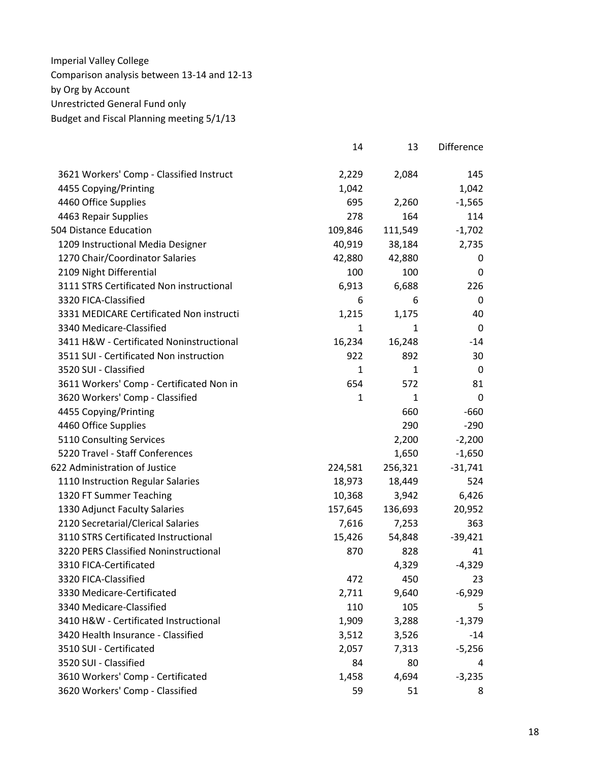Imperial Valley College
Comparison analysis between 13-14 and 12-13
by Org by Account
Unrestricted General Fund only
Budget and Fiscal Planning meeting 5/1/13

| | 14 | 13 | Difference |
|---|---|---|---|
| 3621 Workers' Comp - Classified Instruct | 2,229 | 2,084 | 145 |
| 4455 Copying/Printing | 1,042 | | 1,042 |
| 4460 Office Supplies | 695 | 2,260 | -1,565 |
| 4463 Repair Supplies | 278 | 164 | 114 |
| 504 Distance Education | 109,846 | 111,549 | -1,702 |
| 1209 Instructional Media Designer | 40,919 | 38,184 | 2,735 |
| 1270 Chair/Coordinator Salaries | 42,880 | 42,880 | 0 |
| 2109 Night Differential | 100 | 100 | 0 |
| 3111 STRS Certificated Non instructional | 6,913 | 6,688 | 226 |
| 3320 FICA-Classified | 6 | 6 | 0 |
| 3331 MEDICARE Certificated Non instructi | 1,215 | 1,175 | 40 |
| 3340 Medicare-Classified | 1 | 1 | 0 |
| 3411 H&W - Certificated Noninstructional | 16,234 | 16,248 | -14 |
| 3511 SUI - Certificated Non instruction | 922 | 892 | 30 |
| 3520 SUI - Classified | 1 | 1 | 0 |
| 3611 Workers' Comp - Certificated Non in | 654 | 572 | 81 |
| 3620 Workers' Comp - Classified | 1 | 1 | 0 |
| 4455 Copying/Printing | | 660 | -660 |
| 4460 Office Supplies | | 290 | -290 |
| 5110 Consulting Services | | 2,200 | -2,200 |
| 5220 Travel - Staff Conferences | | 1,650 | -1,650 |
| 622 Administration of Justice | 224,581 | 256,321 | -31,741 |
| 1110 Instruction Regular Salaries | 18,973 | 18,449 | 524 |
| 1320 FT Summer Teaching | 10,368 | 3,942 | 6,426 |
| 1330 Adjunct Faculty Salaries | 157,645 | 136,693 | 20,952 |
| 2120 Secretarial/Clerical Salaries | 7,616 | 7,253 | 363 |
| 3110 STRS Certificated Instructional | 15,426 | 54,848 | -39,421 |
| 3220 PERS Classified Noninstructional | 870 | 828 | 41 |
| 3310 FICA-Certificated | | 4,329 | -4,329 |
| 3320 FICA-Classified | 472 | 450 | 23 |
| 3330 Medicare-Certificated | 2,711 | 9,640 | -6,929 |
| 3340 Medicare-Classified | 110 | 105 | 5 |
| 3410 H&W - Certificated Instructional | 1,909 | 3,288 | -1,379 |
| 3420 Health Insurance - Classified | 3,512 | 3,526 | -14 |
| 3510 SUI - Certificated | 2,057 | 7,313 | -5,256 |
| 3520 SUI - Classified | 84 | 80 | 4 |
| 3610 Workers' Comp - Certificated | 1,458 | 4,694 | -3,235 |
| 3620 Workers' Comp - Classified | 59 | 51 | 8 |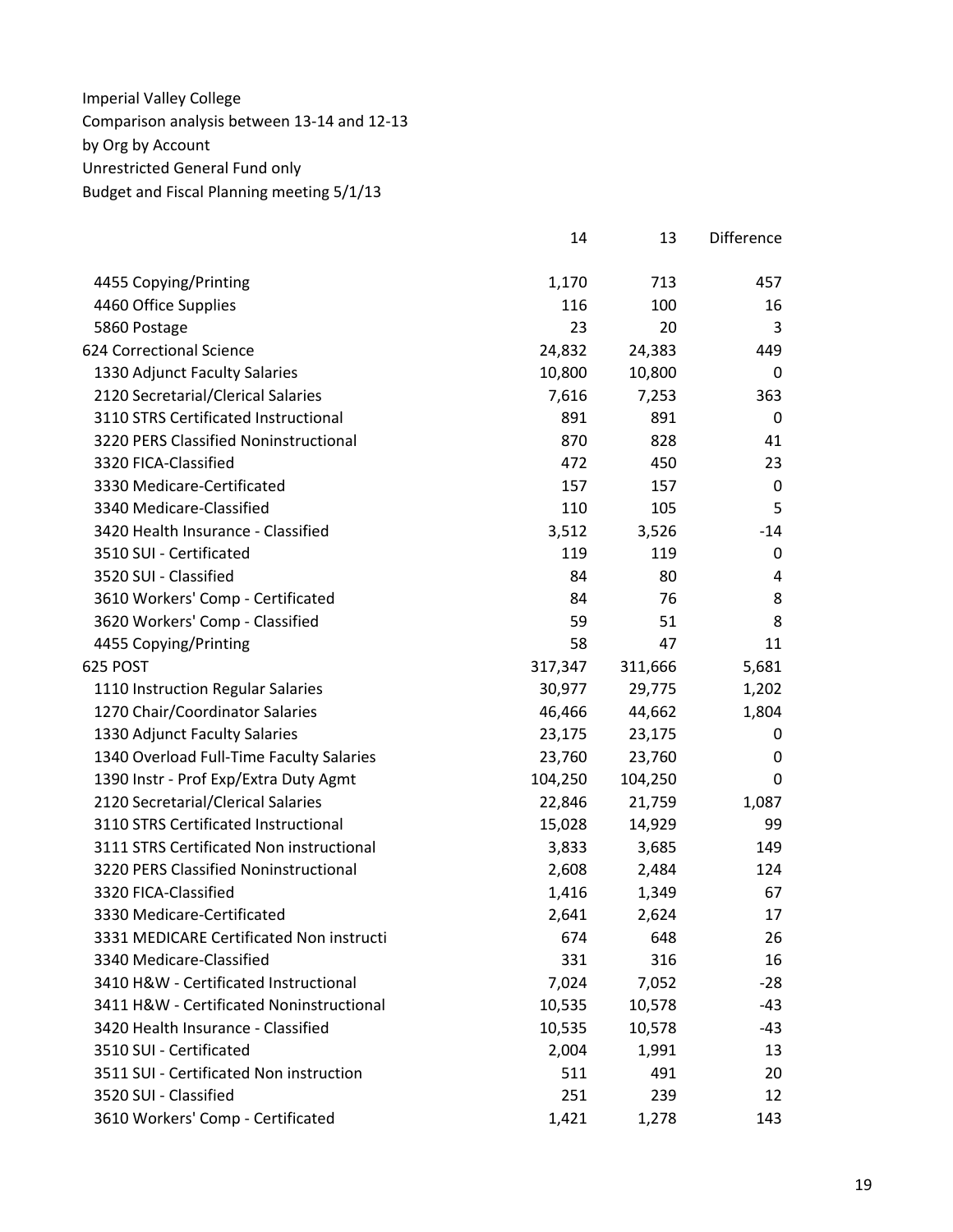Imperial Valley College
Comparison analysis between 13-14 and 12-13
by Org by Account
Unrestricted General Fund only
Budget and Fiscal Planning meeting 5/1/13

| | 14 | 13 | Difference |
|---|---|---|---|
| 4455 Copying/Printing | 1,170 | 713 | 457 |
| 4460 Office Supplies | 116 | 100 | 16 |
| 5860 Postage | 23 | 20 | 3 |
| 624 Correctional Science | 24,832 | 24,383 | 449 |
| 1330 Adjunct Faculty Salaries | 10,800 | 10,800 | 0 |
| 2120 Secretarial/Clerical Salaries | 7,616 | 7,253 | 363 |
| 3110 STRS Certificated Instructional | 891 | 891 | 0 |
| 3220 PERS Classified Noninstructional | 870 | 828 | 41 |
| 3320 FICA-Classified | 472 | 450 | 23 |
| 3330 Medicare-Certificated | 157 | 157 | 0 |
| 3340 Medicare-Classified | 110 | 105 | 5 |
| 3420 Health Insurance - Classified | 3,512 | 3,526 | -14 |
| 3510 SUI - Certificated | 119 | 119 | 0 |
| 3520 SUI - Classified | 84 | 80 | 4 |
| 3610 Workers' Comp - Certificated | 84 | 76 | 8 |
| 3620 Workers' Comp - Classified | 59 | 51 | 8 |
| 4455 Copying/Printing | 58 | 47 | 11 |
| 625 POST | 317,347 | 311,666 | 5,681 |
| 1110 Instruction Regular Salaries | 30,977 | 29,775 | 1,202 |
| 1270 Chair/Coordinator Salaries | 46,466 | 44,662 | 1,804 |
| 1330 Adjunct Faculty Salaries | 23,175 | 23,175 | 0 |
| 1340 Overload Full-Time Faculty Salaries | 23,760 | 23,760 | 0 |
| 1390 Instr - Prof Exp/Extra Duty Agmt | 104,250 | 104,250 | 0 |
| 2120 Secretarial/Clerical Salaries | 22,846 | 21,759 | 1,087 |
| 3110 STRS Certificated Instructional | 15,028 | 14,929 | 99 |
| 3111 STRS Certificated Non instructional | 3,833 | 3,685 | 149 |
| 3220 PERS Classified Noninstructional | 2,608 | 2,484 | 124 |
| 3320 FICA-Classified | 1,416 | 1,349 | 67 |
| 3330 Medicare-Certificated | 2,641 | 2,624 | 17 |
| 3331 MEDICARE Certificated Non instructi | 674 | 648 | 26 |
| 3340 Medicare-Classified | 331 | 316 | 16 |
| 3410 H&W - Certificated Instructional | 7,024 | 7,052 | -28 |
| 3411 H&W - Certificated Noninstructional | 10,535 | 10,578 | -43 |
| 3420 Health Insurance - Classified | 10,535 | 10,578 | -43 |
| 3510 SUI - Certificated | 2,004 | 1,991 | 13 |
| 3511 SUI - Certificated Non instruction | 511 | 491 | 20 |
| 3520 SUI - Classified | 251 | 239 | 12 |
| 3610 Workers' Comp - Certificated | 1,421 | 1,278 | 143 |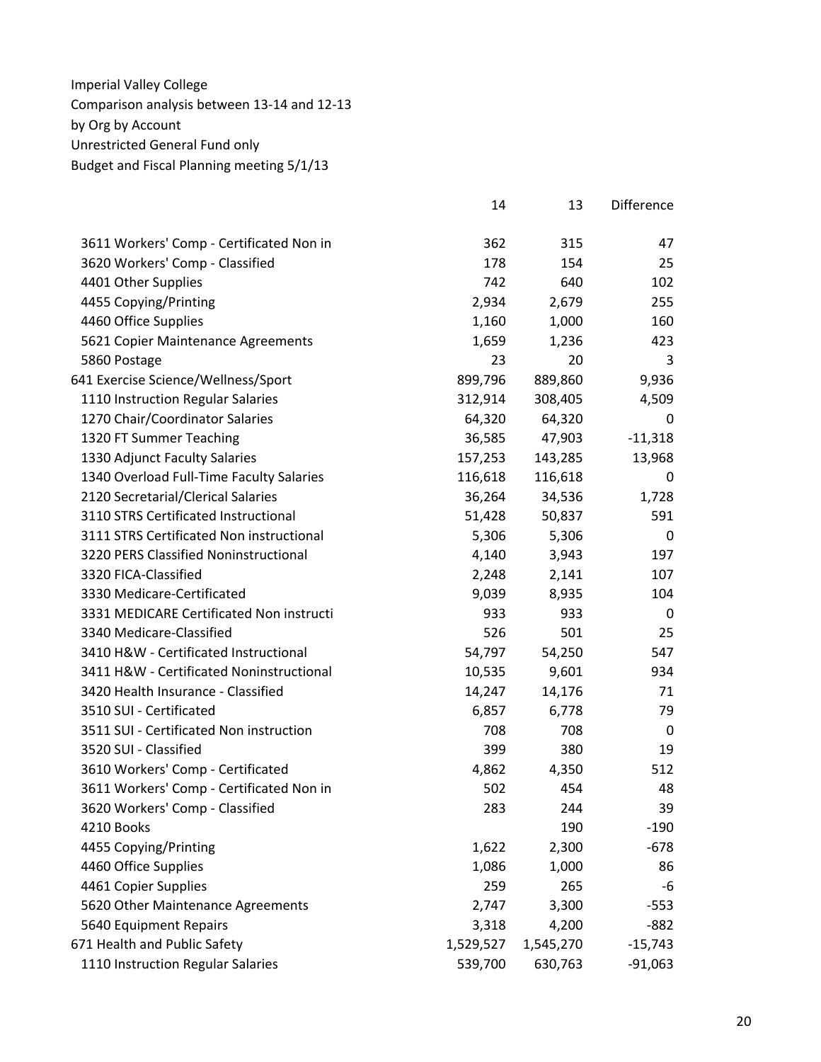Imperial Valley College
Comparison analysis between 13-14 and 12-13
by Org by Account
Unrestricted General Fund only
Budget and Fiscal Planning meeting 5/1/13

| | 14 | 13 | Difference |
|---|---:|---:|---:|
| 3611 Workers' Comp - Certificated Non in | 362 | 315 | 47 |
| 3620 Workers' Comp - Classified | 178 | 154 | 25 |
| 4401 Other Supplies | 742 | 640 | 102 |
| 4455 Copying/Printing | 2,934 | 2,679 | 255 |
| 4460 Office Supplies | 1,160 | 1,000 | 160 |
| 5621 Copier Maintenance Agreements | 1,659 | 1,236 | 423 |
| 5860 Postage | 23 | 20 | 3 |
| 641 Exercise Science/Wellness/Sport | 899,796 | 889,860 | 9,936 |
| 1110 Instruction Regular Salaries | 312,914 | 308,405 | 4,509 |
| 1270 Chair/Coordinator Salaries | 64,320 | 64,320 | 0 |
| 1320 FT Summer Teaching | 36,585 | 47,903 | -11,318 |
| 1330 Adjunct Faculty Salaries | 157,253 | 143,285 | 13,968 |
| 1340 Overload Full-Time Faculty Salaries | 116,618 | 116,618 | 0 |
| 2120 Secretarial/Clerical Salaries | 36,264 | 34,536 | 1,728 |
| 3110 STRS Certificated Instructional | 51,428 | 50,837 | 591 |
| 3111 STRS Certificated Non instructional | 5,306 | 5,306 | 0 |
| 3220 PERS Classified Noninstructional | 4,140 | 3,943 | 197 |
| 3320 FICA-Classified | 2,248 | 2,141 | 107 |
| 3330 Medicare-Certificated | 9,039 | 8,935 | 104 |
| 3331 MEDICARE Certificated Non instructi | 933 | 933 | 0 |
| 3340 Medicare-Classified | 526 | 501 | 25 |
| 3410 H&W - Certificated Instructional | 54,797 | 54,250 | 547 |
| 3411 H&W - Certificated Noninstructional | 10,535 | 9,601 | 934 |
| 3420 Health Insurance - Classified | 14,247 | 14,176 | 71 |
| 3510 SUI - Certificated | 6,857 | 6,778 | 79 |
| 3511 SUI - Certificated Non instruction | 708 | 708 | 0 |
| 3520 SUI - Classified | 399 | 380 | 19 |
| 3610 Workers' Comp - Certificated | 4,862 | 4,350 | 512 |
| 3611 Workers' Comp - Certificated Non in | 502 | 454 | 48 |
| 3620 Workers' Comp - Classified | 283 | 244 | 39 |
| 4210 Books | | 190 | -190 |
| 4455 Copying/Printing | 1,622 | 2,300 | -678 |
| 4460 Office Supplies | 1,086 | 1,000 | 86 |
| 4461 Copier Supplies | 259 | 265 | -6 |
| 5620 Other Maintenance Agreements | 2,747 | 3,300 | -553 |
| 5640 Equipment Repairs | 3,318 | 4,200 | -882 |
| 671 Health and Public Safety | 1,529,527 | 1,545,270 | -15,743 |
| 1110 Instruction Regular Salaries | 539,700 | 630,763 | -91,063 |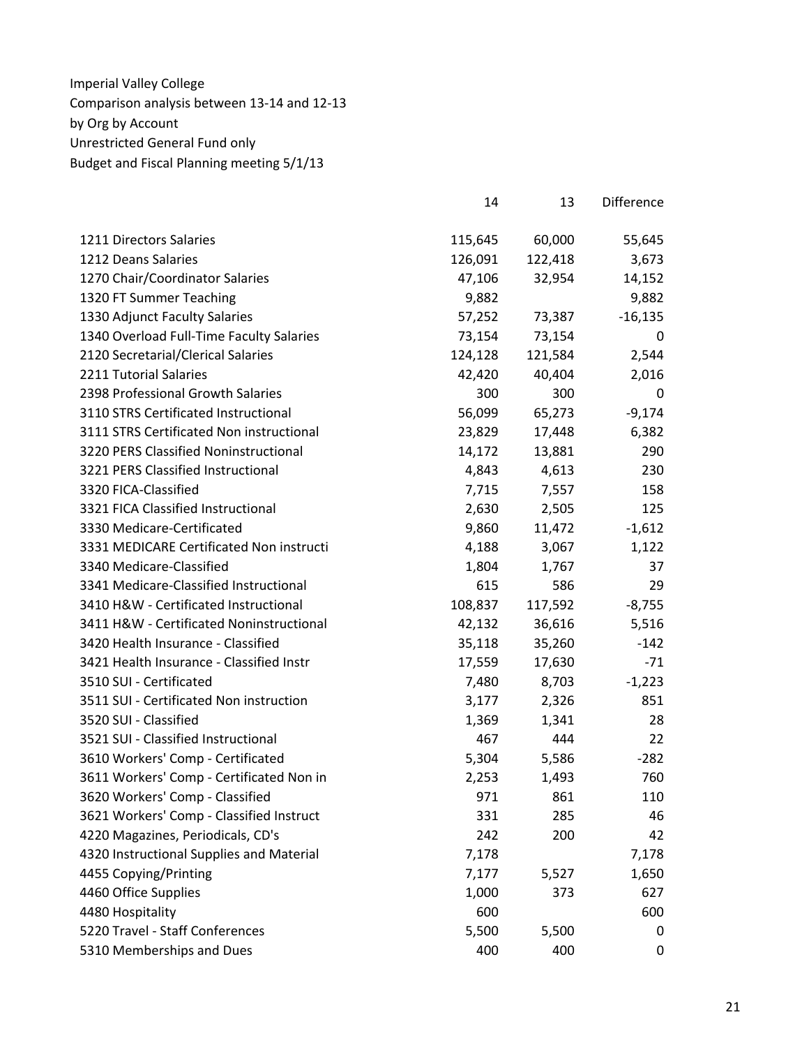Imperial Valley College
Comparison analysis between 13-14 and 12-13
by Org by Account
Unrestricted General Fund only
Budget and Fiscal Planning meeting 5/1/13

| | 14 | 13 | Difference |
|---|---|---|---|
| 1211 Directors Salaries | 115,645 | 60,000 | 55,645 |
| 1212 Deans Salaries | 126,091 | 122,418 | 3,673 |
| 1270 Chair/Coordinator Salaries | 47,106 | 32,954 | 14,152 |
| 1320 FT Summer Teaching | 9,882 | | 9,882 |
| 1330 Adjunct Faculty Salaries | 57,252 | 73,387 | -16,135 |
| 1340 Overload Full-Time Faculty Salaries | 73,154 | 73,154 | 0 |
| 2120 Secretarial/Clerical Salaries | 124,128 | 121,584 | 2,544 |
| 2211 Tutorial Salaries | 42,420 | 40,404 | 2,016 |
| 2398 Professional Growth Salaries | 300 | 300 | 0 |
| 3110 STRS Certificated Instructional | 56,099 | 65,273 | -9,174 |
| 3111 STRS Certificated Non instructional | 23,829 | 17,448 | 6,382 |
| 3220 PERS Classified Noninstructional | 14,172 | 13,881 | 290 |
| 3221 PERS Classified Instructional | 4,843 | 4,613 | 230 |
| 3320 FICA-Classified | 7,715 | 7,557 | 158 |
| 3321 FICA Classified Instructional | 2,630 | 2,505 | 125 |
| 3330 Medicare-Certificated | 9,860 | 11,472 | -1,612 |
| 3331 MEDICARE Certificated Non instructi | 4,188 | 3,067 | 1,122 |
| 3340 Medicare-Classified | 1,804 | 1,767 | 37 |
| 3341 Medicare-Classified Instructional | 615 | 586 | 29 |
| 3410 H&W - Certificated Instructional | 108,837 | 117,592 | -8,755 |
| 3411 H&W - Certificated Noninstructional | 42,132 | 36,616 | 5,516 |
| 3420 Health Insurance - Classified | 35,118 | 35,260 | -142 |
| 3421 Health Insurance - Classified Instr | 17,559 | 17,630 | -71 |
| 3510 SUI - Certificated | 7,480 | 8,703 | -1,223 |
| 3511 SUI - Certificated Non instruction | 3,177 | 2,326 | 851 |
| 3520 SUI - Classified | 1,369 | 1,341 | 28 |
| 3521 SUI - Classified Instructional | 467 | 444 | 22 |
| 3610 Workers' Comp - Certificated | 5,304 | 5,586 | -282 |
| 3611 Workers' Comp - Certificated Non in | 2,253 | 1,493 | 760 |
| 3620 Workers' Comp - Classified | 971 | 861 | 110 |
| 3621 Workers' Comp - Classified Instruct | 331 | 285 | 46 |
| 4220 Magazines, Periodicals, CD's | 242 | 200 | 42 |
| 4320 Instructional Supplies and Material | 7,178 | | 7,178 |
| 4455 Copying/Printing | 7,177 | 5,527 | 1,650 |
| 4460 Office Supplies | 1,000 | 373 | 627 |
| 4480 Hospitality | 600 | | 600 |
| 5220 Travel - Staff Conferences | 5,500 | 5,500 | 0 |
| 5310 Memberships and Dues | 400 | 400 | 0 |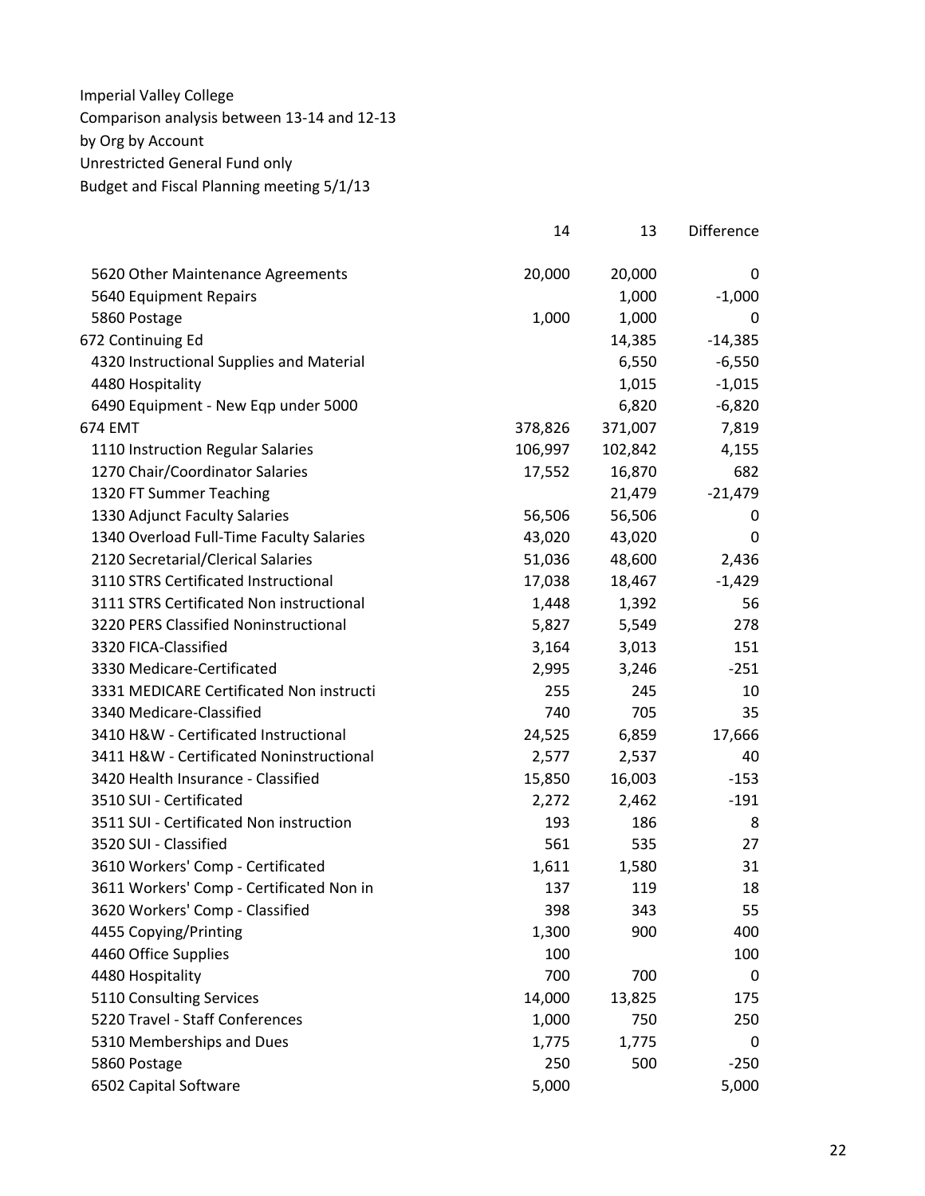Imperial Valley College
Comparison analysis between 13-14 and 12-13
by Org by Account
Unrestricted General Fund only
Budget and Fiscal Planning meeting 5/1/13

| | 14 | 13 | Difference |
|---|---|---|---|
| 5620 Other Maintenance Agreements | 20,000 | 20,000 | 0 |
| 5640 Equipment Repairs | | 1,000 | -1,000 |
| 5860 Postage | 1,000 | 1,000 | 0 |
| 672 Continuing Ed | | 14,385 | -14,385 |
| 4320 Instructional Supplies and Material | | 6,550 | -6,550 |
| 4480 Hospitality | | 1,015 | -1,015 |
| 6490 Equipment - New Eqp under 5000 | | 6,820 | -6,820 |
| 674 EMT | 378,826 | 371,007 | 7,819 |
| 1110 Instruction Regular Salaries | 106,997 | 102,842 | 4,155 |
| 1270 Chair/Coordinator Salaries | 17,552 | 16,870 | 682 |
| 1320 FT Summer Teaching | | 21,479 | -21,479 |
| 1330 Adjunct Faculty Salaries | 56,506 | 56,506 | 0 |
| 1340 Overload Full-Time Faculty Salaries | 43,020 | 43,020 | 0 |
| 2120 Secretarial/Clerical Salaries | 51,036 | 48,600 | 2,436 |
| 3110 STRS Certificated Instructional | 17,038 | 18,467 | -1,429 |
| 3111 STRS Certificated Non instructional | 1,448 | 1,392 | 56 |
| 3220 PERS Classified Noninstructional | 5,827 | 5,549 | 278 |
| 3320 FICA-Classified | 3,164 | 3,013 | 151 |
| 3330 Medicare-Certificated | 2,995 | 3,246 | -251 |
| 3331 MEDICARE Certificated Non instructi | 255 | 245 | 10 |
| 3340 Medicare-Classified | 740 | 705 | 35 |
| 3410 H&W - Certificated Instructional | 24,525 | 6,859 | 17,666 |
| 3411 H&W - Certificated Noninstructional | 2,577 | 2,537 | 40 |
| 3420 Health Insurance - Classified | 15,850 | 16,003 | -153 |
| 3510 SUI - Certificated | 2,272 | 2,462 | -191 |
| 3511 SUI - Certificated Non instruction | 193 | 186 | 8 |
| 3520 SUI - Classified | 561 | 535 | 27 |
| 3610 Workers' Comp - Certificated | 1,611 | 1,580 | 31 |
| 3611 Workers' Comp - Certificated Non in | 137 | 119 | 18 |
| 3620 Workers' Comp - Classified | 398 | 343 | 55 |
| 4455 Copying/Printing | 1,300 | 900 | 400 |
| 4460 Office Supplies | 100 | | 100 |
| 4480 Hospitality | 700 | 700 | 0 |
| 5110 Consulting Services | 14,000 | 13,825 | 175 |
| 5220 Travel - Staff Conferences | 1,000 | 750 | 250 |
| 5310 Memberships and Dues | 1,775 | 1,775 | 0 |
| 5860 Postage | 250 | 500 | -250 |
| 6502 Capital Software | 5,000 | | 5,000 |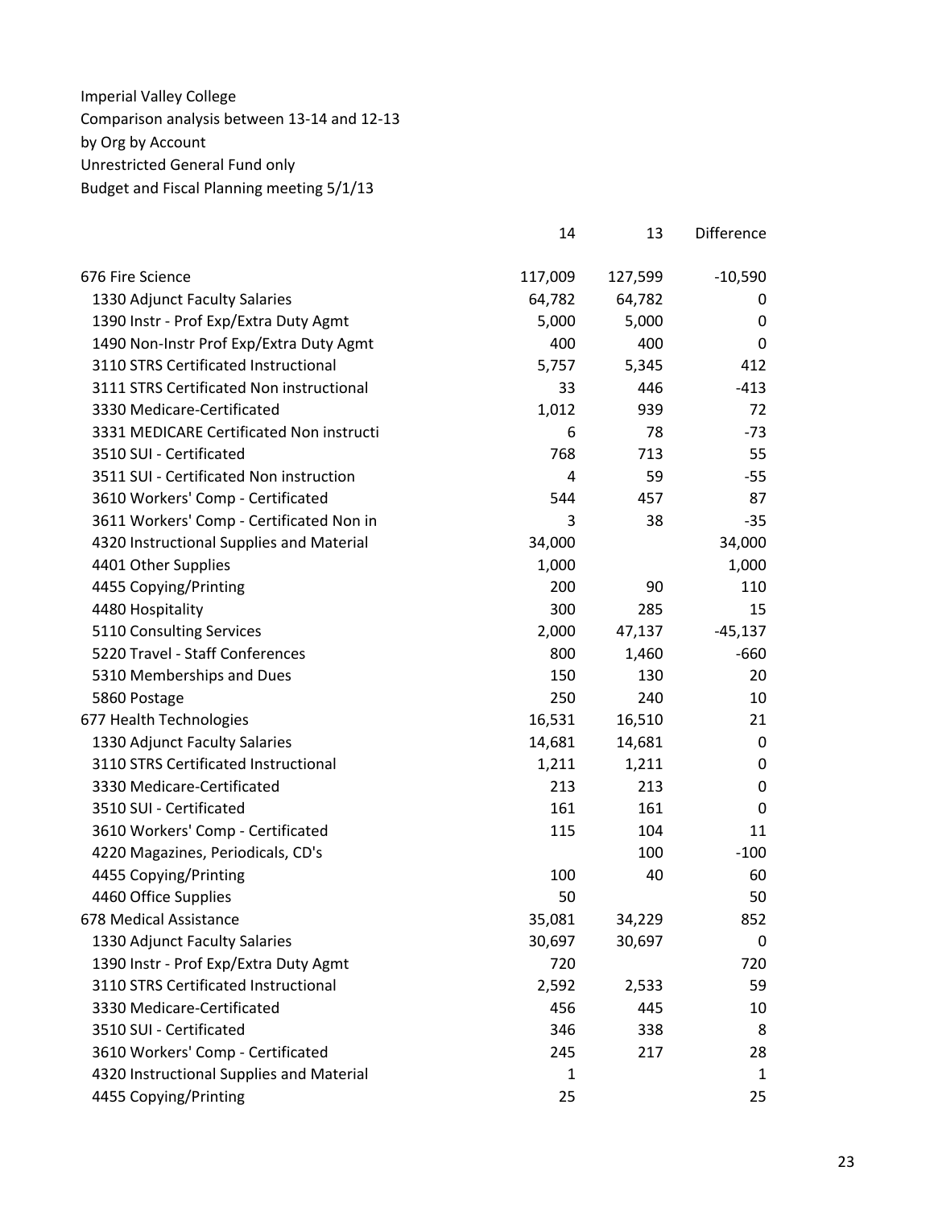Imperial Valley College
Comparison analysis between 13-14 and 12-13
by Org by Account
Unrestricted General Fund only
Budget and Fiscal Planning meeting 5/1/13

| | 14 | 13 | Difference |
|---|---|---|---|
| 676 Fire Science | 117,009 | 127,599 | -10,590 |
| 1330 Adjunct Faculty Salaries | 64,782 | 64,782 | 0 |
| 1390 Instr - Prof Exp/Extra Duty Agmt | 5,000 | 5,000 | 0 |
| 1490 Non-Instr Prof Exp/Extra Duty Agmt | 400 | 400 | 0 |
| 3110 STRS Certificated Instructional | 5,757 | 5,345 | 412 |
| 3111 STRS Certificated Non instructional | 33 | 446 | -413 |
| 3330 Medicare-Certificated | 1,012 | 939 | 72 |
| 3331 MEDICARE Certificated Non instructi | 6 | 78 | -73 |
| 3510 SUI - Certificated | 768 | 713 | 55 |
| 3511 SUI - Certificated Non instruction | 4 | 59 | -55 |
| 3610 Workers' Comp - Certificated | 544 | 457 | 87 |
| 3611 Workers' Comp - Certificated Non in | 3 | 38 | -35 |
| 4320 Instructional Supplies and Material | 34,000 | | 34,000 |
| 4401 Other Supplies | 1,000 | | 1,000 |
| 4455 Copying/Printing | 200 | 90 | 110 |
| 4480 Hospitality | 300 | 285 | 15 |
| 5110 Consulting Services | 2,000 | 47,137 | -45,137 |
| 5220 Travel - Staff Conferences | 800 | 1,460 | -660 |
| 5310 Memberships and Dues | 150 | 130 | 20 |
| 5860 Postage | 250 | 240 | 10 |
| 677 Health Technologies | 16,531 | 16,510 | 21 |
| 1330 Adjunct Faculty Salaries | 14,681 | 14,681 | 0 |
| 3110 STRS Certificated Instructional | 1,211 | 1,211 | 0 |
| 3330 Medicare-Certificated | 213 | 213 | 0 |
| 3510 SUI - Certificated | 161 | 161 | 0 |
| 3610 Workers' Comp - Certificated | 115 | 104 | 11 |
| 4220 Magazines, Periodicals, CD's | | 100 | -100 |
| 4455 Copying/Printing | 100 | 40 | 60 |
| 4460 Office Supplies | 50 | | 50 |
| 678 Medical Assistance | 35,081 | 34,229 | 852 |
| 1330 Adjunct Faculty Salaries | 30,697 | 30,697 | 0 |
| 1390 Instr - Prof Exp/Extra Duty Agmt | 720 | | 720 |
| 3110 STRS Certificated Instructional | 2,592 | 2,533 | 59 |
| 3330 Medicare-Certificated | 456 | 445 | 10 |
| 3510 SUI - Certificated | 346 | 338 | 8 |
| 3610 Workers' Comp - Certificated | 245 | 217 | 28 |
| 4320 Instructional Supplies and Material | 1 | | 1 |
| 4455 Copying/Printing | 25 | | 25 |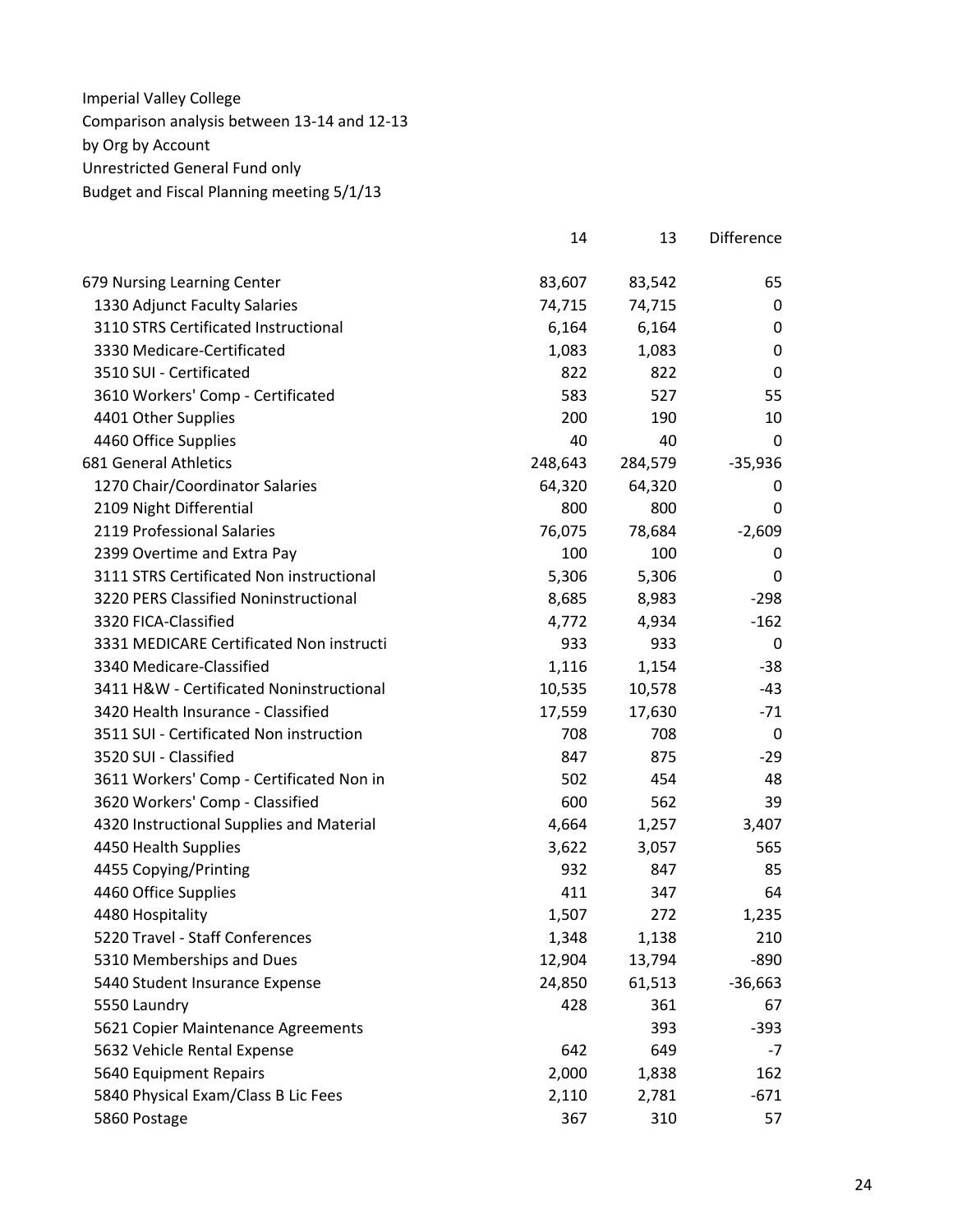Imperial Valley College
Comparison analysis between 13-14 and 12-13
by Org by Account
Unrestricted General Fund only
Budget and Fiscal Planning meeting 5/1/13

| | 14 | 13 | Difference |
|---|---|---|---|
| 679 Nursing Learning Center | 83,607 | 83,542 | 65 |
| 1330 Adjunct Faculty Salaries | 74,715 | 74,715 | 0 |
| 3110 STRS Certificated Instructional | 6,164 | 6,164 | 0 |
| 3330 Medicare-Certificated | 1,083 | 1,083 | 0 |
| 3510 SUI - Certificated | 822 | 822 | 0 |
| 3610 Workers' Comp - Certificated | 583 | 527 | 55 |
| 4401 Other Supplies | 200 | 190 | 10 |
| 4460 Office Supplies | 40 | 40 | 0 |
| 681 General Athletics | 248,643 | 284,579 | -35,936 |
| 1270 Chair/Coordinator Salaries | 64,320 | 64,320 | 0 |
| 2109 Night Differential | 800 | 800 | 0 |
| 2119 Professional Salaries | 76,075 | 78,684 | -2,609 |
| 2399 Overtime and Extra Pay | 100 | 100 | 0 |
| 3111 STRS Certificated Non instructional | 5,306 | 5,306 | 0 |
| 3220 PERS Classified Noninstructional | 8,685 | 8,983 | -298 |
| 3320 FICA-Classified | 4,772 | 4,934 | -162 |
| 3331 MEDICARE Certificated Non instructi | 933 | 933 | 0 |
| 3340 Medicare-Classified | 1,116 | 1,154 | -38 |
| 3411 H&W - Certificated Noninstructional | 10,535 | 10,578 | -43 |
| 3420 Health Insurance - Classified | 17,559 | 17,630 | -71 |
| 3511 SUI - Certificated Non instruction | 708 | 708 | 0 |
| 3520 SUI - Classified | 847 | 875 | -29 |
| 3611 Workers' Comp - Certificated Non in | 502 | 454 | 48 |
| 3620 Workers' Comp - Classified | 600 | 562 | 39 |
| 4320 Instructional Supplies and Material | 4,664 | 1,257 | 3,407 |
| 4450 Health Supplies | 3,622 | 3,057 | 565 |
| 4455 Copying/Printing | 932 | 847 | 85 |
| 4460 Office Supplies | 411 | 347 | 64 |
| 4480 Hospitality | 1,507 | 272 | 1,235 |
| 5220 Travel - Staff Conferences | 1,348 | 1,138 | 210 |
| 5310 Memberships and Dues | 12,904 | 13,794 | -890 |
| 5440 Student Insurance Expense | 24,850 | 61,513 | -36,663 |
| 5550 Laundry | 428 | 361 | 67 |
| 5621 Copier Maintenance Agreements | | 393 | -393 |
| 5632 Vehicle Rental Expense | 642 | 649 | -7 |
| 5640 Equipment Repairs | 2,000 | 1,838 | 162 |
| 5840 Physical Exam/Class B Lic Fees | 2,110 | 2,781 | -671 |
| 5860 Postage | 367 | 310 | 57 |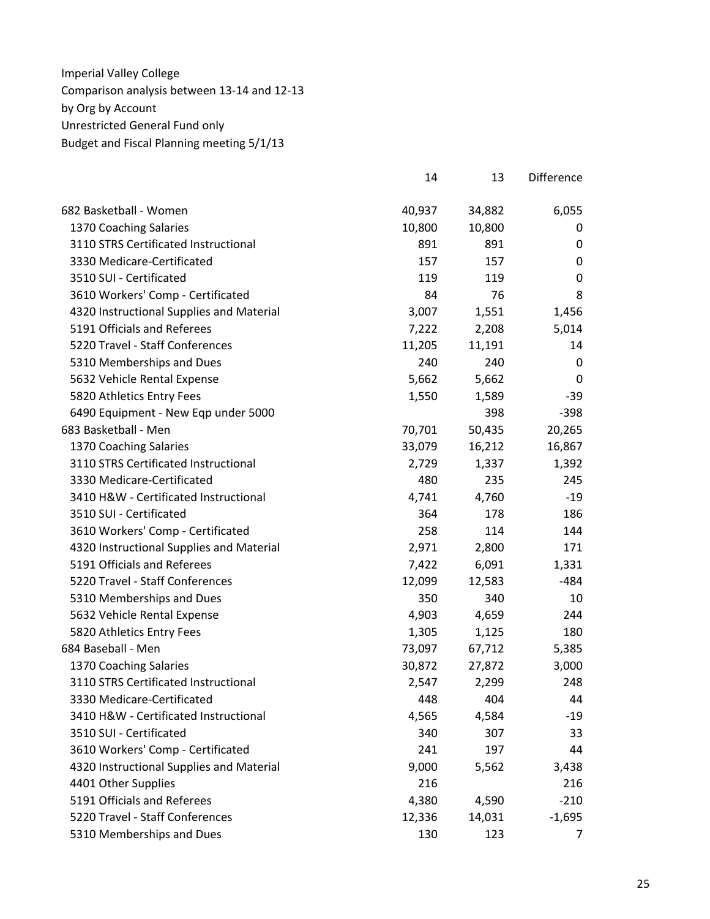Imperial Valley College
Comparison analysis between 13-14 and 12-13
by Org by Account
Unrestricted General Fund only
Budget and Fiscal Planning meeting 5/1/13

| | 14 | 13 | Difference |
|---|---|---|---|
| 682 Basketball - Women | 40,937 | 34,882 | 6,055 |
| 1370 Coaching Salaries | 10,800 | 10,800 | 0 |
| 3110 STRS Certificated Instructional | 891 | 891 | 0 |
| 3330 Medicare-Certificated | 157 | 157 | 0 |
| 3510 SUI - Certificated | 119 | 119 | 0 |
| 3610 Workers' Comp - Certificated | 84 | 76 | 8 |
| 4320 Instructional Supplies and Material | 3,007 | 1,551 | 1,456 |
| 5191 Officials and Referees | 7,222 | 2,208 | 5,014 |
| 5220 Travel - Staff Conferences | 11,205 | 11,191 | 14 |
| 5310 Memberships and Dues | 240 | 240 | 0 |
| 5632 Vehicle Rental Expense | 5,662 | 5,662 | 0 |
| 5820 Athletics Entry Fees | 1,550 | 1,589 | -39 |
| 6490 Equipment - New Eqp under 5000 | | 398 | -398 |
| 683 Basketball - Men | 70,701 | 50,435 | 20,265 |
| 1370 Coaching Salaries | 33,079 | 16,212 | 16,867 |
| 3110 STRS Certificated Instructional | 2,729 | 1,337 | 1,392 |
| 3330 Medicare-Certificated | 480 | 235 | 245 |
| 3410 H&W - Certificated Instructional | 4,741 | 4,760 | -19 |
| 3510 SUI - Certificated | 364 | 178 | 186 |
| 3610 Workers' Comp - Certificated | 258 | 114 | 144 |
| 4320 Instructional Supplies and Material | 2,971 | 2,800 | 171 |
| 5191 Officials and Referees | 7,422 | 6,091 | 1,331 |
| 5220 Travel - Staff Conferences | 12,099 | 12,583 | -484 |
| 5310 Memberships and Dues | 350 | 340 | 10 |
| 5632 Vehicle Rental Expense | 4,903 | 4,659 | 244 |
| 5820 Athletics Entry Fees | 1,305 | 1,125 | 180 |
| 684 Baseball - Men | 73,097 | 67,712 | 5,385 |
| 1370 Coaching Salaries | 30,872 | 27,872 | 3,000 |
| 3110 STRS Certificated Instructional | 2,547 | 2,299 | 248 |
| 3330 Medicare-Certificated | 448 | 404 | 44 |
| 3410 H&W - Certificated Instructional | 4,565 | 4,584 | -19 |
| 3510 SUI - Certificated | 340 | 307 | 33 |
| 3610 Workers' Comp - Certificated | 241 | 197 | 44 |
| 4320 Instructional Supplies and Material | 9,000 | 5,562 | 3,438 |
| 4401 Other Supplies | 216 | | 216 |
| 5191 Officials and Referees | 4,380 | 4,590 | -210 |
| 5220 Travel - Staff Conferences | 12,336 | 14,031 | -1,695 |
| 5310 Memberships and Dues | 130 | 123 | 7 |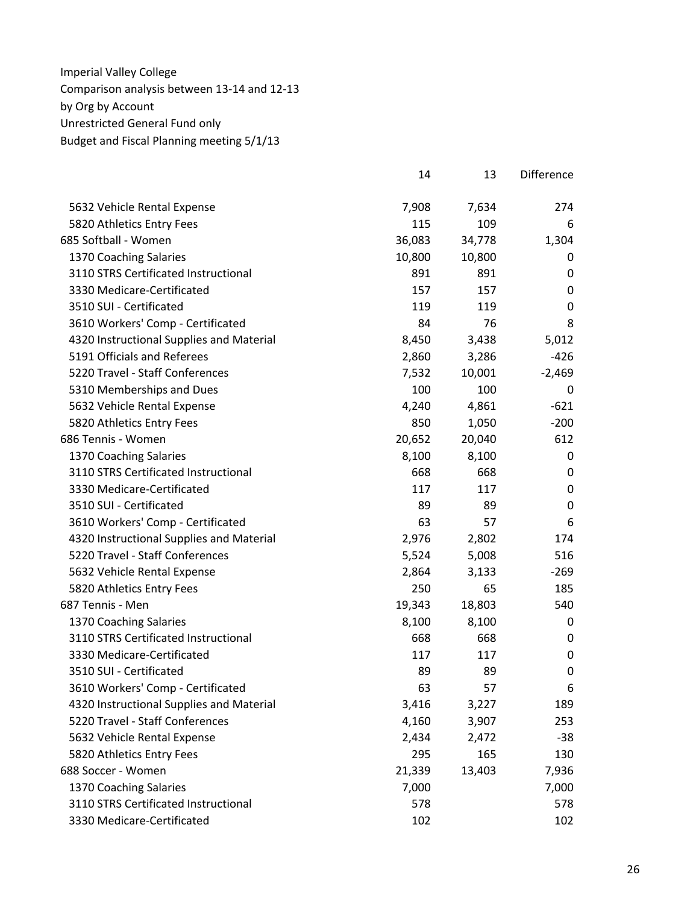Imperial Valley College
Comparison analysis between 13-14 and 12-13
by Org by Account
Unrestricted General Fund only
Budget and Fiscal Planning meeting 5/1/13

| | 14 | 13 | Difference |
|---|---|---|---|
| 5632 Vehicle Rental Expense | 7,908 | 7,634 | 274 |
| 5820 Athletics Entry Fees | 115 | 109 | 6 |
| 685 Softball - Women | 36,083 | 34,778 | 1,304 |
| 1370 Coaching Salaries | 10,800 | 10,800 | 0 |
| 3110 STRS Certificated Instructional | 891 | 891 | 0 |
| 3330 Medicare-Certificated | 157 | 157 | 0 |
| 3510 SUI - Certificated | 119 | 119 | 0 |
| 3610 Workers' Comp - Certificated | 84 | 76 | 8 |
| 4320 Instructional Supplies and Material | 8,450 | 3,438 | 5,012 |
| 5191 Officials and Referees | 2,860 | 3,286 | -426 |
| 5220 Travel - Staff Conferences | 7,532 | 10,001 | -2,469 |
| 5310 Memberships and Dues | 100 | 100 | 0 |
| 5632 Vehicle Rental Expense | 4,240 | 4,861 | -621 |
| 5820 Athletics Entry Fees | 850 | 1,050 | -200 |
| 686 Tennis - Women | 20,652 | 20,040 | 612 |
| 1370 Coaching Salaries | 8,100 | 8,100 | 0 |
| 3110 STRS Certificated Instructional | 668 | 668 | 0 |
| 3330 Medicare-Certificated | 117 | 117 | 0 |
| 3510 SUI - Certificated | 89 | 89 | 0 |
| 3610 Workers' Comp - Certificated | 63 | 57 | 6 |
| 4320 Instructional Supplies and Material | 2,976 | 2,802 | 174 |
| 5220 Travel - Staff Conferences | 5,524 | 5,008 | 516 |
| 5632 Vehicle Rental Expense | 2,864 | 3,133 | -269 |
| 5820 Athletics Entry Fees | 250 | 65 | 185 |
| 687 Tennis - Men | 19,343 | 18,803 | 540 |
| 1370 Coaching Salaries | 8,100 | 8,100 | 0 |
| 3110 STRS Certificated Instructional | 668 | 668 | 0 |
| 3330 Medicare-Certificated | 117 | 117 | 0 |
| 3510 SUI - Certificated | 89 | 89 | 0 |
| 3610 Workers' Comp - Certificated | 63 | 57 | 6 |
| 4320 Instructional Supplies and Material | 3,416 | 3,227 | 189 |
| 5220 Travel - Staff Conferences | 4,160 | 3,907 | 253 |
| 5632 Vehicle Rental Expense | 2,434 | 2,472 | -38 |
| 5820 Athletics Entry Fees | 295 | 165 | 130 |
| 688 Soccer - Women | 21,339 | 13,403 | 7,936 |
| 1370 Coaching Salaries | 7,000 | | 7,000 |
| 3110 STRS Certificated Instructional | 578 | | 578 |
| 3330 Medicare-Certificated | 102 | | 102 |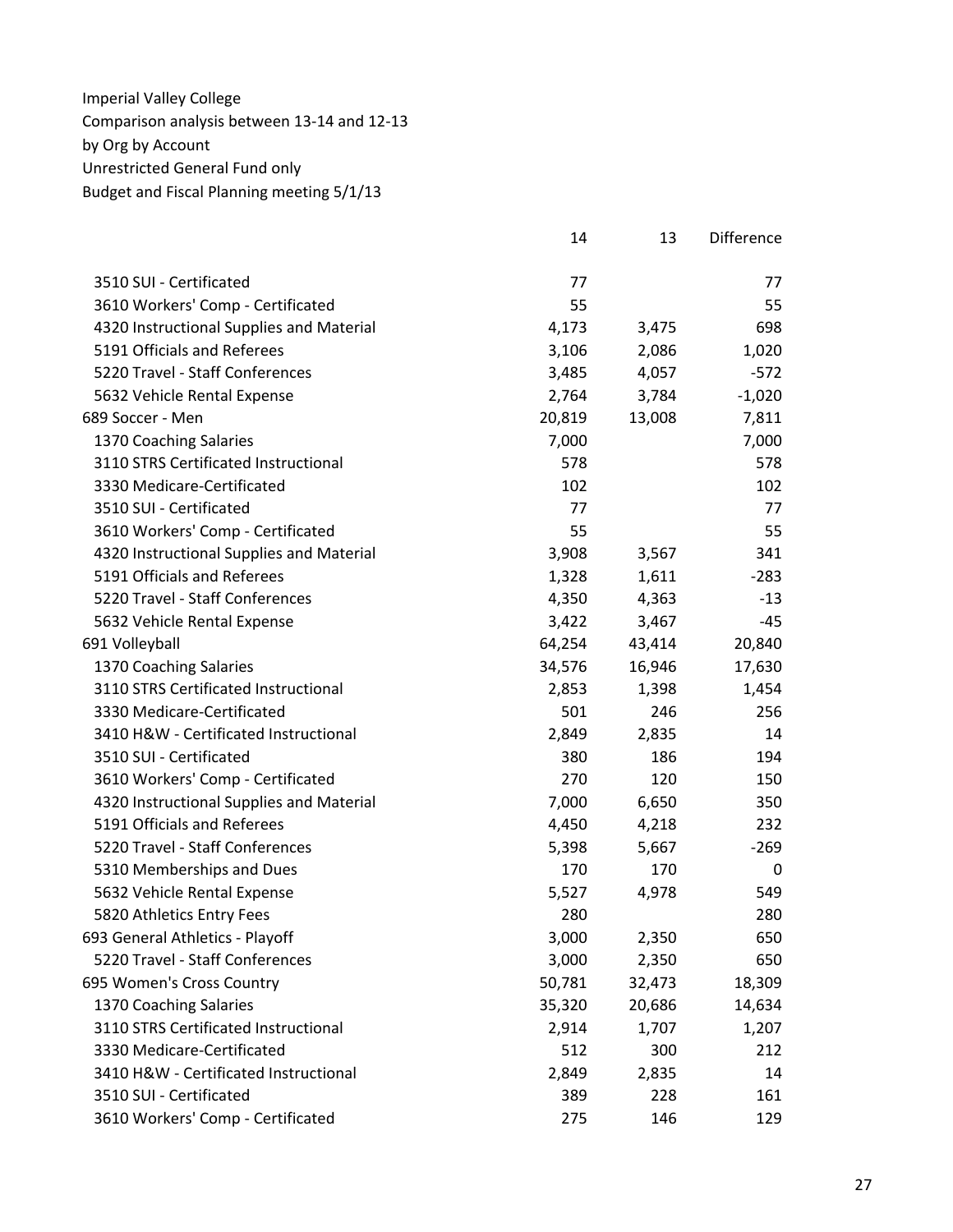Imperial Valley College
Comparison analysis between 13-14 and 12-13
by Org by Account
Unrestricted General Fund only
Budget and Fiscal Planning meeting 5/1/13

| | 14 | 13 | Difference |
|---|---|---|---|
| 3510 SUI - Certificated | 77 | | 77 |
| 3610 Workers' Comp - Certificated | 55 | | 55 |
| 4320 Instructional Supplies and Material | 4,173 | 3,475 | 698 |
| 5191 Officials and Referees | 3,106 | 2,086 | 1,020 |
| 5220 Travel - Staff Conferences | 3,485 | 4,057 | -572 |
| 5632 Vehicle Rental Expense | 2,764 | 3,784 | -1,020 |
| 689 Soccer - Men | 20,819 | 13,008 | 7,811 |
| 1370 Coaching Salaries | 7,000 | | 7,000 |
| 3110 STRS Certificated Instructional | 578 | | 578 |
| 3330 Medicare-Certificated | 102 | | 102 |
| 3510 SUI - Certificated | 77 | | 77 |
| 3610 Workers' Comp - Certificated | 55 | | 55 |
| 4320 Instructional Supplies and Material | 3,908 | 3,567 | 341 |
| 5191 Officials and Referees | 1,328 | 1,611 | -283 |
| 5220 Travel - Staff Conferences | 4,350 | 4,363 | -13 |
| 5632 Vehicle Rental Expense | 3,422 | 3,467 | -45 |
| 691 Volleyball | 64,254 | 43,414 | 20,840 |
| 1370 Coaching Salaries | 34,576 | 16,946 | 17,630 |
| 3110 STRS Certificated Instructional | 2,853 | 1,398 | 1,454 |
| 3330 Medicare-Certificated | 501 | 246 | 256 |
| 3410 H&W - Certificated Instructional | 2,849 | 2,835 | 14 |
| 3510 SUI - Certificated | 380 | 186 | 194 |
| 3610 Workers' Comp - Certificated | 270 | 120 | 150 |
| 4320 Instructional Supplies and Material | 7,000 | 6,650 | 350 |
| 5191 Officials and Referees | 4,450 | 4,218 | 232 |
| 5220 Travel - Staff Conferences | 5,398 | 5,667 | -269 |
| 5310 Memberships and Dues | 170 | 170 | 0 |
| 5632 Vehicle Rental Expense | 5,527 | 4,978 | 549 |
| 5820 Athletics Entry Fees | 280 | | 280 |
| 693 General Athletics - Playoff | 3,000 | 2,350 | 650 |
| 5220 Travel - Staff Conferences | 3,000 | 2,350 | 650 |
| 695 Women's Cross Country | 50,781 | 32,473 | 18,309 |
| 1370 Coaching Salaries | 35,320 | 20,686 | 14,634 |
| 3110 STRS Certificated Instructional | 2,914 | 1,707 | 1,207 |
| 3330 Medicare-Certificated | 512 | 300 | 212 |
| 3410 H&W - Certificated Instructional | 2,849 | 2,835 | 14 |
| 3510 SUI - Certificated | 389 | 228 | 161 |
| 3610 Workers' Comp - Certificated | 275 | 146 | 129 |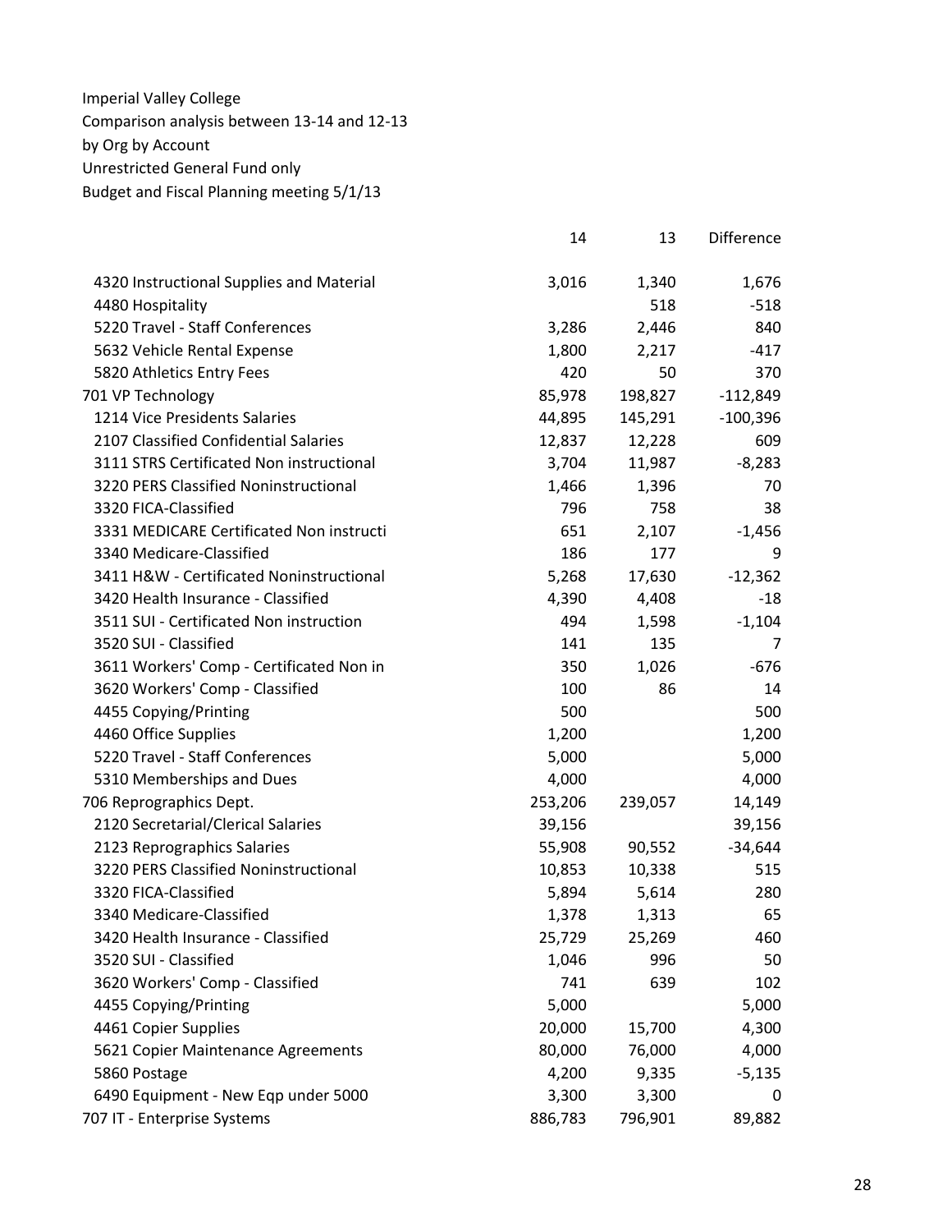Imperial Valley College
Comparison analysis between 13-14 and 12-13
by Org by Account
Unrestricted General Fund only
Budget and Fiscal Planning meeting 5/1/13

| | 14 | 13 | Difference |
|---|---|---|---|
| 4320 Instructional Supplies and Material | 3,016 | 1,340 | 1,676 |
| 4480 Hospitality | | 518 | -518 |
| 5220 Travel - Staff Conferences | 3,286 | 2,446 | 840 |
| 5632 Vehicle Rental Expense | 1,800 | 2,217 | -417 |
| 5820 Athletics Entry Fees | 420 | 50 | 370 |
| 701 VP Technology | 85,978 | 198,827 | -112,849 |
| 1214 Vice Presidents Salaries | 44,895 | 145,291 | -100,396 |
| 2107 Classified Confidential Salaries | 12,837 | 12,228 | 609 |
| 3111 STRS Certificated Non instructional | 3,704 | 11,987 | -8,283 |
| 3220 PERS Classified Noninstructional | 1,466 | 1,396 | 70 |
| 3320 FICA-Classified | 796 | 758 | 38 |
| 3331 MEDICARE Certificated Non instructi | 651 | 2,107 | -1,456 |
| 3340 Medicare-Classified | 186 | 177 | 9 |
| 3411 H&W - Certificated Noninstructional | 5,268 | 17,630 | -12,362 |
| 3420 Health Insurance - Classified | 4,390 | 4,408 | -18 |
| 3511 SUI - Certificated Non instruction | 494 | 1,598 | -1,104 |
| 3520 SUI - Classified | 141 | 135 | 7 |
| 3611 Workers' Comp - Certificated Non in | 350 | 1,026 | -676 |
| 3620 Workers' Comp - Classified | 100 | 86 | 14 |
| 4455 Copying/Printing | 500 | | 500 |
| 4460 Office Supplies | 1,200 | | 1,200 |
| 5220 Travel - Staff Conferences | 5,000 | | 5,000 |
| 5310 Memberships and Dues | 4,000 | | 4,000 |
| 706 Reprographics Dept. | 253,206 | 239,057 | 14,149 |
| 2120 Secretarial/Clerical Salaries | 39,156 | | 39,156 |
| 2123 Reprographics Salaries | 55,908 | 90,552 | -34,644 |
| 3220 PERS Classified Noninstructional | 10,853 | 10,338 | 515 |
| 3320 FICA-Classified | 5,894 | 5,614 | 280 |
| 3340 Medicare-Classified | 1,378 | 1,313 | 65 |
| 3420 Health Insurance - Classified | 25,729 | 25,269 | 460 |
| 3520 SUI - Classified | 1,046 | 996 | 50 |
| 3620 Workers' Comp - Classified | 741 | 639 | 102 |
| 4455 Copying/Printing | 5,000 | | 5,000 |
| 4461 Copier Supplies | 20,000 | 15,700 | 4,300 |
| 5621 Copier Maintenance Agreements | 80,000 | 76,000 | 4,000 |
| 5860 Postage | 4,200 | 9,335 | -5,135 |
| 6490 Equipment - New Eqp under 5000 | 3,300 | 3,300 | 0 |
| 707 IT - Enterprise Systems | 886,783 | 796,901 | 89,882 |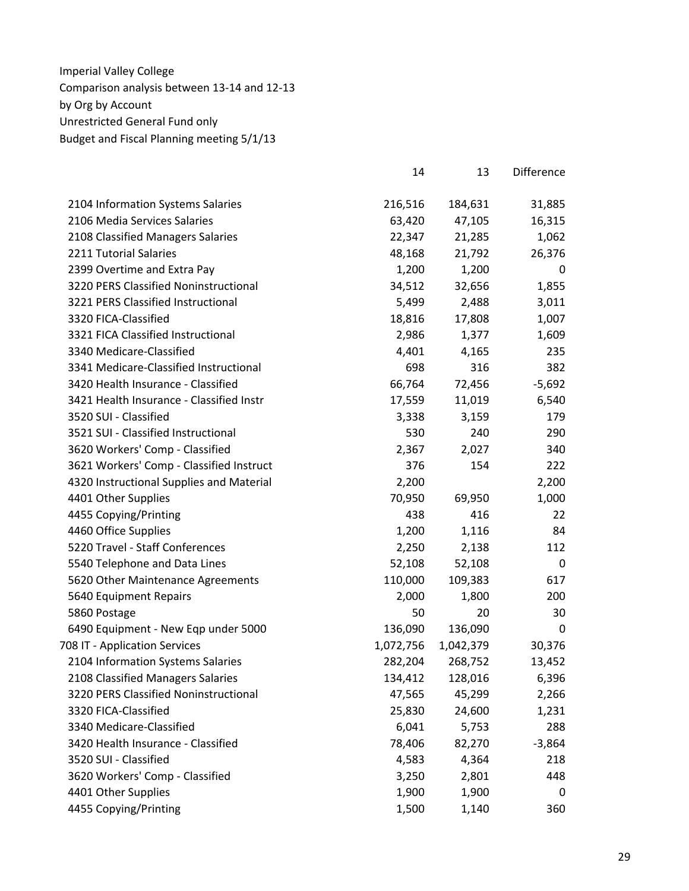Imperial Valley College
Comparison analysis between 13-14 and 12-13
by Org by Account
Unrestricted General Fund only
Budget and Fiscal Planning meeting 5/1/13

| | 14 | 13 | Difference |
|---|---:|---:|---:|
| 2104 Information Systems Salaries | 216,516 | 184,631 | 31,885 |
| 2106 Media Services Salaries | 63,420 | 47,105 | 16,315 |
| 2108 Classified Managers Salaries | 22,347 | 21,285 | 1,062 |
| 2211 Tutorial Salaries | 48,168 | 21,792 | 26,376 |
| 2399 Overtime and Extra Pay | 1,200 | 1,200 | 0 |
| 3220 PERS Classified Noninstructional | 34,512 | 32,656 | 1,855 |
| 3221 PERS Classified Instructional | 5,499 | 2,488 | 3,011 |
| 3320 FICA-Classified | 18,816 | 17,808 | 1,007 |
| 3321 FICA Classified Instructional | 2,986 | 1,377 | 1,609 |
| 3340 Medicare-Classified | 4,401 | 4,165 | 235 |
| 3341 Medicare-Classified Instructional | 698 | 316 | 382 |
| 3420 Health Insurance - Classified | 66,764 | 72,456 | -5,692 |
| 3421 Health Insurance - Classified Instr | 17,559 | 11,019 | 6,540 |
| 3520 SUI - Classified | 3,338 | 3,159 | 179 |
| 3521 SUI - Classified Instructional | 530 | 240 | 290 |
| 3620 Workers' Comp - Classified | 2,367 | 2,027 | 340 |
| 3621 Workers' Comp - Classified Instruct | 376 | 154 | 222 |
| 4320 Instructional Supplies and Material | 2,200 | | 2,200 |
| 4401 Other Supplies | 70,950 | 69,950 | 1,000 |
| 4455 Copying/Printing | 438 | 416 | 22 |
| 4460 Office Supplies | 1,200 | 1,116 | 84 |
| 5220 Travel - Staff Conferences | 2,250 | 2,138 | 112 |
| 5540 Telephone and Data Lines | 52,108 | 52,108 | 0 |
| 5620 Other Maintenance Agreements | 110,000 | 109,383 | 617 |
| 5640 Equipment Repairs | 2,000 | 1,800 | 200 |
| 5860 Postage | 50 | 20 | 30 |
| 6490 Equipment - New Eqp under 5000 | 136,090 | 136,090 | 0 |
| 708 IT - Application Services | 1,072,756 | 1,042,379 | 30,376 |
| 2104 Information Systems Salaries | 282,204 | 268,752 | 13,452 |
| 2108 Classified Managers Salaries | 134,412 | 128,016 | 6,396 |
| 3220 PERS Classified Noninstructional | 47,565 | 45,299 | 2,266 |
| 3320 FICA-Classified | 25,830 | 24,600 | 1,231 |
| 3340 Medicare-Classified | 6,041 | 5,753 | 288 |
| 3420 Health Insurance - Classified | 78,406 | 82,270 | -3,864 |
| 3520 SUI - Classified | 4,583 | 4,364 | 218 |
| 3620 Workers' Comp - Classified | 3,250 | 2,801 | 448 |
| 4401 Other Supplies | 1,900 | 1,900 | 0 |
| 4455 Copying/Printing | 1,500 | 1,140 | 360 |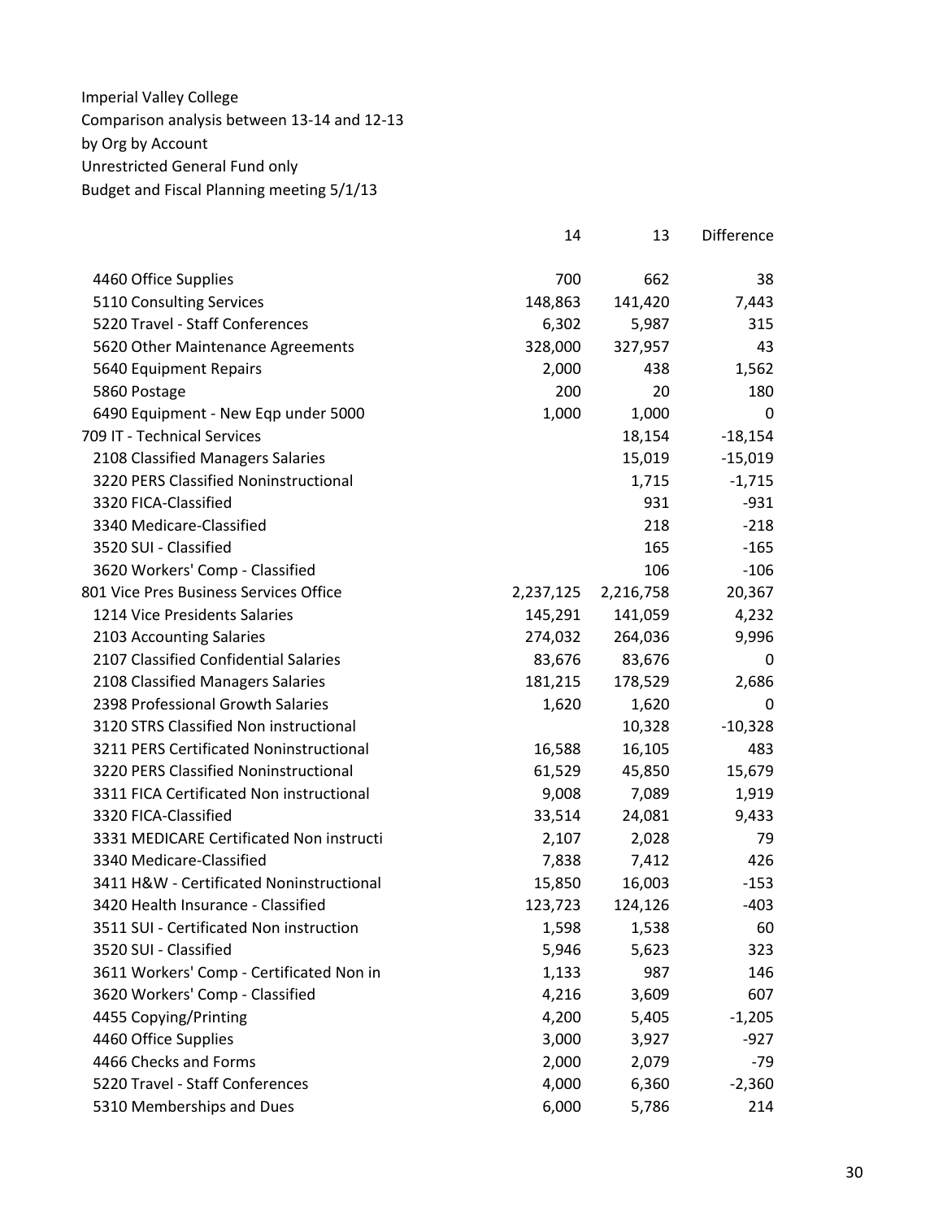Imperial Valley College
Comparison analysis between 13-14 and 12-13
by Org by Account
Unrestricted General Fund only
Budget and Fiscal Planning meeting 5/1/13

| | 14 | 13 | Difference |
|---|---|---|---|
| 4460 Office Supplies | 700 | 662 | 38 |
| 5110 Consulting Services | 148,863 | 141,420 | 7,443 |
| 5220 Travel - Staff Conferences | 6,302 | 5,987 | 315 |
| 5620 Other Maintenance Agreements | 328,000 | 327,957 | 43 |
| 5640 Equipment Repairs | 2,000 | 438 | 1,562 |
| 5860 Postage | 200 | 20 | 180 |
| 6490 Equipment - New Eqp under 5000 | 1,000 | 1,000 | 0 |
| 709 IT - Technical Services | | 18,154 | -18,154 |
| 2108 Classified Managers Salaries | | 15,019 | -15,019 |
| 3220 PERS Classified Noninstructional | | 1,715 | -1,715 |
| 3320 FICA-Classified | | 931 | -931 |
| 3340 Medicare-Classified | | 218 | -218 |
| 3520 SUI - Classified | | 165 | -165 |
| 3620 Workers' Comp - Classified | | 106 | -106 |
| 801 Vice Pres Business Services Office | 2,237,125 | 2,216,758 | 20,367 |
| 1214 Vice Presidents Salaries | 145,291 | 141,059 | 4,232 |
| 2103 Accounting Salaries | 274,032 | 264,036 | 9,996 |
| 2107 Classified Confidential Salaries | 83,676 | 83,676 | 0 |
| 2108 Classified Managers Salaries | 181,215 | 178,529 | 2,686 |
| 2398 Professional Growth Salaries | 1,620 | 1,620 | 0 |
| 3120 STRS Classified Non instructional | | 10,328 | -10,328 |
| 3211 PERS Certificated Noninstructional | 16,588 | 16,105 | 483 |
| 3220 PERS Classified Noninstructional | 61,529 | 45,850 | 15,679 |
| 3311 FICA Certificated Non instructional | 9,008 | 7,089 | 1,919 |
| 3320 FICA-Classified | 33,514 | 24,081 | 9,433 |
| 3331 MEDICARE Certificated Non instructi | 2,107 | 2,028 | 79 |
| 3340 Medicare-Classified | 7,838 | 7,412 | 426 |
| 3411 H&W - Certificated Noninstructional | 15,850 | 16,003 | -153 |
| 3420 Health Insurance - Classified | 123,723 | 124,126 | -403 |
| 3511 SUI - Certificated Non instruction | 1,598 | 1,538 | 60 |
| 3520 SUI - Classified | 5,946 | 5,623 | 323 |
| 3611 Workers' Comp - Certificated Non in | 1,133 | 987 | 146 |
| 3620 Workers' Comp - Classified | 4,216 | 3,609 | 607 |
| 4455 Copying/Printing | 4,200 | 5,405 | -1,205 |
| 4460 Office Supplies | 3,000 | 3,927 | -927 |
| 4466 Checks and Forms | 2,000 | 2,079 | -79 |
| 5220 Travel - Staff Conferences | 4,000 | 6,360 | -2,360 |
| 5310 Memberships and Dues | 6,000 | 5,786 | 214 |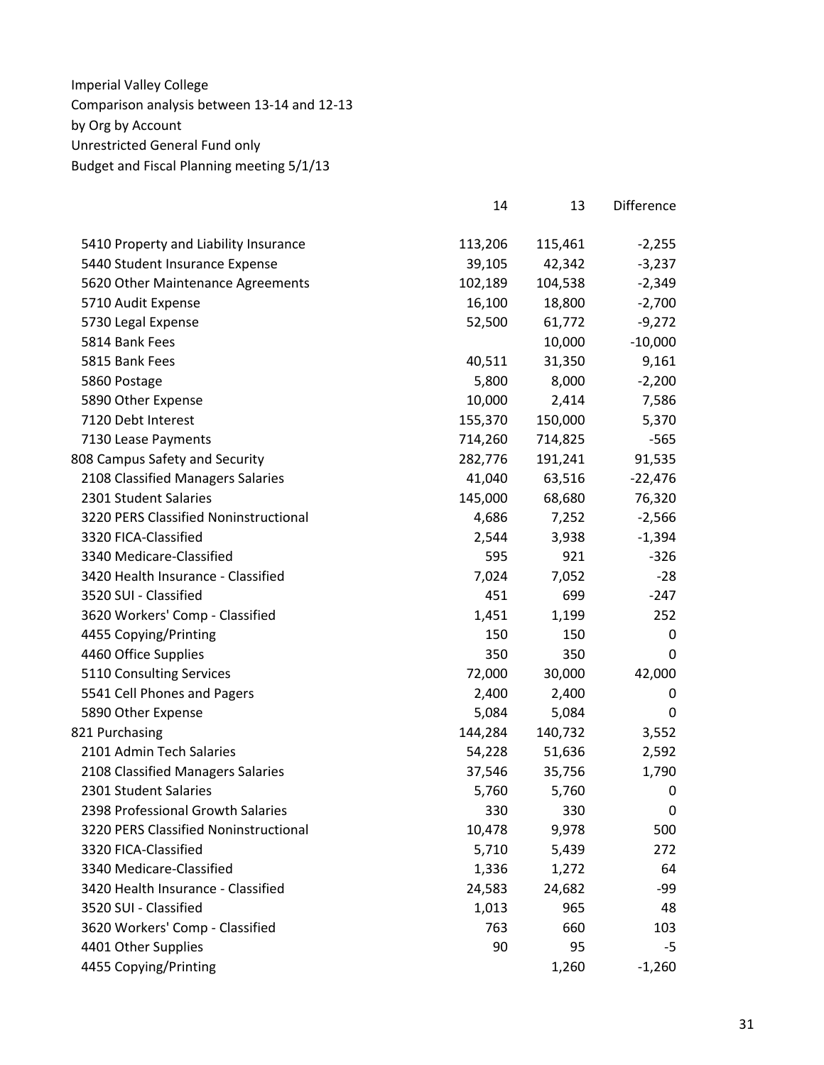Imperial Valley College
Comparison analysis between 13-14 and 12-13
by Org by Account
Unrestricted General Fund only
Budget and Fiscal Planning meeting 5/1/13

| | 14 | 13 | Difference |
|---|---|---|---|
| 5410 Property and Liability Insurance | 113,206 | 115,461 | -2,255 |
| 5440 Student Insurance Expense | 39,105 | 42,342 | -3,237 |
| 5620 Other Maintenance Agreements | 102,189 | 104,538 | -2,349 |
| 5710 Audit Expense | 16,100 | 18,800 | -2,700 |
| 5730 Legal Expense | 52,500 | 61,772 | -9,272 |
| 5814 Bank Fees | | 10,000 | -10,000 |
| 5815 Bank Fees | 40,511 | 31,350 | 9,161 |
| 5860 Postage | 5,800 | 8,000 | -2,200 |
| 5890 Other Expense | 10,000 | 2,414 | 7,586 |
| 7120 Debt Interest | 155,370 | 150,000 | 5,370 |
| 7130 Lease Payments | 714,260 | 714,825 | -565 |
| 808 Campus Safety and Security | 282,776 | 191,241 | 91,535 |
| 2108 Classified Managers Salaries | 41,040 | 63,516 | -22,476 |
| 2301 Student Salaries | 145,000 | 68,680 | 76,320 |
| 3220 PERS Classified Noninstructional | 4,686 | 7,252 | -2,566 |
| 3320 FICA-Classified | 2,544 | 3,938 | -1,394 |
| 3340 Medicare-Classified | 595 | 921 | -326 |
| 3420 Health Insurance - Classified | 7,024 | 7,052 | -28 |
| 3520 SUI - Classified | 451 | 699 | -247 |
| 3620 Workers' Comp - Classified | 1,451 | 1,199 | 252 |
| 4455 Copying/Printing | 150 | 150 | 0 |
| 4460 Office Supplies | 350 | 350 | 0 |
| 5110 Consulting Services | 72,000 | 30,000 | 42,000 |
| 5541 Cell Phones and Pagers | 2,400 | 2,400 | 0 |
| 5890 Other Expense | 5,084 | 5,084 | 0 |
| 821 Purchasing | 144,284 | 140,732 | 3,552 |
| 2101 Admin Tech Salaries | 54,228 | 51,636 | 2,592 |
| 2108 Classified Managers Salaries | 37,546 | 35,756 | 1,790 |
| 2301 Student Salaries | 5,760 | 5,760 | 0 |
| 2398 Professional Growth Salaries | 330 | 330 | 0 |
| 3220 PERS Classified Noninstructional | 10,478 | 9,978 | 500 |
| 3320 FICA-Classified | 5,710 | 5,439 | 272 |
| 3340 Medicare-Classified | 1,336 | 1,272 | 64 |
| 3420 Health Insurance - Classified | 24,583 | 24,682 | -99 |
| 3520 SUI - Classified | 1,013 | 965 | 48 |
| 3620 Workers' Comp - Classified | 763 | 660 | 103 |
| 4401 Other Supplies | 90 | 95 | -5 |
| 4455 Copying/Printing | | 1,260 | -1,260 |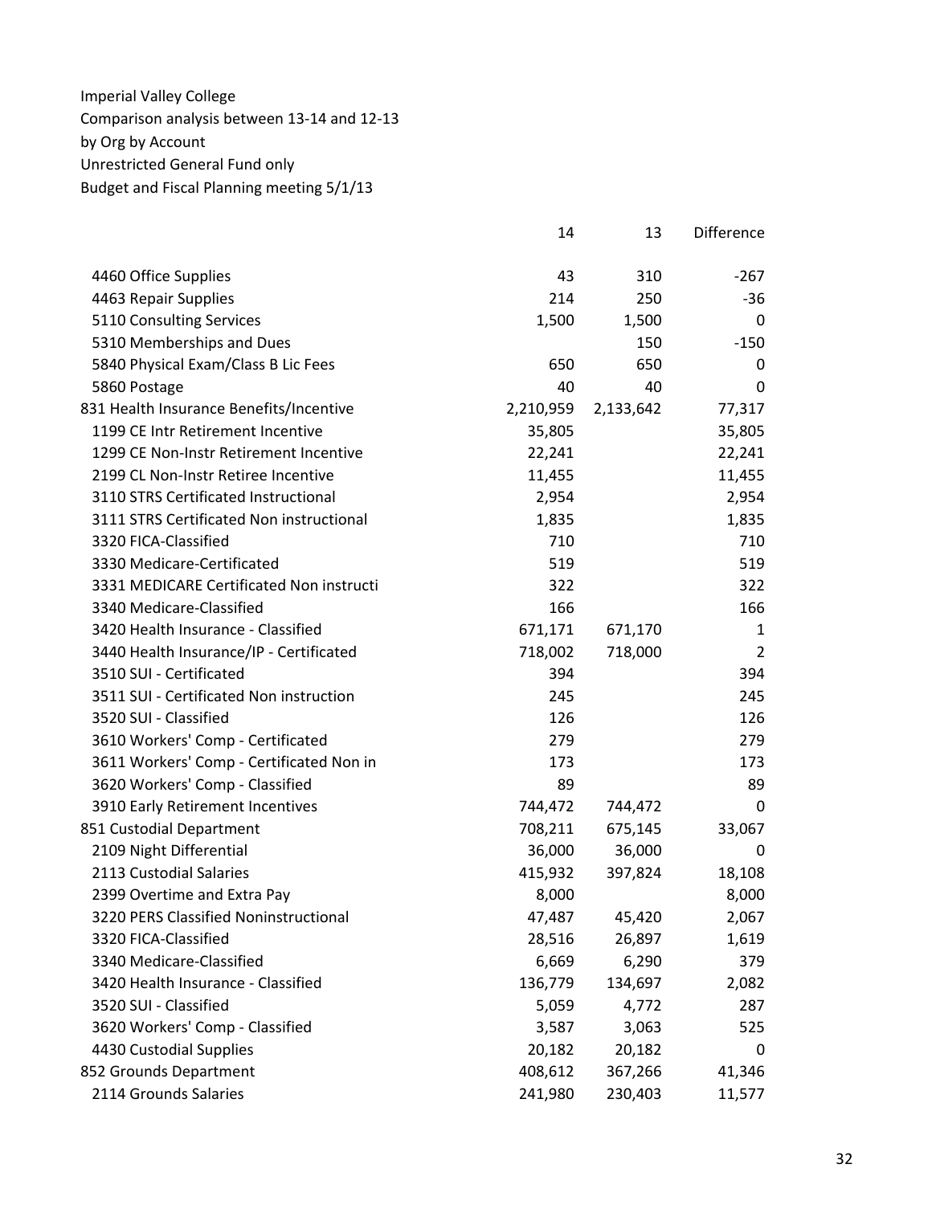Imperial Valley College
Comparison analysis between 13-14 and 12-13
by Org by Account
Unrestricted General Fund only
Budget and Fiscal Planning meeting 5/1/13

| | 14 | 13 | Difference |
|---|---|---|---|
| 4460 Office Supplies | 43 | 310 | -267 |
| 4463 Repair Supplies | 214 | 250 | -36 |
| 5110 Consulting Services | 1,500 | 1,500 | 0 |
| 5310 Memberships and Dues | | 150 | -150 |
| 5840 Physical Exam/Class B Lic Fees | 650 | 650 | 0 |
| 5860 Postage | 40 | 40 | 0 |
| 831 Health Insurance Benefits/Incentive | 2,210,959 | 2,133,642 | 77,317 |
| 1199 CE Intr Retirement Incentive | 35,805 | | 35,805 |
| 1299 CE Non-Instr Retirement Incentive | 22,241 | | 22,241 |
| 2199 CL Non-Instr Retiree Incentive | 11,455 | | 11,455 |
| 3110 STRS Certificated Instructional | 2,954 | | 2,954 |
| 3111 STRS Certificated Non instructional | 1,835 | | 1,835 |
| 3320 FICA-Classified | 710 | | 710 |
| 3330 Medicare-Certificated | 519 | | 519 |
| 3331 MEDICARE Certificated Non instructi | 322 | | 322 |
| 3340 Medicare-Classified | 166 | | 166 |
| 3420 Health Insurance - Classified | 671,171 | 671,170 | 1 |
| 3440 Health Insurance/IP - Certificated | 718,002 | 718,000 | 2 |
| 3510 SUI - Certificated | 394 | | 394 |
| 3511 SUI - Certificated Non instruction | 245 | | 245 |
| 3520 SUI - Classified | 126 | | 126 |
| 3610 Workers' Comp - Certificated | 279 | | 279 |
| 3611 Workers' Comp - Certificated Non in | 173 | | 173 |
| 3620 Workers' Comp - Classified | 89 | | 89 |
| 3910 Early Retirement Incentives | 744,472 | 744,472 | 0 |
| 851 Custodial Department | 708,211 | 675,145 | 33,067 |
| 2109 Night Differential | 36,000 | 36,000 | 0 |
| 2113 Custodial Salaries | 415,932 | 397,824 | 18,108 |
| 2399 Overtime and Extra Pay | 8,000 | | 8,000 |
| 3220 PERS Classified Noninstructional | 47,487 | 45,420 | 2,067 |
| 3320 FICA-Classified | 28,516 | 26,897 | 1,619 |
| 3340 Medicare-Classified | 6,669 | 6,290 | 379 |
| 3420 Health Insurance - Classified | 136,779 | 134,697 | 2,082 |
| 3520 SUI - Classified | 5,059 | 4,772 | 287 |
| 3620 Workers' Comp - Classified | 3,587 | 3,063 | 525 |
| 4430 Custodial Supplies | 20,182 | 20,182 | 0 |
| 852 Grounds Department | 408,612 | 367,266 | 41,346 |
| 2114 Grounds Salaries | 241,980 | 230,403 | 11,577 |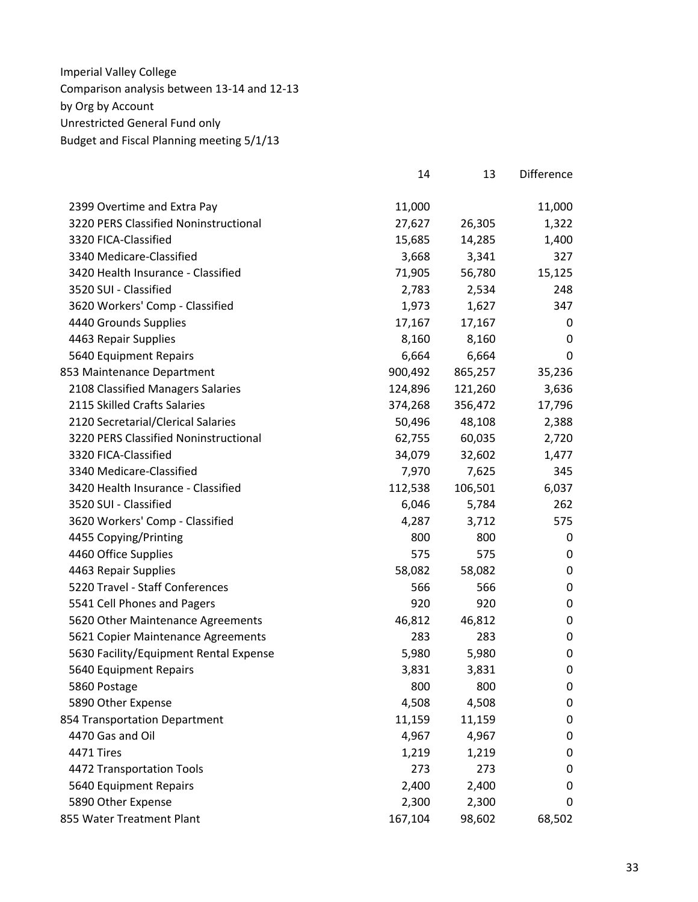Imperial Valley College
Comparison analysis between 13-14 and 12-13
by Org by Account
Unrestricted General Fund only
Budget and Fiscal Planning meeting 5/1/13

| | 14 | 13 | Difference |
|---|---|---|---|
| 2399 Overtime and Extra Pay | 11,000 | | 11,000 |
| 3220 PERS Classified Noninstructional | 27,627 | 26,305 | 1,322 |
| 3320 FICA-Classified | 15,685 | 14,285 | 1,400 |
| 3340 Medicare-Classified | 3,668 | 3,341 | 327 |
| 3420 Health Insurance - Classified | 71,905 | 56,780 | 15,125 |
| 3520 SUI - Classified | 2,783 | 2,534 | 248 |
| 3620 Workers' Comp - Classified | 1,973 | 1,627 | 347 |
| 4440 Grounds Supplies | 17,167 | 17,167 | 0 |
| 4463 Repair Supplies | 8,160 | 8,160 | 0 |
| 5640 Equipment Repairs | 6,664 | 6,664 | 0 |
| 853 Maintenance Department | 900,492 | 865,257 | 35,236 |
| 2108 Classified Managers Salaries | 124,896 | 121,260 | 3,636 |
| 2115 Skilled Crafts Salaries | 374,268 | 356,472 | 17,796 |
| 2120 Secretarial/Clerical Salaries | 50,496 | 48,108 | 2,388 |
| 3220 PERS Classified Noninstructional | 62,755 | 60,035 | 2,720 |
| 3320 FICA-Classified | 34,079 | 32,602 | 1,477 |
| 3340 Medicare-Classified | 7,970 | 7,625 | 345 |
| 3420 Health Insurance - Classified | 112,538 | 106,501 | 6,037 |
| 3520 SUI - Classified | 6,046 | 5,784 | 262 |
| 3620 Workers' Comp - Classified | 4,287 | 3,712 | 575 |
| 4455 Copying/Printing | 800 | 800 | 0 |
| 4460 Office Supplies | 575 | 575 | 0 |
| 4463 Repair Supplies | 58,082 | 58,082 | 0 |
| 5220 Travel - Staff Conferences | 566 | 566 | 0 |
| 5541 Cell Phones and Pagers | 920 | 920 | 0 |
| 5620 Other Maintenance Agreements | 46,812 | 46,812 | 0 |
| 5621 Copier Maintenance Agreements | 283 | 283 | 0 |
| 5630 Facility/Equipment Rental Expense | 5,980 | 5,980 | 0 |
| 5640 Equipment Repairs | 3,831 | 3,831 | 0 |
| 5860 Postage | 800 | 800 | 0 |
| 5890 Other Expense | 4,508 | 4,508 | 0 |
| 854 Transportation Department | 11,159 | 11,159 | 0 |
| 4470 Gas and Oil | 4,967 | 4,967 | 0 |
| 4471 Tires | 1,219 | 1,219 | 0 |
| 4472 Transportation Tools | 273 | 273 | 0 |
| 5640 Equipment Repairs | 2,400 | 2,400 | 0 |
| 5890 Other Expense | 2,300 | 2,300 | 0 |
| 855 Water Treatment Plant | 167,104 | 98,602 | 68,502 |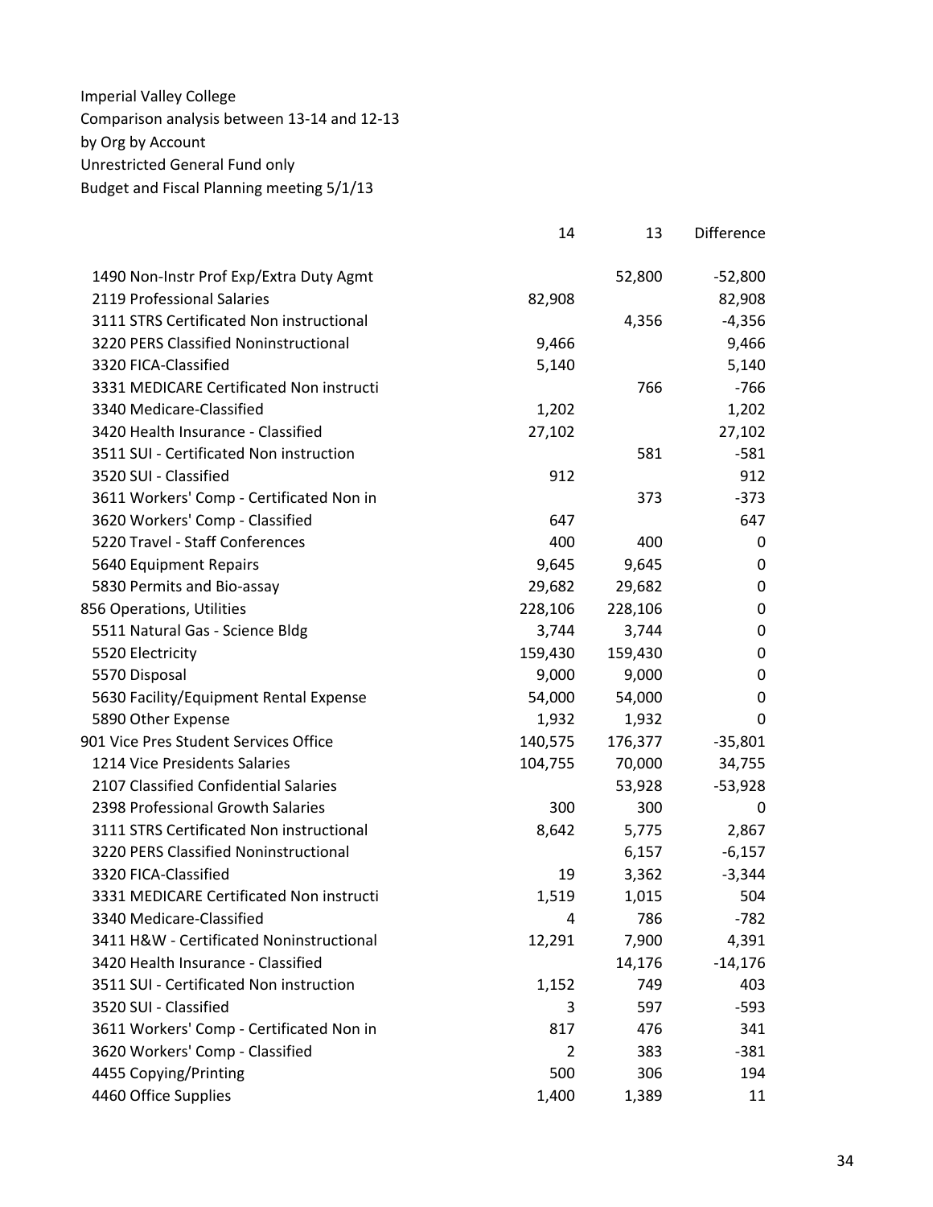Imperial Valley College
Comparison analysis between 13-14 and 12-13
by Org by Account
Unrestricted General Fund only
Budget and Fiscal Planning meeting 5/1/13

| | 14 | 13 | Difference |
|---|---|---|---|
| 1490 Non-Instr Prof Exp/Extra Duty Agmt | | 52,800 | -52,800 |
| 2119 Professional Salaries | 82,908 | | 82,908 |
| 3111 STRS Certificated Non instructional | | 4,356 | -4,356 |
| 3220 PERS Classified Noninstructional | 9,466 | | 9,466 |
| 3320 FICA-Classified | 5,140 | | 5,140 |
| 3331 MEDICARE Certificated Non instructi | | 766 | -766 |
| 3340 Medicare-Classified | 1,202 | | 1,202 |
| 3420 Health Insurance - Classified | 27,102 | | 27,102 |
| 3511 SUI - Certificated Non instruction | | 581 | -581 |
| 3520 SUI - Classified | 912 | | 912 |
| 3611 Workers' Comp - Certificated Non in | | 373 | -373 |
| 3620 Workers' Comp - Classified | 647 | | 647 |
| 5220 Travel - Staff Conferences | 400 | 400 | 0 |
| 5640 Equipment Repairs | 9,645 | 9,645 | 0 |
| 5830 Permits and Bio-assay | 29,682 | 29,682 | 0 |
| 856 Operations, Utilities | 228,106 | 228,106 | 0 |
| 5511 Natural Gas - Science Bldg | 3,744 | 3,744 | 0 |
| 5520 Electricity | 159,430 | 159,430 | 0 |
| 5570 Disposal | 9,000 | 9,000 | 0 |
| 5630 Facility/Equipment Rental Expense | 54,000 | 54,000 | 0 |
| 5890 Other Expense | 1,932 | 1,932 | 0 |
| 901 Vice Pres Student Services Office | 140,575 | 176,377 | -35,801 |
| 1214 Vice Presidents Salaries | 104,755 | 70,000 | 34,755 |
| 2107 Classified Confidential Salaries | | 53,928 | -53,928 |
| 2398 Professional Growth Salaries | 300 | 300 | 0 |
| 3111 STRS Certificated Non instructional | 8,642 | 5,775 | 2,867 |
| 3220 PERS Classified Noninstructional | | 6,157 | -6,157 |
| 3320 FICA-Classified | 19 | 3,362 | -3,344 |
| 3331 MEDICARE Certificated Non instructi | 1,519 | 1,015 | 504 |
| 3340 Medicare-Classified | 4 | 786 | -782 |
| 3411 H&W - Certificated Noninstructional | 12,291 | 7,900 | 4,391 |
| 3420 Health Insurance - Classified | | 14,176 | -14,176 |
| 3511 SUI - Certificated Non instruction | 1,152 | 749 | 403 |
| 3520 SUI - Classified | 3 | 597 | -593 |
| 3611 Workers' Comp - Certificated Non in | 817 | 476 | 341 |
| 3620 Workers' Comp - Classified | 2 | 383 | -381 |
| 4455 Copying/Printing | 500 | 306 | 194 |
| 4460 Office Supplies | 1,400 | 1,389 | 11 |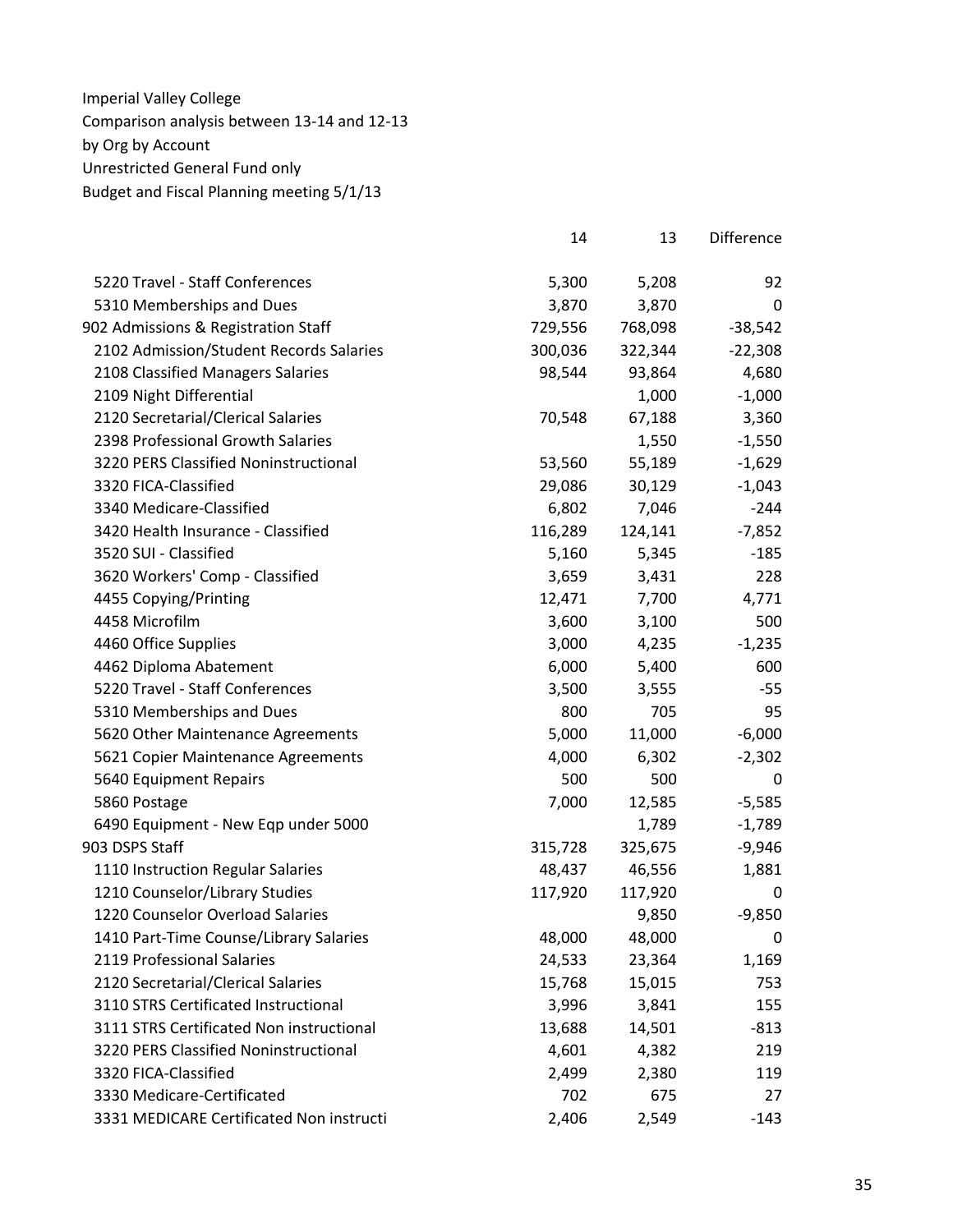Imperial Valley College
Comparison analysis between 13-14 and 12-13
by Org by Account
Unrestricted General Fund only
Budget and Fiscal Planning meeting 5/1/13

| | 14 | 13 | Difference |
|---|---|---|---|
| 5220 Travel - Staff Conferences | 5,300 | 5,208 | 92 |
| 5310 Memberships and Dues | 3,870 | 3,870 | 0 |
| 902 Admissions & Registration Staff | 729,556 | 768,098 | -38,542 |
| 2102 Admission/Student Records Salaries | 300,036 | 322,344 | -22,308 |
| 2108 Classified Managers Salaries | 98,544 | 93,864 | 4,680 |
| 2109 Night Differential | | 1,000 | -1,000 |
| 2120 Secretarial/Clerical Salaries | 70,548 | 67,188 | 3,360 |
| 2398 Professional Growth Salaries | | 1,550 | -1,550 |
| 3220 PERS Classified Noninstructional | 53,560 | 55,189 | -1,629 |
| 3320 FICA-Classified | 29,086 | 30,129 | -1,043 |
| 3340 Medicare-Classified | 6,802 | 7,046 | -244 |
| 3420 Health Insurance - Classified | 116,289 | 124,141 | -7,852 |
| 3520 SUI - Classified | 5,160 | 5,345 | -185 |
| 3620 Workers' Comp - Classified | 3,659 | 3,431 | 228 |
| 4455 Copying/Printing | 12,471 | 7,700 | 4,771 |
| 4458 Microfilm | 3,600 | 3,100 | 500 |
| 4460 Office Supplies | 3,000 | 4,235 | -1,235 |
| 4462 Diploma Abatement | 6,000 | 5,400 | 600 |
| 5220 Travel - Staff Conferences | 3,500 | 3,555 | -55 |
| 5310 Memberships and Dues | 800 | 705 | 95 |
| 5620 Other Maintenance Agreements | 5,000 | 11,000 | -6,000 |
| 5621 Copier Maintenance Agreements | 4,000 | 6,302 | -2,302 |
| 5640 Equipment Repairs | 500 | 500 | 0 |
| 5860 Postage | 7,000 | 12,585 | -5,585 |
| 6490 Equipment - New Eqp under 5000 | | 1,789 | -1,789 |
| 903 DSPS Staff | 315,728 | 325,675 | -9,946 |
| 1110 Instruction Regular Salaries | 48,437 | 46,556 | 1,881 |
| 1210 Counselor/Library Studies | 117,920 | 117,920 | 0 |
| 1220 Counselor Overload Salaries | | 9,850 | -9,850 |
| 1410 Part-Time Counse/Library Salaries | 48,000 | 48,000 | 0 |
| 2119 Professional Salaries | 24,533 | 23,364 | 1,169 |
| 2120 Secretarial/Clerical Salaries | 15,768 | 15,015 | 753 |
| 3110 STRS Certificated Instructional | 3,996 | 3,841 | 155 |
| 3111 STRS Certificated Non instructional | 13,688 | 14,501 | -813 |
| 3220 PERS Classified Noninstructional | 4,601 | 4,382 | 219 |
| 3320 FICA-Classified | 2,499 | 2,380 | 119 |
| 3330 Medicare-Certificated | 702 | 675 | 27 |
| 3331 MEDICARE Certificated Non instructi | 2,406 | 2,549 | -143 |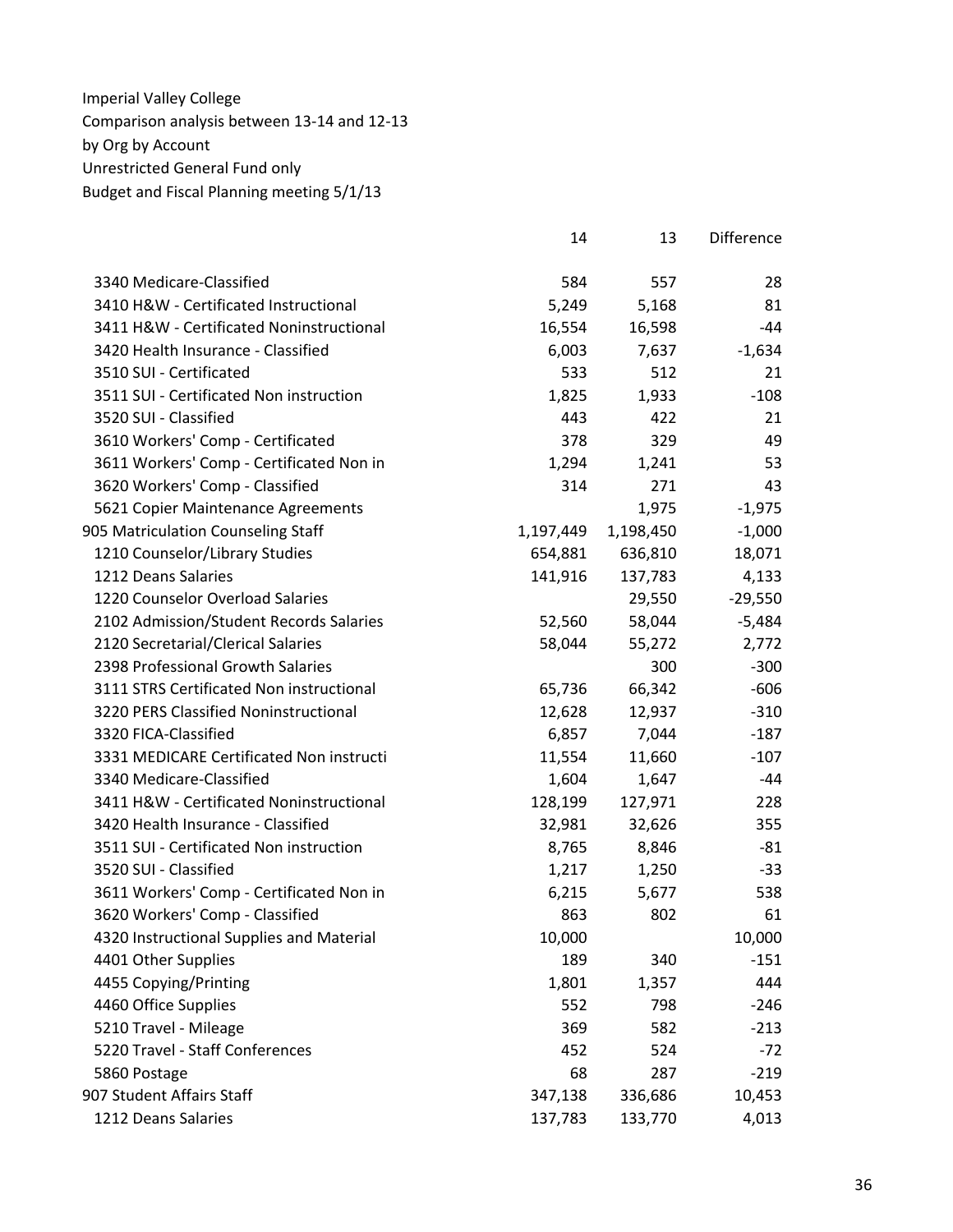Imperial Valley College
Comparison analysis between 13-14 and 12-13
by Org by Account
Unrestricted General Fund only
Budget and Fiscal Planning meeting 5/1/13

| | 14 | 13 | Difference |
|---|---|---|---|
| 3340 Medicare-Classified | 584 | 557 | 28 |
| 3410 H&W - Certificated Instructional | 5,249 | 5,168 | 81 |
| 3411 H&W - Certificated Noninstructional | 16,554 | 16,598 | -44 |
| 3420 Health Insurance - Classified | 6,003 | 7,637 | -1,634 |
| 3510 SUI - Certificated | 533 | 512 | 21 |
| 3511 SUI - Certificated Non instruction | 1,825 | 1,933 | -108 |
| 3520 SUI - Classified | 443 | 422 | 21 |
| 3610 Workers' Comp - Certificated | 378 | 329 | 49 |
| 3611 Workers' Comp - Certificated Non in | 1,294 | 1,241 | 53 |
| 3620 Workers' Comp - Classified | 314 | 271 | 43 |
| 5621 Copier Maintenance Agreements | | 1,975 | -1,975 |
| 905 Matriculation Counseling Staff | 1,197,449 | 1,198,450 | -1,000 |
| 1210 Counselor/Library Studies | 654,881 | 636,810 | 18,071 |
| 1212 Deans Salaries | 141,916 | 137,783 | 4,133 |
| 1220 Counselor Overload Salaries | | 29,550 | -29,550 |
| 2102 Admission/Student Records Salaries | 52,560 | 58,044 | -5,484 |
| 2120 Secretarial/Clerical Salaries | 58,044 | 55,272 | 2,772 |
| 2398 Professional Growth Salaries | | 300 | -300 |
| 3111 STRS Certificated Non instructional | 65,736 | 66,342 | -606 |
| 3220 PERS Classified Noninstructional | 12,628 | 12,937 | -310 |
| 3320 FICA-Classified | 6,857 | 7,044 | -187 |
| 3331 MEDICARE Certificated Non instructi | 11,554 | 11,660 | -107 |
| 3340 Medicare-Classified | 1,604 | 1,647 | -44 |
| 3411 H&W - Certificated Noninstructional | 128,199 | 127,971 | 228 |
| 3420 Health Insurance - Classified | 32,981 | 32,626 | 355 |
| 3511 SUI - Certificated Non instruction | 8,765 | 8,846 | -81 |
| 3520 SUI - Classified | 1,217 | 1,250 | -33 |
| 3611 Workers' Comp - Certificated Non in | 6,215 | 5,677 | 538 |
| 3620 Workers' Comp - Classified | 863 | 802 | 61 |
| 4320 Instructional Supplies and Material | 10,000 | | 10,000 |
| 4401 Other Supplies | 189 | 340 | -151 |
| 4455 Copying/Printing | 1,801 | 1,357 | 444 |
| 4460 Office Supplies | 552 | 798 | -246 |
| 5210 Travel - Mileage | 369 | 582 | -213 |
| 5220 Travel - Staff Conferences | 452 | 524 | -72 |
| 5860 Postage | 68 | 287 | -219 |
| 907 Student Affairs Staff | 347,138 | 336,686 | 10,453 |
| 1212 Deans Salaries | 137,783 | 133,770 | 4,013 |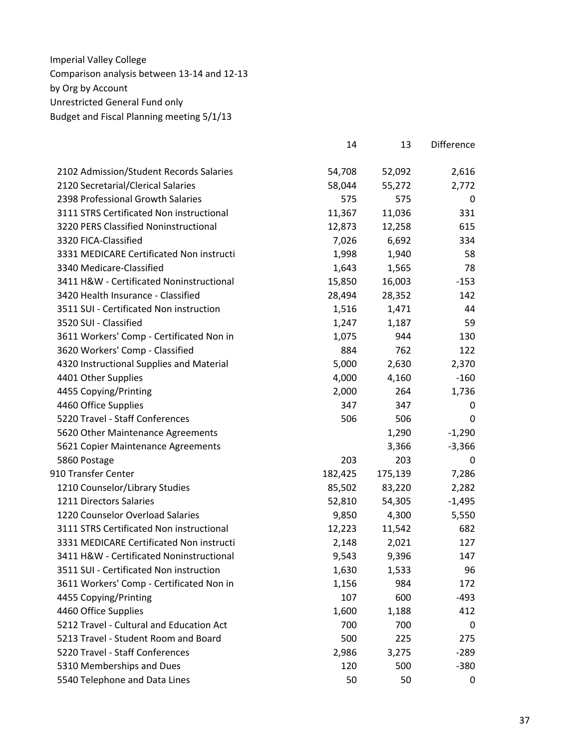Imperial Valley College
Comparison analysis between 13-14 and 12-13
by Org by Account
Unrestricted General Fund only
Budget and Fiscal Planning meeting 5/1/13

| | 14 | 13 | Difference |
|---|---|---|---|
| 2102 Admission/Student Records Salaries | 54,708 | 52,092 | 2,616 |
| 2120 Secretarial/Clerical Salaries | 58,044 | 55,272 | 2,772 |
| 2398 Professional Growth Salaries | 575 | 575 | 0 |
| 3111 STRS Certificated Non instructional | 11,367 | 11,036 | 331 |
| 3220 PERS Classified Noninstructional | 12,873 | 12,258 | 615 |
| 3320 FICA-Classified | 7,026 | 6,692 | 334 |
| 3331 MEDICARE Certificated Non instructi | 1,998 | 1,940 | 58 |
| 3340 Medicare-Classified | 1,643 | 1,565 | 78 |
| 3411 H&W - Certificated Noninstructional | 15,850 | 16,003 | -153 |
| 3420 Health Insurance - Classified | 28,494 | 28,352 | 142 |
| 3511 SUI - Certificated Non instruction | 1,516 | 1,471 | 44 |
| 3520 SUI - Classified | 1,247 | 1,187 | 59 |
| 3611 Workers' Comp - Certificated Non in | 1,075 | 944 | 130 |
| 3620 Workers' Comp - Classified | 884 | 762 | 122 |
| 4320 Instructional Supplies and Material | 5,000 | 2,630 | 2,370 |
| 4401 Other Supplies | 4,000 | 4,160 | -160 |
| 4455 Copying/Printing | 2,000 | 264 | 1,736 |
| 4460 Office Supplies | 347 | 347 | 0 |
| 5220 Travel - Staff Conferences | 506 | 506 | 0 |
| 5620 Other Maintenance Agreements | | 1,290 | -1,290 |
| 5621 Copier Maintenance Agreements | | 3,366 | -3,366 |
| 5860 Postage | 203 | 203 | 0 |
| 910 Transfer Center | 182,425 | 175,139 | 7,286 |
| 1210 Counselor/Library Studies | 85,502 | 83,220 | 2,282 |
| 1211 Directors Salaries | 52,810 | 54,305 | -1,495 |
| 1220 Counselor Overload Salaries | 9,850 | 4,300 | 5,550 |
| 3111 STRS Certificated Non instructional | 12,223 | 11,542 | 682 |
| 3331 MEDICARE Certificated Non instructi | 2,148 | 2,021 | 127 |
| 3411 H&W - Certificated Noninstructional | 9,543 | 9,396 | 147 |
| 3511 SUI - Certificated Non instruction | 1,630 | 1,533 | 96 |
| 3611 Workers' Comp - Certificated Non in | 1,156 | 984 | 172 |
| 4455 Copying/Printing | 107 | 600 | -493 |
| 4460 Office Supplies | 1,600 | 1,188 | 412 |
| 5212 Travel - Cultural and Education Act | 700 | 700 | 0 |
| 5213 Travel - Student Room and Board | 500 | 225 | 275 |
| 5220 Travel - Staff Conferences | 2,986 | 3,275 | -289 |
| 5310 Memberships and Dues | 120 | 500 | -380 |
| 5540 Telephone and Data Lines | 50 | 50 | 0 |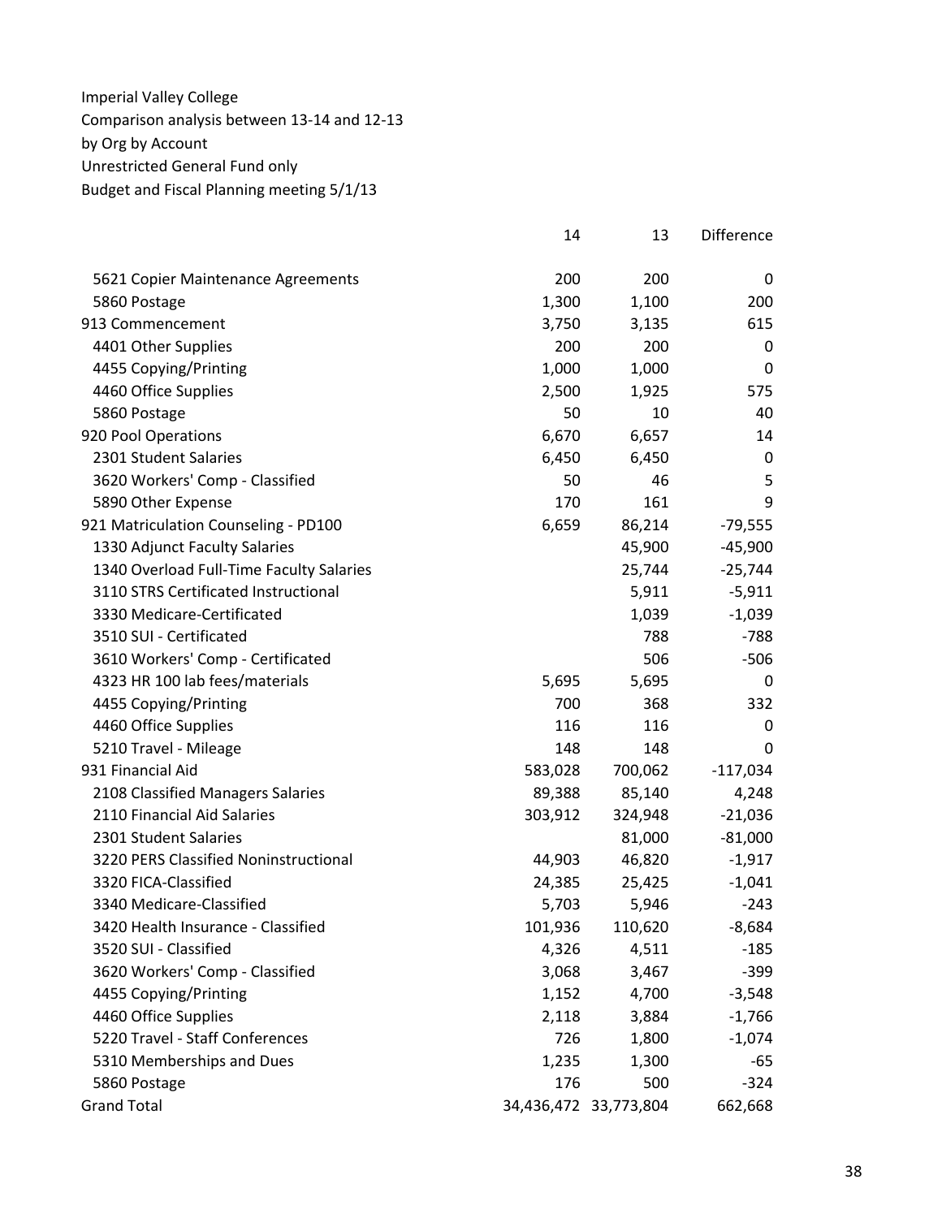Imperial Valley College
Comparison analysis between 13-14 and 12-13
by Org by Account
Unrestricted General Fund only
Budget and Fiscal Planning meeting 5/1/13

| | 14 | 13 | Difference |
|---|---|---|---|
| 5621 Copier Maintenance Agreements | 200 | 200 | 0 |
| 5860 Postage | 1,300 | 1,100 | 200 |
| 913 Commencement | 3,750 | 3,135 | 615 |
| 4401 Other Supplies | 200 | 200 | 0 |
| 4455 Copying/Printing | 1,000 | 1,000 | 0 |
| 4460 Office Supplies | 2,500 | 1,925 | 575 |
| 5860 Postage | 50 | 10 | 40 |
| 920 Pool Operations | 6,670 | 6,657 | 14 |
| 2301 Student Salaries | 6,450 | 6,450 | 0 |
| 3620 Workers' Comp - Classified | 50 | 46 | 5 |
| 5890 Other Expense | 170 | 161 | 9 |
| 921 Matriculation Counseling - PD100 | 6,659 | 86,214 | -79,555 |
| 1330 Adjunct Faculty Salaries | | 45,900 | -45,900 |
| 1340 Overload Full-Time Faculty Salaries | | 25,744 | -25,744 |
| 3110 STRS Certificated Instructional | | 5,911 | -5,911 |
| 3330 Medicare-Certificated | | 1,039 | -1,039 |
| 3510 SUI - Certificated | | 788 | -788 |
| 3610 Workers' Comp - Certificated | | 506 | -506 |
| 4323 HR 100 lab fees/materials | 5,695 | 5,695 | 0 |
| 4455 Copying/Printing | 700 | 368 | 332 |
| 4460 Office Supplies | 116 | 116 | 0 |
| 5210 Travel - Mileage | 148 | 148 | 0 |
| 931 Financial Aid | 583,028 | 700,062 | -117,034 |
| 2108 Classified Managers Salaries | 89,388 | 85,140 | 4,248 |
| 2110 Financial Aid Salaries | 303,912 | 324,948 | -21,036 |
| 2301 Student Salaries | | 81,000 | -81,000 |
| 3220 PERS Classified Noninstructional | 44,903 | 46,820 | -1,917 |
| 3320 FICA-Classified | 24,385 | 25,425 | -1,041 |
| 3340 Medicare-Classified | 5,703 | 5,946 | -243 |
| 3420 Health Insurance - Classified | 101,936 | 110,620 | -8,684 |
| 3520 SUI - Classified | 4,326 | 4,511 | -185 |
| 3620 Workers' Comp - Classified | 3,068 | 3,467 | -399 |
| 4455 Copying/Printing | 1,152 | 4,700 | -3,548 |
| 4460 Office Supplies | 2,118 | 3,884 | -1,766 |
| 5220 Travel - Staff Conferences | 726 | 1,800 | -1,074 |
| 5310 Memberships and Dues | 1,235 | 1,300 | -65 |
| 5860 Postage | 176 | 500 | -324 |
| Grand Total | 34,436,472 | 33,773,804 | 662,668 |